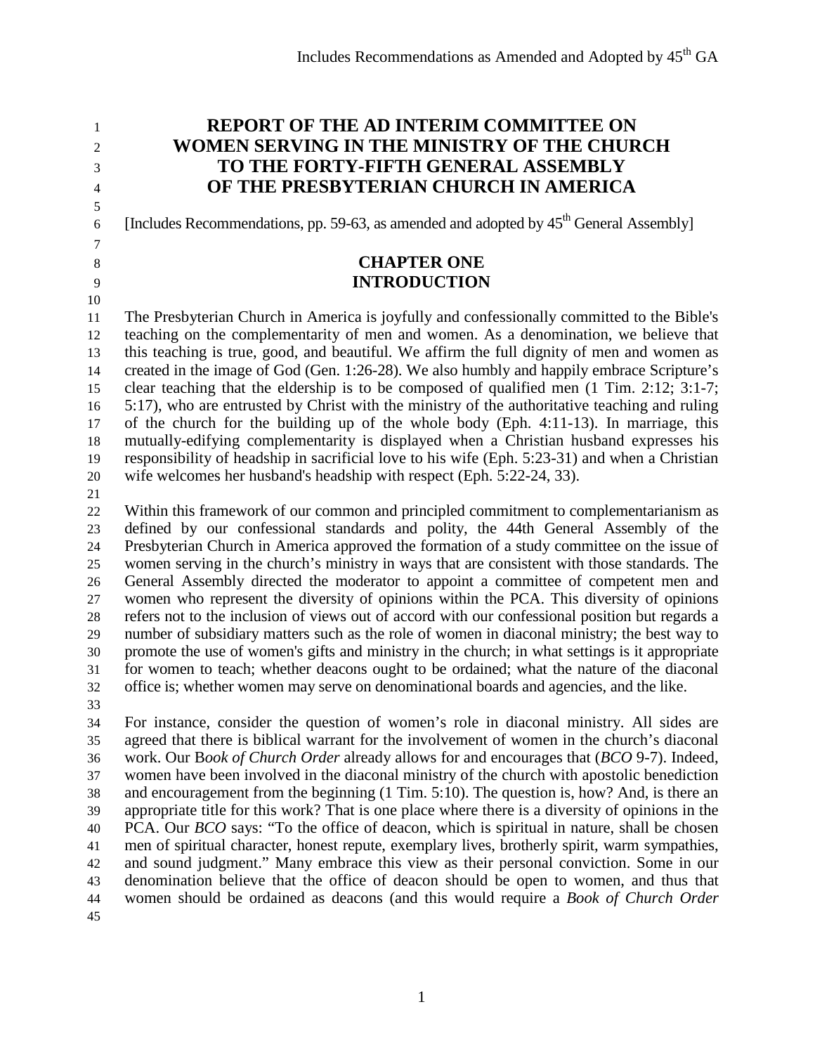# REPORT OF THE AD INTERIM COMMITTEE ON WOMEN SERVING IN THE MINISTRY OF THE CHURCH TO THE FORTY-FIFTH GENERAL ASSEMBLY OF THE PRESBYTERIAN CHURCH IN AMERICA

[Includes Recommendations, pp. 59-63, as amended and adopted by 45th General Assembly]

## CHAPTER ONE
## INTRODUCTION

The Presbyterian Church in America is joyfully and confessionally committed to the Bible's teaching on the complementarity of men and women. As a denomination, we believe that this teaching is true, good, and beautiful. We affirm the full dignity of men and women as created in the image of God (Gen. 1:26-28). We also humbly and happily embrace Scripture's clear teaching that the eldership is to be composed of qualified men (1 Tim. 2:12; 3:1-7; 5:17), who are entrusted by Christ with the ministry of the authoritative teaching and ruling of the church for the building up of the whole body (Eph. 4:11-13). In marriage, this mutually-edifying complementarity is displayed when a Christian husband expresses his responsibility of headship in sacrificial love to his wife (Eph. 5:23-31) and when a Christian wife welcomes her husband's headship with respect (Eph. 5:22-24, 33).

Within this framework of our common and principled commitment to complementarianism as defined by our confessional standards and polity, the 44th General Assembly of the Presbyterian Church in America approved the formation of a study committee on the issue of women serving in the church's ministry in ways that are consistent with those standards. The General Assembly directed the moderator to appoint a committee of competent men and women who represent the diversity of opinions within the PCA. This diversity of opinions refers not to the inclusion of views out of accord with our confessional position but regards a number of subsidiary matters such as the role of women in diaconal ministry; the best way to promote the use of women's gifts and ministry in the church; in what settings is it appropriate for women to teach; whether deacons ought to be ordained; what the nature of the diaconal office is; whether women may serve on denominational boards and agencies, and the like.

For instance, consider the question of women's role in diaconal ministry. All sides are agreed that there is biblical warrant for the involvement of women in the church's diaconal work. Our B*ook of Church Order* already allows for and encourages that (*BCO* 9-7). Indeed, women have been involved in the diaconal ministry of the church with apostolic benediction and encouragement from the beginning (1 Tim. 5:10). The question is, how? And, is there an appropriate title for this work? That is one place where there is a diversity of opinions in the PCA. Our *BCO* says: "To the office of deacon, which is spiritual in nature, shall be chosen men of spiritual character, honest repute, exemplary lives, brotherly spirit, warm sympathies, and sound judgment." Many embrace this view as their personal conviction. Some in our denomination believe that the office of deacon should be open to women, and thus that women should be ordained as deacons (and this would require a *Book of Church Order*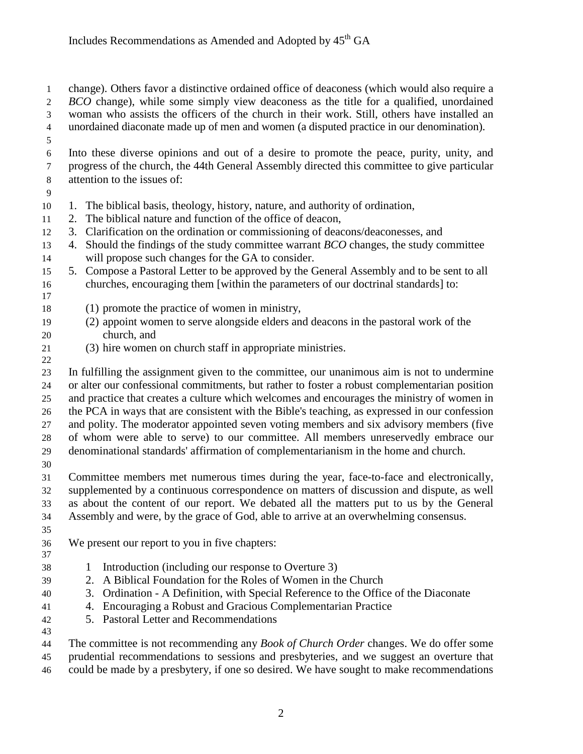change). Others favor a distinctive ordained office of deaconess (which would also require a *BCO* change), while some simply view deaconess as the title for a qualified, unordained woman who assists the officers of the church in their work. Still, others have installed an unordained diaconate made up of men and women (a disputed practice in our denomination).

Into these diverse opinions and out of a desire to promote the peace, purity, unity, and progress of the church, the 44th General Assembly directed this committee to give particular attention to the issues of:

1. The biblical basis, theology, history, nature, and authority of ordination,
2. The biblical nature and function of the office of deacon,
3. Clarification on the ordination or commissioning of deacons/deaconesses, and
4. Should the findings of the study committee warrant *BCO* changes, the study committee will propose such changes for the GA to consider.
5. Compose a Pastoral Letter to be approved by the General Assembly and to be sent to all churches, encouraging them [within the parameters of our doctrinal standards] to:

    (1) promote the practice of women in ministry,
    (2) appoint women to serve alongside elders and deacons in the pastoral work of the church, and
    (3) hire women on church staff in appropriate ministries.

In fulfilling the assignment given to the committee, our unanimous aim is not to undermine or alter our confessional commitments, but rather to foster a robust complementarian position and practice that creates a culture which welcomes and encourages the ministry of women in the PCA in ways that are consistent with the Bible's teaching, as expressed in our confession and polity. The moderator appointed seven voting members and six advisory members (five of whom were able to serve) to our committee. All members unreservedly embrace our denominational standards' affirmation of complementarianism in the home and church.

Committee members met numerous times during the year, face-to-face and electronically, supplemented by a continuous correspondence on matters of discussion and dispute, as well as about the content of our report. We debated all the matters put to us by the General Assembly and were, by the grace of God, able to arrive at an overwhelming consensus.

We present our report to you in five chapters:

1. Introduction (including our response to Overture 3)
2. A Biblical Foundation for the Roles of Women in the Church
3. Ordination - A Definition, with Special Reference to the Office of the Diaconate
4. Encouraging a Robust and Gracious Complementarian Practice
5. Pastoral Letter and Recommendations

The committee is not recommending any *Book of Church Order* changes. We do offer some prudential recommendations to sessions and presbyteries, and we suggest an overture that could be made by a presbytery, if one so desired. We have sought to make recommendations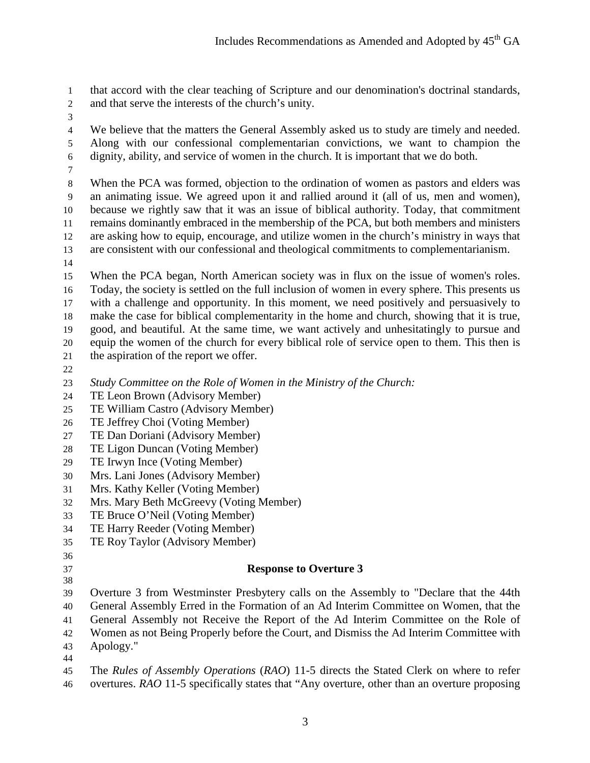that accord with the clear teaching of Scripture and our denomination's doctrinal standards, and that serve the interests of the church's unity.

We believe that the matters the General Assembly asked us to study are timely and needed. Along with our confessional complementarian convictions, we want to champion the dignity, ability, and service of women in the church. It is important that we do both.

When the PCA was formed, objection to the ordination of women as pastors and elders was an animating issue. We agreed upon it and rallied around it (all of us, men and women), because we rightly saw that it was an issue of biblical authority. Today, that commitment remains dominantly embraced in the membership of the PCA, but both members and ministers are asking how to equip, encourage, and utilize women in the church's ministry in ways that are consistent with our confessional and theological commitments to complementarianism.

When the PCA began, North American society was in flux on the issue of women's roles. Today, the society is settled on the full inclusion of women in every sphere. This presents us with a challenge and opportunity. In this moment, we need positively and persuasively to make the case for biblical complementarity in the home and church, showing that it is true, good, and beautiful. At the same time, we want actively and unhesitatingly to pursue and equip the women of the church for every biblical role of service open to them. This then is the aspiration of the report we offer.

*Study Committee on the Role of Women in the Ministry of the Church:*
TE Leon Brown (Advisory Member)
TE William Castro (Advisory Member)
TE Jeffrey Choi (Voting Member)
TE Dan Doriani (Advisory Member)
TE Ligon Duncan (Voting Member)
TE Irwyn Ince (Voting Member)
Mrs. Lani Jones (Advisory Member)
Mrs. Kathy Keller (Voting Member)
Mrs. Mary Beth McGreevy (Voting Member)
TE Bruce O'Neil (Voting Member)
TE Harry Reeder (Voting Member)
TE Roy Taylor (Advisory Member)

## Response to Overture 3

Overture 3 from Westminster Presbytery calls on the Assembly to "Declare that the 44th General Assembly Erred in the Formation of an Ad Interim Committee on Women, that the General Assembly not Receive the Report of the Ad Interim Committee on the Role of Women as not Being Properly before the Court, and Dismiss the Ad Interim Committee with Apology."

The *Rules of Assembly Operations* (*RAO*) 11-5 directs the Stated Clerk on where to refer overtures. *RAO* 11-5 specifically states that "Any overture, other than an overture proposing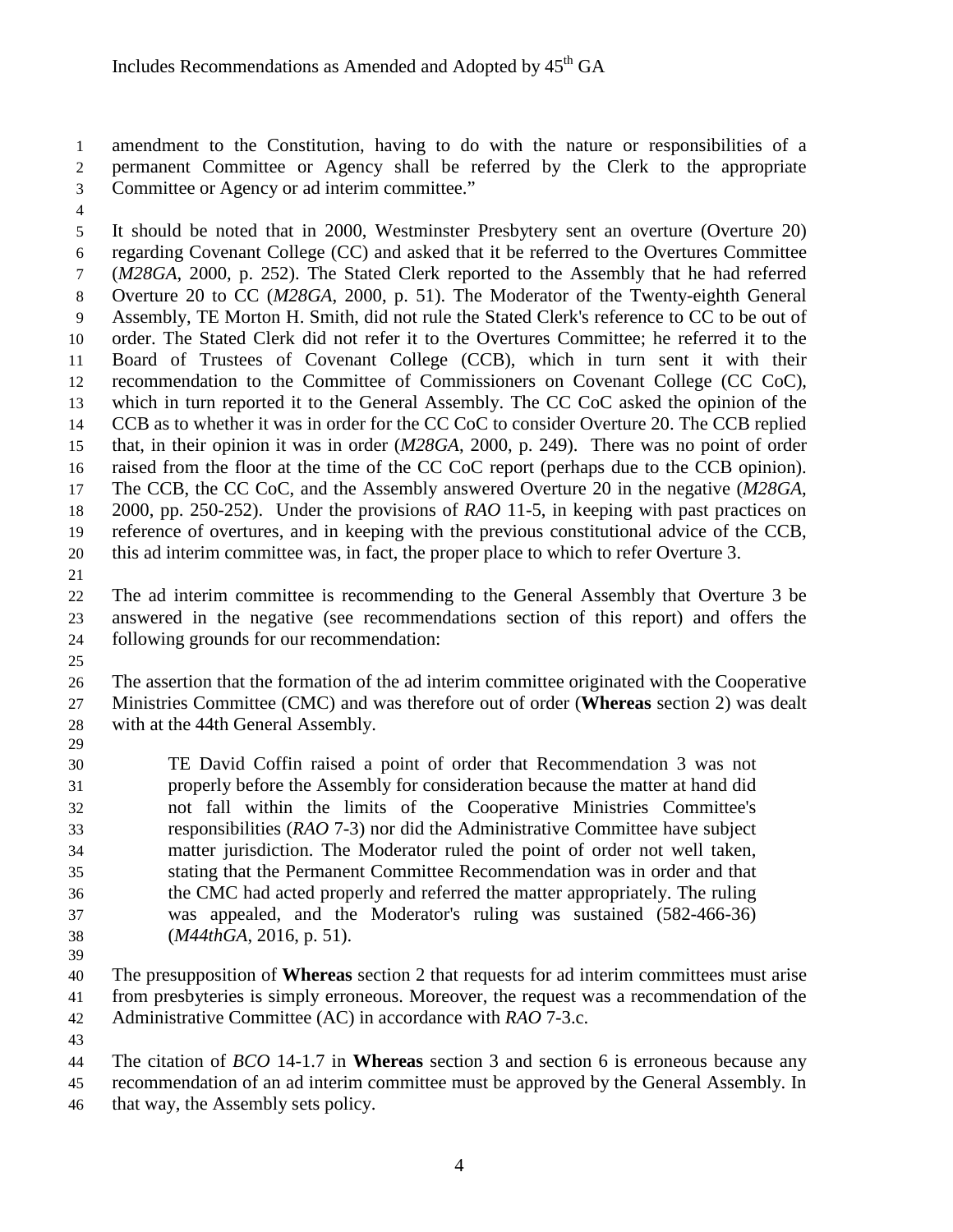amendment to the Constitution, having to do with the nature or responsibilities of a permanent Committee or Agency shall be referred by the Clerk to the appropriate Committee or Agency or ad interim committee."

It should be noted that in 2000, Westminster Presbytery sent an overture (Overture 20) regarding Covenant College (CC) and asked that it be referred to the Overtures Committee (*M28GA*, 2000, p. 252). The Stated Clerk reported to the Assembly that he had referred Overture 20 to CC (*M28GA*, 2000, p. 51). The Moderator of the Twenty-eighth General Assembly, TE Morton H. Smith, did not rule the Stated Clerk's reference to CC to be out of order. The Stated Clerk did not refer it to the Overtures Committee; he referred it to the Board of Trustees of Covenant College (CCB), which in turn sent it with their recommendation to the Committee of Commissioners on Covenant College (CC CoC), which in turn reported it to the General Assembly. The CC CoC asked the opinion of the CCB as to whether it was in order for the CC CoC to consider Overture 20. The CCB replied that, in their opinion it was in order (*M28GA*, 2000, p. 249). There was no point of order raised from the floor at the time of the CC CoC report (perhaps due to the CCB opinion). The CCB, the CC CoC, and the Assembly answered Overture 20 in the negative (*M28GA*, 2000, pp. 250-252). Under the provisions of *RAO* 11-5, in keeping with past practices on reference of overtures, and in keeping with the previous constitutional advice of the CCB, this ad interim committee was, in fact, the proper place to which to refer Overture 3.

The ad interim committee is recommending to the General Assembly that Overture 3 be answered in the negative (see recommendations section of this report) and offers the following grounds for our recommendation:

The assertion that the formation of the ad interim committee originated with the Cooperative Ministries Committee (CMC) and was therefore out of order (**Whereas** section 2) was dealt with at the 44th General Assembly.

> TE David Coffin raised a point of order that Recommendation 3 was not properly before the Assembly for consideration because the matter at hand did not fall within the limits of the Cooperative Ministries Committee's responsibilities (*RAO* 7-3) nor did the Administrative Committee have subject matter jurisdiction. The Moderator ruled the point of order not well taken, stating that the Permanent Committee Recommendation was in order and that the CMC had acted properly and referred the matter appropriately. The ruling was appealed, and the Moderator's ruling was sustained (582-466-36) (*M44thGA*, 2016, p. 51).

The presupposition of **Whereas** section 2 that requests for ad interim committees must arise from presbyteries is simply erroneous. Moreover, the request was a recommendation of the Administrative Committee (AC) in accordance with *RAO* 7-3.c.

The citation of *BCO* 14-1.7 in **Whereas** section 3 and section 6 is erroneous because any recommendation of an ad interim committee must be approved by the General Assembly. In that way, the Assembly sets policy.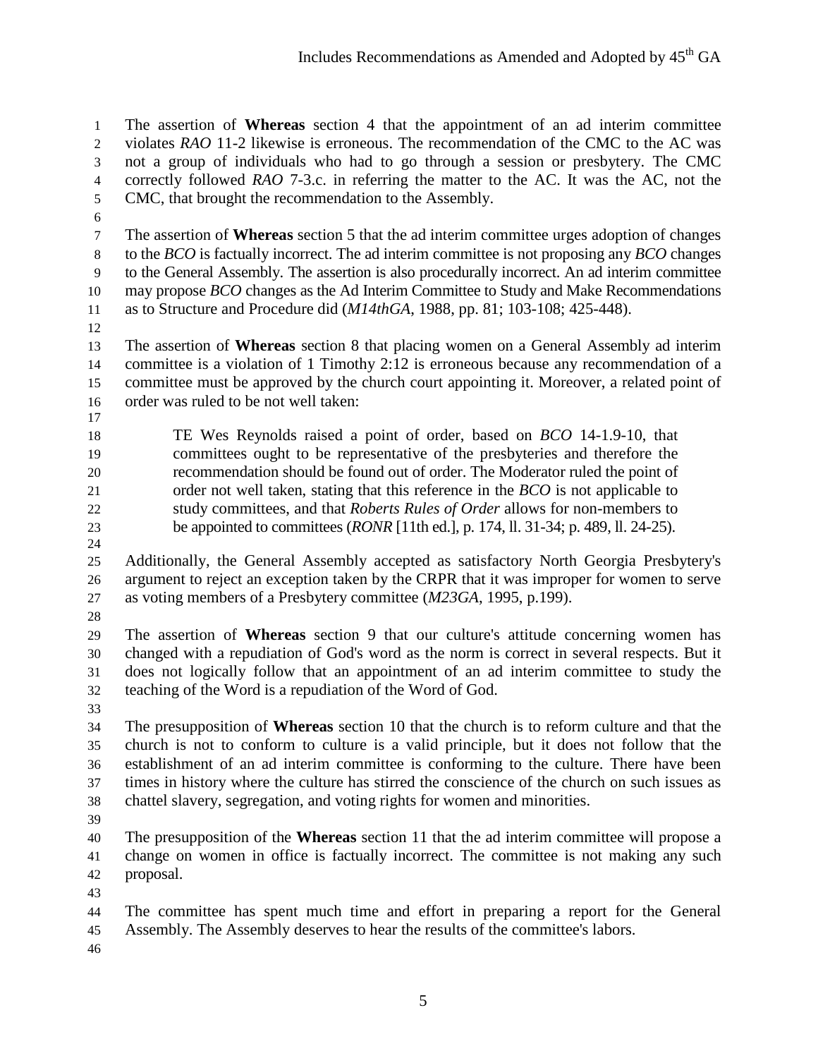The assertion of **Whereas** section 4 that the appointment of an ad interim committee violates *RAO* 11-2 likewise is erroneous. The recommendation of the CMC to the AC was not a group of individuals who had to go through a session or presbytery. The CMC correctly followed *RAO* 7-3.c. in referring the matter to the AC. It was the AC, not the CMC, that brought the recommendation to the Assembly.

The assertion of **Whereas** section 5 that the ad interim committee urges adoption of changes to the *BCO* is factually incorrect. The ad interim committee is not proposing any *BCO* changes to the General Assembly. The assertion is also procedurally incorrect. An ad interim committee may propose *BCO* changes as the Ad Interim Committee to Study and Make Recommendations as to Structure and Procedure did (*M14thGA*, 1988, pp. 81; 103-108; 425-448).

The assertion of **Whereas** section 8 that placing women on a General Assembly ad interim committee is a violation of 1 Timothy 2:12 is erroneous because any recommendation of a committee must be approved by the church court appointing it. Moreover, a related point of order was ruled to be not well taken:

> TE Wes Reynolds raised a point of order, based on *BCO* 14-1.9-10, that committees ought to be representative of the presbyteries and therefore the recommendation should be found out of order. The Moderator ruled the point of order not well taken, stating that this reference in the *BCO* is not applicable to study committees, and that *Roberts Rules of Order* allows for non-members to be appointed to committees (*RONR* [11th ed.], p. 174, ll. 31-34; p. 489, ll. 24-25).

Additionally, the General Assembly accepted as satisfactory North Georgia Presbytery's argument to reject an exception taken by the CRPR that it was improper for women to serve as voting members of a Presbytery committee (*M23GA*, 1995, p.199).

The assertion of **Whereas** section 9 that our culture's attitude concerning women has changed with a repudiation of God's word as the norm is correct in several respects. But it does not logically follow that an appointment of an ad interim committee to study the teaching of the Word is a repudiation of the Word of God.

The presupposition of **Whereas** section 10 that the church is to reform culture and that the church is not to conform to culture is a valid principle, but it does not follow that the establishment of an ad interim committee is conforming to the culture. There have been times in history where the culture has stirred the conscience of the church on such issues as chattel slavery, segregation, and voting rights for women and minorities.

The presupposition of the **Whereas** section 11 that the ad interim committee will propose a change on women in office is factually incorrect. The committee is not making any such proposal.

The committee has spent much time and effort in preparing a report for the General Assembly. The Assembly deserves to hear the results of the committee's labors.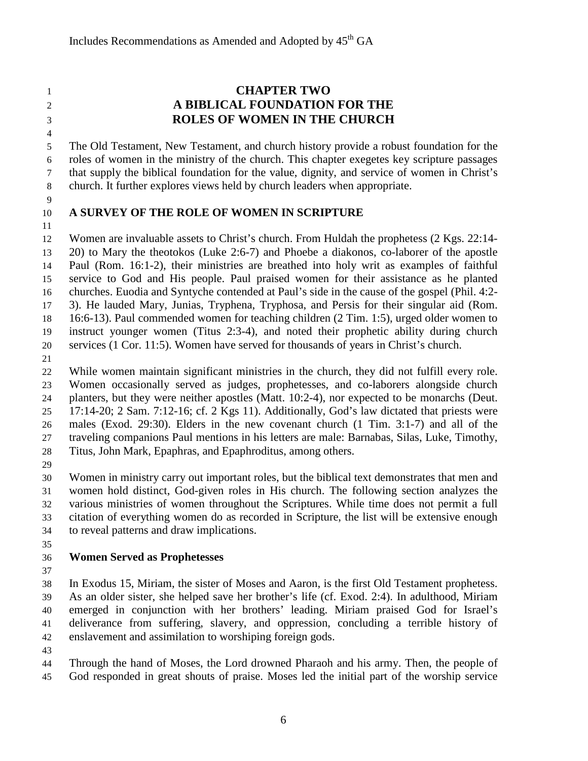# CHAPTER TWO
# A BIBLICAL FOUNDATION FOR THE ROLES OF WOMEN IN THE CHURCH

The Old Testament, New Testament, and church history provide a robust foundation for the roles of women in the ministry of the church. This chapter exegetes key scripture passages that supply the biblical foundation for the value, dignity, and service of women in Christ's church. It further explores views held by church leaders when appropriate.

## A SURVEY OF THE ROLE OF WOMEN IN SCRIPTURE

Women are invaluable assets to Christ's church. From Huldah the prophetess (2 Kgs. 22:14-20) to Mary the theotokos (Luke 2:6-7) and Phoebe a diakonos, co-laborer of the apostle Paul (Rom. 16:1-2), their ministries are breathed into holy writ as examples of faithful service to God and His people. Paul praised women for their assistance as he planted churches. Euodia and Syntyche contended at Paul's side in the cause of the gospel (Phil. 4:2-3). He lauded Mary, Junias, Tryphena, Tryphosa, and Persis for their singular aid (Rom. 16:6-13). Paul commended women for teaching children (2 Tim. 1:5), urged older women to instruct younger women (Titus 2:3-4), and noted their prophetic ability during church services (1 Cor. 11:5). Women have served for thousands of years in Christ's church.

While women maintain significant ministries in the church, they did not fulfill every role. Women occasionally served as judges, prophetesses, and co-laborers alongside church planters, but they were neither apostles (Matt. 10:2-4), nor expected to be monarchs (Deut. 17:14-20; 2 Sam. 7:12-16; cf. 2 Kgs 11). Additionally, God's law dictated that priests were males (Exod. 29:30). Elders in the new covenant church (1 Tim. 3:1-7) and all of the traveling companions Paul mentions in his letters are male: Barnabas, Silas, Luke, Timothy, Titus, John Mark, Epaphras, and Epaphroditus, among others.

Women in ministry carry out important roles, but the biblical text demonstrates that men and women hold distinct, God-given roles in His church. The following section analyzes the various ministries of women throughout the Scriptures. While time does not permit a full citation of everything women do as recorded in Scripture, the list will be extensive enough to reveal patterns and draw implications.

### Women Served as Prophetesses

In Exodus 15, Miriam, the sister of Moses and Aaron, is the first Old Testament prophetess. As an older sister, she helped save her brother's life (cf. Exod. 2:4). In adulthood, Miriam emerged in conjunction with her brothers' leading. Miriam praised God for Israel's deliverance from suffering, slavery, and oppression, concluding a terrible history of enslavement and assimilation to worshiping foreign gods.

Through the hand of Moses, the Lord drowned Pharaoh and his army. Then, the people of God responded in great shouts of praise. Moses led the initial part of the worship service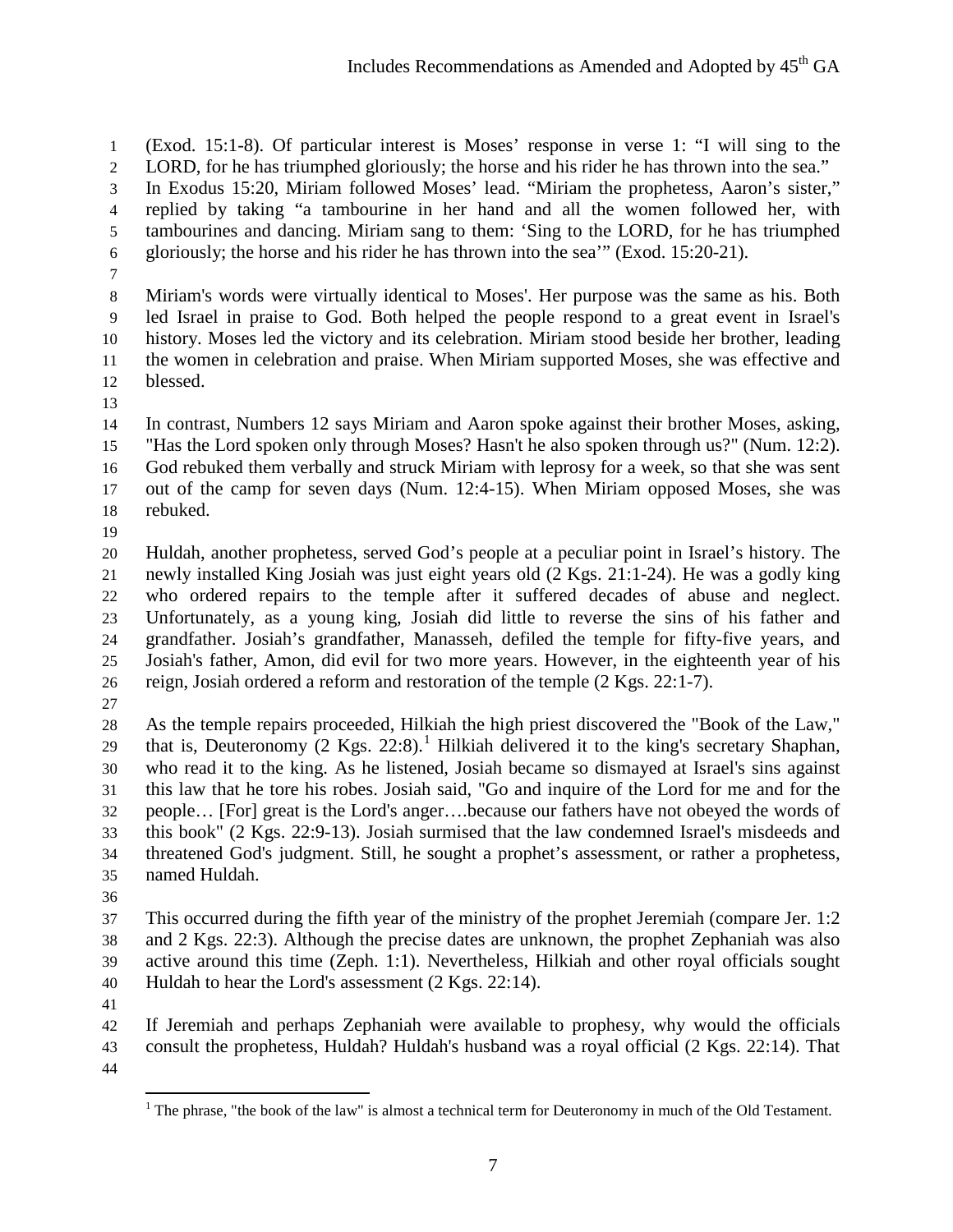(Exod. 15:1-8). Of particular interest is Moses' response in verse 1: "I will sing to the LORD, for he has triumphed gloriously; the horse and his rider he has thrown into the sea." In Exodus 15:20, Miriam followed Moses' lead. "Miriam the prophetess, Aaron's sister," replied by taking "a tambourine in her hand and all the women followed her, with tambourines and dancing. Miriam sang to them: 'Sing to the LORD, for he has triumphed gloriously; the horse and his rider he has thrown into the sea'" (Exod. 15:20-21).

Miriam's words were virtually identical to Moses'. Her purpose was the same as his. Both led Israel in praise to God. Both helped the people respond to a great event in Israel's history. Moses led the victory and its celebration. Miriam stood beside her brother, leading the women in celebration and praise. When Miriam supported Moses, she was effective and blessed.

In contrast, Numbers 12 says Miriam and Aaron spoke against their brother Moses, asking, "Has the Lord spoken only through Moses? Hasn't he also spoken through us?" (Num. 12:2). God rebuked them verbally and struck Miriam with leprosy for a week, so that she was sent out of the camp for seven days (Num. 12:4-15). When Miriam opposed Moses, she was rebuked.

Huldah, another prophetess, served God's people at a peculiar point in Israel's history. The newly installed King Josiah was just eight years old (2 Kgs. 21:1-24). He was a godly king who ordered repairs to the temple after it suffered decades of abuse and neglect. Unfortunately, as a young king, Josiah did little to reverse the sins of his father and grandfather. Josiah's grandfather, Manasseh, defiled the temple for fifty-five years, and Josiah's father, Amon, did evil for two more years. However, in the eighteenth year of his reign, Josiah ordered a reform and restoration of the temple (2 Kgs. 22:1-7).

As the temple repairs proceeded, Hilkiah the high priest discovered the "Book of the Law," that is, Deuteronomy (2 Kgs. 22:8).[1] Hilkiah delivered it to the king's secretary Shaphan, who read it to the king. As he listened, Josiah became so dismayed at Israel's sins against this law that he tore his robes. Josiah said, "Go and inquire of the Lord for me and for the people… [For] great is the Lord's anger….because our fathers have not obeyed the words of this book" (2 Kgs. 22:9-13). Josiah surmised that the law condemned Israel's misdeeds and threatened God's judgment. Still, he sought a prophet's assessment, or rather a prophetess, named Huldah.

This occurred during the fifth year of the ministry of the prophet Jeremiah (compare Jer. 1:2 and 2 Kgs. 22:3). Although the precise dates are unknown, the prophet Zephaniah was also active around this time (Zeph. 1:1). Nevertheless, Hilkiah and other royal officials sought Huldah to hear the Lord's assessment (2 Kgs. 22:14).

If Jeremiah and perhaps Zephaniah were available to prophesy, why would the officials consult the prophetess, Huldah? Huldah's husband was a royal official (2 Kgs. 22:14). That

---

[1] The phrase, "the book of the law" is almost a technical term for Deuteronomy in much of the Old Testament.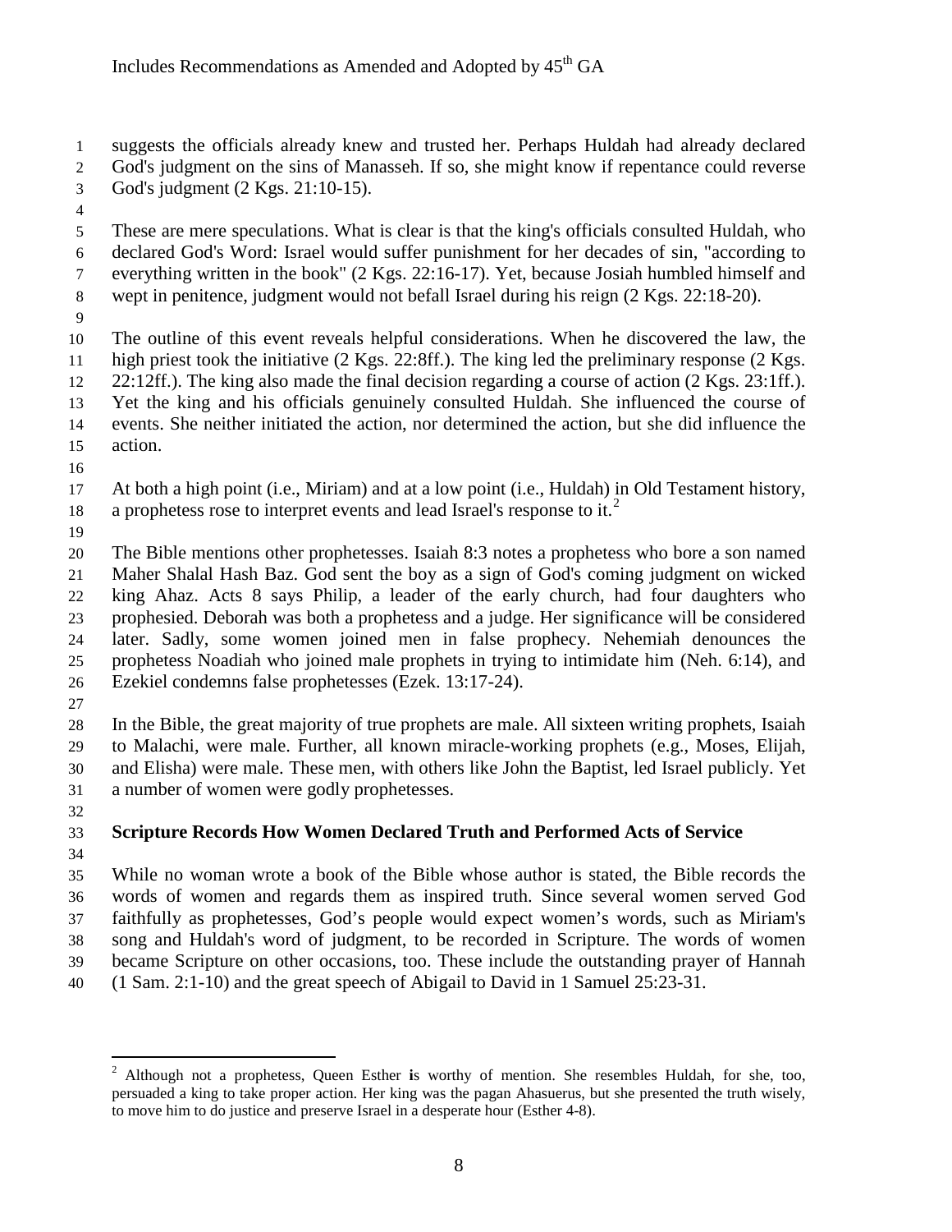suggests the officials already knew and trusted her. Perhaps Huldah had already declared God's judgment on the sins of Manasseh. If so, she might know if repentance could reverse God's judgment (2 Kgs. 21:10-15).

These are mere speculations. What is clear is that the king's officials consulted Huldah, who declared God's Word: Israel would suffer punishment for her decades of sin, "according to everything written in the book" (2 Kgs. 22:16-17). Yet, because Josiah humbled himself and wept in penitence, judgment would not befall Israel during his reign (2 Kgs. 22:18-20).

The outline of this event reveals helpful considerations. When he discovered the law, the high priest took the initiative (2 Kgs. 22:8ff.). The king led the preliminary response (2 Kgs. 22:12ff.). The king also made the final decision regarding a course of action (2 Kgs. 23:1ff.). Yet the king and his officials genuinely consulted Huldah. She influenced the course of events. She neither initiated the action, nor determined the action, but she did influence the action.

At both a high point (i.e., Miriam) and at a low point (i.e., Huldah) in Old Testament history, a prophetess rose to interpret events and lead Israel's response to it.[2]

The Bible mentions other prophetesses. Isaiah 8:3 notes a prophetess who bore a son named Maher Shalal Hash Baz. God sent the boy as a sign of God's coming judgment on wicked king Ahaz. Acts 8 says Philip, a leader of the early church, had four daughters who prophesied. Deborah was both a prophetess and a judge. Her significance will be considered later. Sadly, some women joined men in false prophecy. Nehemiah denounces the prophetess Noadiah who joined male prophets in trying to intimidate him (Neh. 6:14), and Ezekiel condemns false prophetesses (Ezek. 13:17-24).

In the Bible, the great majority of true prophets are male. All sixteen writing prophets, Isaiah to Malachi, were male. Further, all known miracle-working prophets (e.g., Moses, Elijah, and Elisha) were male. These men, with others like John the Baptist, led Israel publicly. Yet a number of women were godly prophetesses.

### Scripture Records How Women Declared Truth and Performed Acts of Service

While no woman wrote a book of the Bible whose author is stated, the Bible records the words of women and regards them as inspired truth. Since several women served God faithfully as prophetesses, God's people would expect women's words, such as Miriam's song and Huldah's word of judgment, to be recorded in Scripture. The words of women became Scripture on other occasions, too. These include the outstanding prayer of Hannah (1 Sam. 2:1-10) and the great speech of Abigail to David in 1 Samuel 25:23-31.

---

[2] Although not a prophetess, Queen Esther is worthy of mention. She resembles Huldah, for she, too, persuaded a king to take proper action. Her king was the pagan Ahasuerus, but she presented the truth wisely, to move him to do justice and preserve Israel in a desperate hour (Esther 4-8).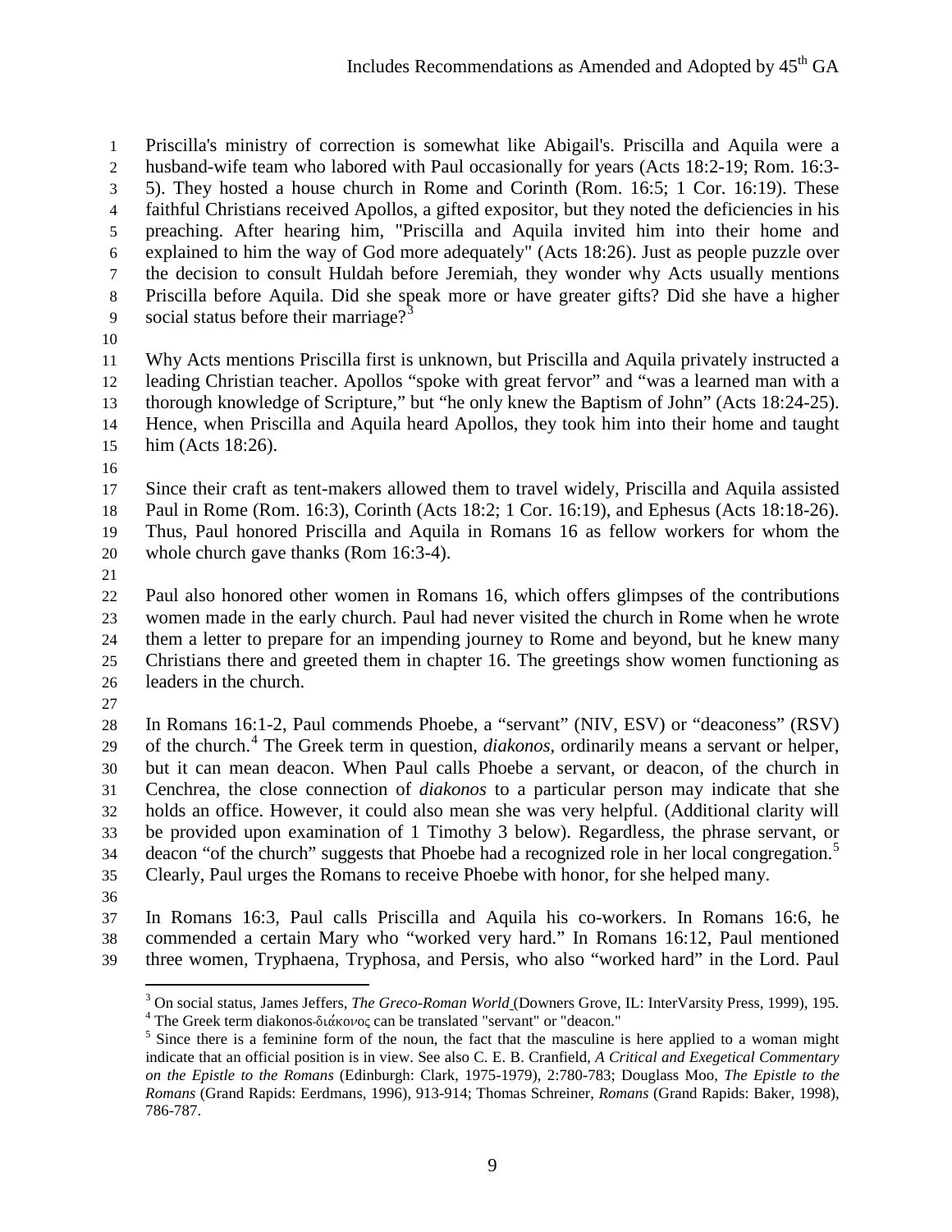Priscilla's ministry of correction is somewhat like Abigail's. Priscilla and Aquila were a husband-wife team who labored with Paul occasionally for years (Acts 18:2-19; Rom. 16:3-5). They hosted a house church in Rome and Corinth (Rom. 16:5; 1 Cor. 16:19). These faithful Christians received Apollos, a gifted expositor, but they noted the deficiencies in his preaching. After hearing him, "Priscilla and Aquila invited him into their home and explained to him the way of God more adequately" (Acts 18:26). Just as people puzzle over the decision to consult Huldah before Jeremiah, they wonder why Acts usually mentions Priscilla before Aquila. Did she speak more or have greater gifts? Did she have a higher social status before their marriage?[3]

Why Acts mentions Priscilla first is unknown, but Priscilla and Aquila privately instructed a leading Christian teacher. Apollos "spoke with great fervor" and "was a learned man with a thorough knowledge of Scripture," but "he only knew the Baptism of John" (Acts 18:24-25). Hence, when Priscilla and Aquila heard Apollos, they took him into their home and taught him (Acts 18:26).

Since their craft as tent-makers allowed them to travel widely, Priscilla and Aquila assisted Paul in Rome (Rom. 16:3), Corinth (Acts 18:2; 1 Cor. 16:19), and Ephesus (Acts 18:18-26). Thus, Paul honored Priscilla and Aquila in Romans 16 as fellow workers for whom the whole church gave thanks (Rom 16:3-4).

Paul also honored other women in Romans 16, which offers glimpses of the contributions women made in the early church. Paul had never visited the church in Rome when he wrote them a letter to prepare for an impending journey to Rome and beyond, but he knew many Christians there and greeted them in chapter 16. The greetings show women functioning as leaders in the church.

In Romans 16:1-2, Paul commends Phoebe, a "servant" (NIV, ESV) or "deaconess" (RSV) of the church.[4] The Greek term in question, *diakonos*, ordinarily means a servant or helper, but it can mean deacon. When Paul calls Phoebe a servant, or deacon, of the church in Cenchrea, the close connection of *diakonos* to a particular person may indicate that she holds an office. However, it could also mean she was very helpful. (Additional clarity will be provided upon examination of 1 Timothy 3 below). Regardless, the phrase servant, or deacon "of the church" suggests that Phoebe had a recognized role in her local congregation.[5] Clearly, Paul urges the Romans to receive Phoebe with honor, for she helped many.

In Romans 16:3, Paul calls Priscilla and Aquila his co-workers. In Romans 16:6, he commended a certain Mary who "worked very hard." In Romans 16:12, Paul mentioned three women, Tryphaena, Tryphosa, and Persis, who also "worked hard" in the Lord. Paul

---

[3] On social status, James Jeffers, *The Greco-Roman World* (Downers Grove, IL: InterVarsity Press, 1999), 195.

[4] The Greek term diakonos-διάκονος can be translated "servant" or "deacon."

[5] Since there is a feminine form of the noun, the fact that the masculine is here applied to a woman might indicate that an official position is in view. See also C. E. B. Cranfield, *A Critical and Exegetical Commentary on the Epistle to the Romans* (Edinburgh: Clark, 1975-1979), 2:780-783; Douglass Moo, *The Epistle to the Romans* (Grand Rapids: Eerdmans, 1996), 913-914; Thomas Schreiner, *Romans* (Grand Rapids: Baker, 1998), 786-787.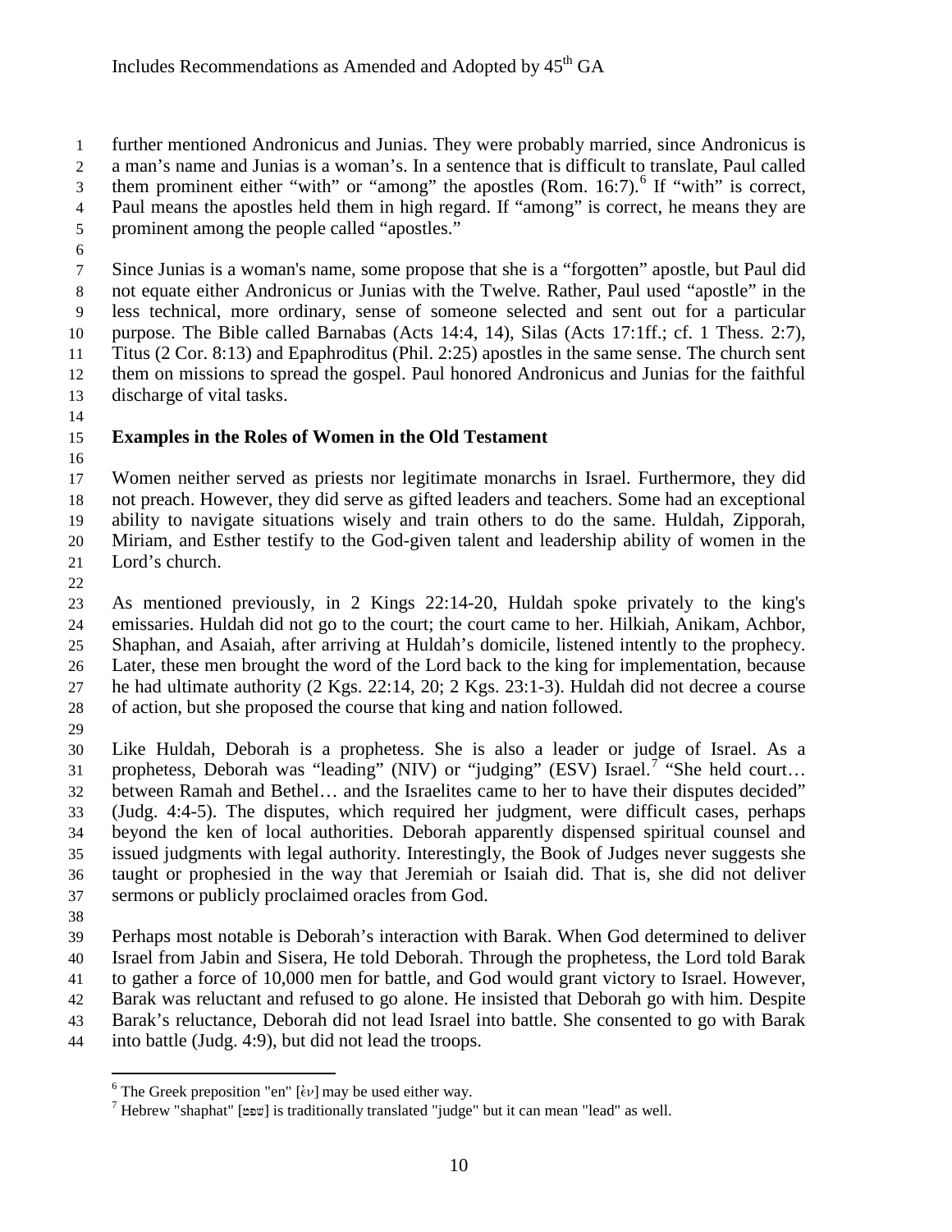further mentioned Andronicus and Junias. They were probably married, since Andronicus is a man's name and Junias is a woman's. In a sentence that is difficult to translate, Paul called them prominent either "with" or "among" the apostles (Rom. 16:7).[6] If "with" is correct, Paul means the apostles held them in high regard. If "among" is correct, he means they are prominent among the people called "apostles."

Since Junias is a woman's name, some propose that she is a "forgotten" apostle, but Paul did not equate either Andronicus or Junias with the Twelve. Rather, Paul used "apostle" in the less technical, more ordinary, sense of someone selected and sent out for a particular purpose. The Bible called Barnabas (Acts 14:4, 14), Silas (Acts 17:1ff.; cf. 1 Thess. 2:7), Titus (2 Cor. 8:13) and Epaphroditus (Phil. 2:25) apostles in the same sense. The church sent them on missions to spread the gospel. Paul honored Andronicus and Junias for the faithful discharge of vital tasks.

## Examples in the Roles of Women in the Old Testament

Women neither served as priests nor legitimate monarchs in Israel. Furthermore, they did not preach. However, they did serve as gifted leaders and teachers. Some had an exceptional ability to navigate situations wisely and train others to do the same. Huldah, Zipporah, Miriam, and Esther testify to the God-given talent and leadership ability of women in the Lord's church.

As mentioned previously, in 2 Kings 22:14-20, Huldah spoke privately to the king's emissaries. Huldah did not go to the court; the court came to her. Hilkiah, Anikam, Achbor, Shaphan, and Asaiah, after arriving at Huldah's domicile, listened intently to the prophecy. Later, these men brought the word of the Lord back to the king for implementation, because he had ultimate authority (2 Kgs. 22:14, 20; 2 Kgs. 23:1-3). Huldah did not decree a course of action, but she proposed the course that king and nation followed.

Like Huldah, Deborah is a prophetess. She is also a leader or judge of Israel. As a prophetess, Deborah was "leading" (NIV) or "judging" (ESV) Israel.[7] "She held court… between Ramah and Bethel… and the Israelites came to her to have their disputes decided" (Judg. 4:4-5). The disputes, which required her judgment, were difficult cases, perhaps beyond the ken of local authorities. Deborah apparently dispensed spiritual counsel and issued judgments with legal authority. Interestingly, the Book of Judges never suggests she taught or prophesied in the way that Jeremiah or Isaiah did. That is, she did not deliver sermons or publicly proclaimed oracles from God.

Perhaps most notable is Deborah's interaction with Barak. When God determined to deliver Israel from Jabin and Sisera, He told Deborah. Through the prophetess, the Lord told Barak to gather a force of 10,000 men for battle, and God would grant victory to Israel. However, Barak was reluctant and refused to go alone. He insisted that Deborah go with him. Despite Barak's reluctance, Deborah did not lead Israel into battle. She consented to go with Barak into battle (Judg. 4:9), but did not lead the troops.

---

[6] The Greek preposition "en" [ἐν] may be used either way.

[7] Hebrew "shaphat" [שפט] is traditionally translated "judge" but it can mean "lead" as well.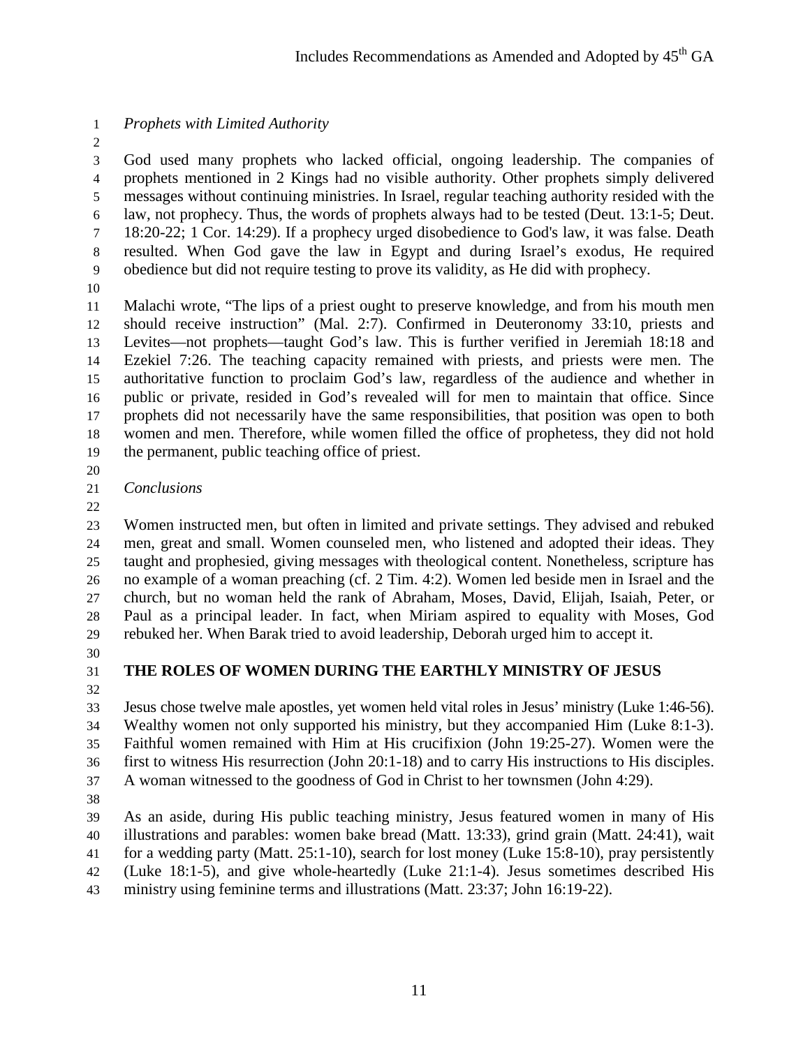*Prophets with Limited Authority*

God used many prophets who lacked official, ongoing leadership. The companies of prophets mentioned in 2 Kings had no visible authority. Other prophets simply delivered messages without continuing ministries. In Israel, regular teaching authority resided with the law, not prophecy. Thus, the words of prophets always had to be tested (Deut. 13:1-5; Deut. 18:20-22; 1 Cor. 14:29). If a prophecy urged disobedience to God's law, it was false. Death resulted. When God gave the law in Egypt and during Israel's exodus, He required obedience but did not require testing to prove its validity, as He did with prophecy.

Malachi wrote, "The lips of a priest ought to preserve knowledge, and from his mouth men should receive instruction" (Mal. 2:7). Confirmed in Deuteronomy 33:10, priests and Levites—not prophets—taught God's law. This is further verified in Jeremiah 18:18 and Ezekiel 7:26. The teaching capacity remained with priests, and priests were men. The authoritative function to proclaim God's law, regardless of the audience and whether in public or private, resided in God's revealed will for men to maintain that office. Since prophets did not necessarily have the same responsibilities, that position was open to both women and men. Therefore, while women filled the office of prophetess, they did not hold the permanent, public teaching office of priest.

*Conclusions*

Women instructed men, but often in limited and private settings. They advised and rebuked men, great and small. Women counseled men, who listened and adopted their ideas. They taught and prophesied, giving messages with theological content. Nonetheless, scripture has no example of a woman preaching (cf. 2 Tim. 4:2). Women led beside men in Israel and the church, but no woman held the rank of Abraham, Moses, David, Elijah, Isaiah, Peter, or Paul as a principal leader. In fact, when Miriam aspired to equality with Moses, God rebuked her. When Barak tried to avoid leadership, Deborah urged him to accept it.

## THE ROLES OF WOMEN DURING THE EARTHLY MINISTRY OF JESUS

Jesus chose twelve male apostles, yet women held vital roles in Jesus' ministry (Luke 1:46-56). Wealthy women not only supported his ministry, but they accompanied Him (Luke 8:1-3). Faithful women remained with Him at His crucifixion (John 19:25-27). Women were the first to witness His resurrection (John 20:1-18) and to carry His instructions to His disciples. A woman witnessed to the goodness of God in Christ to her townsmen (John 4:29).

As an aside, during His public teaching ministry, Jesus featured women in many of His illustrations and parables: women bake bread (Matt. 13:33), grind grain (Matt. 24:41), wait for a wedding party (Matt. 25:1-10), search for lost money (Luke 15:8-10), pray persistently (Luke 18:1-5), and give whole-heartedly (Luke 21:1-4). Jesus sometimes described His ministry using feminine terms and illustrations (Matt. 23:37; John 16:19-22).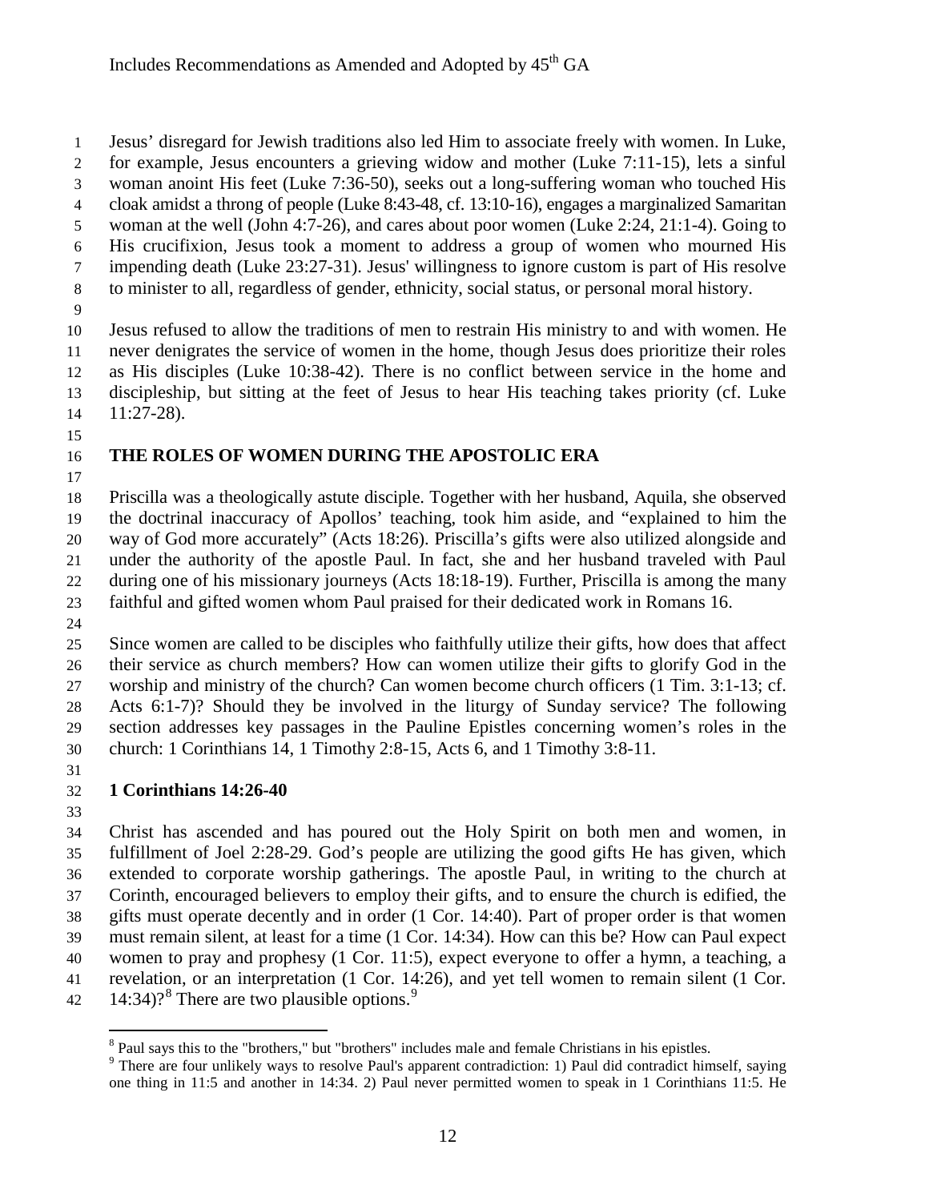Jesus' disregard for Jewish traditions also led Him to associate freely with women. In Luke, for example, Jesus encounters a grieving widow and mother (Luke 7:11-15), lets a sinful woman anoint His feet (Luke 7:36-50), seeks out a long-suffering woman who touched His cloak amidst a throng of people (Luke 8:43-48, cf. 13:10-16), engages a marginalized Samaritan woman at the well (John 4:7-26), and cares about poor women (Luke 2:24, 21:1-4). Going to His crucifixion, Jesus took a moment to address a group of women who mourned His impending death (Luke 23:27-31). Jesus' willingness to ignore custom is part of His resolve to minister to all, regardless of gender, ethnicity, social status, or personal moral history.

Jesus refused to allow the traditions of men to restrain His ministry to and with women. He never denigrates the service of women in the home, though Jesus does prioritize their roles as His disciples (Luke 10:38-42). There is no conflict between service in the home and discipleship, but sitting at the feet of Jesus to hear His teaching takes priority (cf. Luke 11:27-28).

## THE ROLES OF WOMEN DURING THE APOSTOLIC ERA

Priscilla was a theologically astute disciple. Together with her husband, Aquila, she observed the doctrinal inaccuracy of Apollos' teaching, took him aside, and "explained to him the way of God more accurately" (Acts 18:26). Priscilla's gifts were also utilized alongside and under the authority of the apostle Paul. In fact, she and her husband traveled with Paul during one of his missionary journeys (Acts 18:18-19). Further, Priscilla is among the many faithful and gifted women whom Paul praised for their dedicated work in Romans 16.

Since women are called to be disciples who faithfully utilize their gifts, how does that affect their service as church members? How can women utilize their gifts to glorify God in the worship and ministry of the church? Can women become church officers (1 Tim. 3:1-13; cf. Acts 6:1-7)? Should they be involved in the liturgy of Sunday service? The following section addresses key passages in the Pauline Epistles concerning women's roles in the church: 1 Corinthians 14, 1 Timothy 2:8-15, Acts 6, and 1 Timothy 3:8-11.

### 1 Corinthians 14:26-40

Christ has ascended and has poured out the Holy Spirit on both men and women, in fulfillment of Joel 2:28-29. God's people are utilizing the good gifts He has given, which extended to corporate worship gatherings. The apostle Paul, in writing to the church at Corinth, encouraged believers to employ their gifts, and to ensure the church is edified, the gifts must operate decently and in order (1 Cor. 14:40). Part of proper order is that women must remain silent, at least for a time (1 Cor. 14:34). How can this be? How can Paul expect women to pray and prophesy (1 Cor. 11:5), expect everyone to offer a hymn, a teaching, a revelation, or an interpretation (1 Cor. 14:26), and yet tell women to remain silent (1 Cor. 14:34)?[8] There are two plausible options.[9]

---

[8] Paul says this to the "brothers," but "brothers" includes male and female Christians in his epistles.

[9] There are four unlikely ways to resolve Paul's apparent contradiction: 1) Paul did contradict himself, saying one thing in 11:5 and another in 14:34. 2) Paul never permitted women to speak in 1 Corinthians 11:5. He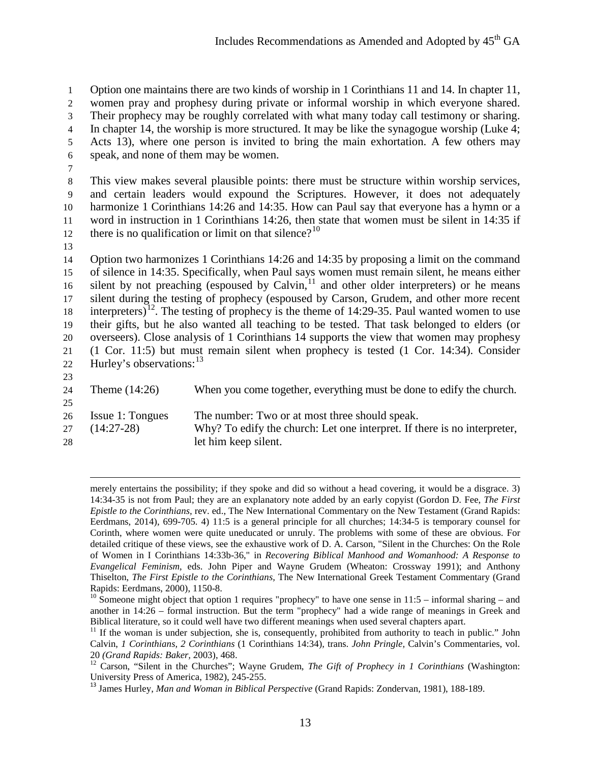Option one maintains there are two kinds of worship in 1 Corinthians 11 and 14. In chapter 11, women pray and prophesy during private or informal worship in which everyone shared. Their prophecy may be roughly correlated with what many today call testimony or sharing. In chapter 14, the worship is more structured. It may be like the synagogue worship (Luke 4; Acts 13), where one person is invited to bring the main exhortation. A few others may speak, and none of them may be women.

This view makes several plausible points: there must be structure within worship services, and certain leaders would expound the Scriptures. However, it does not adequately harmonize 1 Corinthians 14:26 and 14:35. How can Paul say that everyone has a hymn or a word in instruction in 1 Corinthians 14:26, then state that women must be silent in 14:35 if there is no qualification or limit on that silence?[10]

Option two harmonizes 1 Corinthians 14:26 and 14:35 by proposing a limit on the command of silence in 14:35. Specifically, when Paul says women must remain silent, he means either silent by not preaching (espoused by Calvin,[11] and other older interpreters) or he means silent during the testing of prophecy (espoused by Carson, Grudem, and other more recent interpreters)[12]. The testing of prophecy is the theme of 14:29-35. Paul wanted women to use their gifts, but he also wanted all teaching to be tested. That task belonged to elders (or overseers). Close analysis of 1 Corinthians 14 supports the view that women may prophesy (1 Cor. 11:5) but must remain silent when prophecy is tested (1 Cor. 14:34). Consider Hurley's observations:[13]

| | |
|---|---|
| Theme (14:26) | When you come together, everything must be done to edify the church. |
| Issue 1: Tongues (14:27-28) | The number: Two or at most three should speak. Why? To edify the church: Let one interpret. If there is no interpreter, let him keep silent. |

---

merely entertains the possibility; if they spoke and did so without a head covering, it would be a disgrace. 3) 14:34-35 is not from Paul; they are an explanatory note added by an early copyist (Gordon D. Fee, *The First Epistle to the Corinthians*, rev. ed., The New International Commentary on the New Testament (Grand Rapids: Eerdmans, 2014), 699-705. 4) 11:5 is a general principle for all churches; 14:34-5 is temporary counsel for Corinth, where women were quite uneducated or unruly. The problems with some of these are obvious. For detailed critique of these views, see the exhaustive work of D. A. Carson, "Silent in the Churches: On the Role of Women in I Corinthians 14:33b-36," in *Recovering Biblical Manhood and Womanhood: A Response to Evangelical Feminism*, eds. John Piper and Wayne Grudem (Wheaton: Crossway 1991); and Anthony Thiselton, *The First Epistle to the Corinthians,* The New International Greek Testament Commentary (Grand Rapids: Eerdmans, 2000), 1150-8.

[10] Someone might object that option 1 requires "prophecy" to have one sense in 11:5 – informal sharing – and another in 14:26 – formal instruction. But the term "prophecy" had a wide range of meanings in Greek and Biblical literature, so it could well have two different meanings when used several chapters apart.

[11] If the woman is under subjection, she is, consequently, prohibited from authority to teach in public." John Calvin, *1 Corinthians, 2 Corinthians* (1 Corinthians 14:34), trans. *John Pringle,* Calvin's Commentaries, vol. 20 *(Grand Rapids: Baker,* 2003), 468.

[12] Carson, "Silent in the Churches"; Wayne Grudem, *The Gift of Prophecy in 1 Corinthians* (Washington: University Press of America, 1982), 245-255.

[13] James Hurley, *Man and Woman in Biblical Perspective* (Grand Rapids: Zondervan, 1981), 188-189.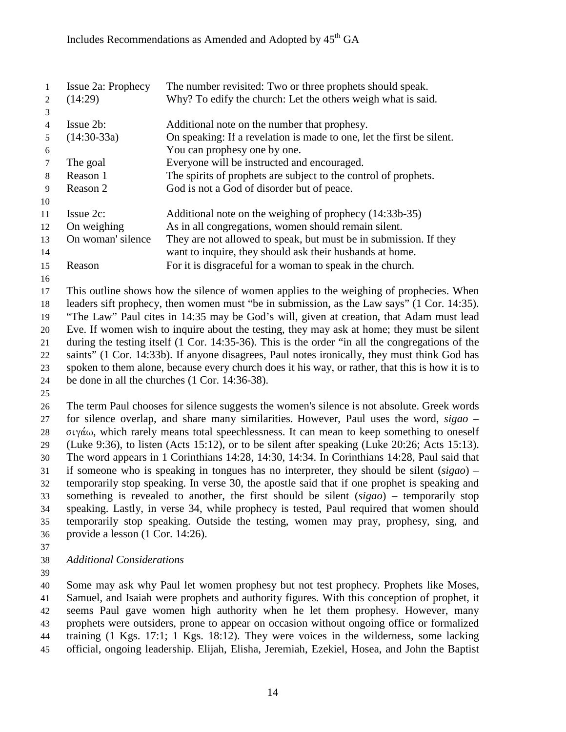| | |
|---|---|
| Issue 2a: Prophecy (14:29) | The number revisited: Two or three prophets should speak. Why? To edify the church: Let the others weigh what is said. |
| Issue 2b: (14:30-33a) | Additional note on the number that prophesy. On speaking: If a revelation is made to one, let the first be silent. You can prophesy one by one. |
| The goal | Everyone will be instructed and encouraged. |
| Reason 1 | The spirits of prophets are subject to the control of prophets. |
| Reason 2 | God is not a God of disorder but of peace. |
| Issue 2c: | Additional note on the weighing of prophecy (14:33b-35) |
| On weighing | As in all congregations, women should remain silent. |
| On woman' silence | They are not allowed to speak, but must be in submission. If they want to inquire, they should ask their husbands at home. |
| Reason | For it is disgraceful for a woman to speak in the church. |

This outline shows how the silence of women applies to the weighing of prophecies. When leaders sift prophecy, then women must "be in submission, as the Law says" (1 Cor. 14:35). "The Law" Paul cites in 14:35 may be God's will, given at creation, that Adam must lead Eve. If women wish to inquire about the testing, they may ask at home; they must be silent during the testing itself (1 Cor. 14:35-36). This is the order "in all the congregations of the saints" (1 Cor. 14:33b). If anyone disagrees, Paul notes ironically, they must think God has spoken to them alone, because every church does it his way, or rather, that this is how it is to be done in all the churches (1 Cor. 14:36-38).

The term Paul chooses for silence suggests the women's silence is not absolute. Greek words for silence overlap, and share many similarities. However, Paul uses the word, *sigao* – σιγάω, which rarely means total speechlessness. It can mean to keep something to oneself (Luke 9:36), to listen (Acts 15:12), or to be silent after speaking (Luke 20:26; Acts 15:13). The word appears in 1 Corinthians 14:28, 14:30, 14:34. In Corinthians 14:28, Paul said that if someone who is speaking in tongues has no interpreter, they should be silent (*sigao*) – temporarily stop speaking. In verse 30, the apostle said that if one prophet is speaking and something is revealed to another, the first should be silent (*sigao*) – temporarily stop speaking. Lastly, in verse 34, while prophecy is tested, Paul required that women should temporarily stop speaking. Outside the testing, women may pray, prophesy, sing, and provide a lesson (1 Cor. 14:26).

*Additional Considerations*

Some may ask why Paul let women prophesy but not test prophecy. Prophets like Moses, Samuel, and Isaiah were prophets and authority figures. With this conception of prophet, it seems Paul gave women high authority when he let them prophesy. However, many prophets were outsiders, prone to appear on occasion without ongoing office or formalized training (1 Kgs. 17:1; 1 Kgs. 18:12). They were voices in the wilderness, some lacking official, ongoing leadership. Elijah, Elisha, Jeremiah, Ezekiel, Hosea, and John the Baptist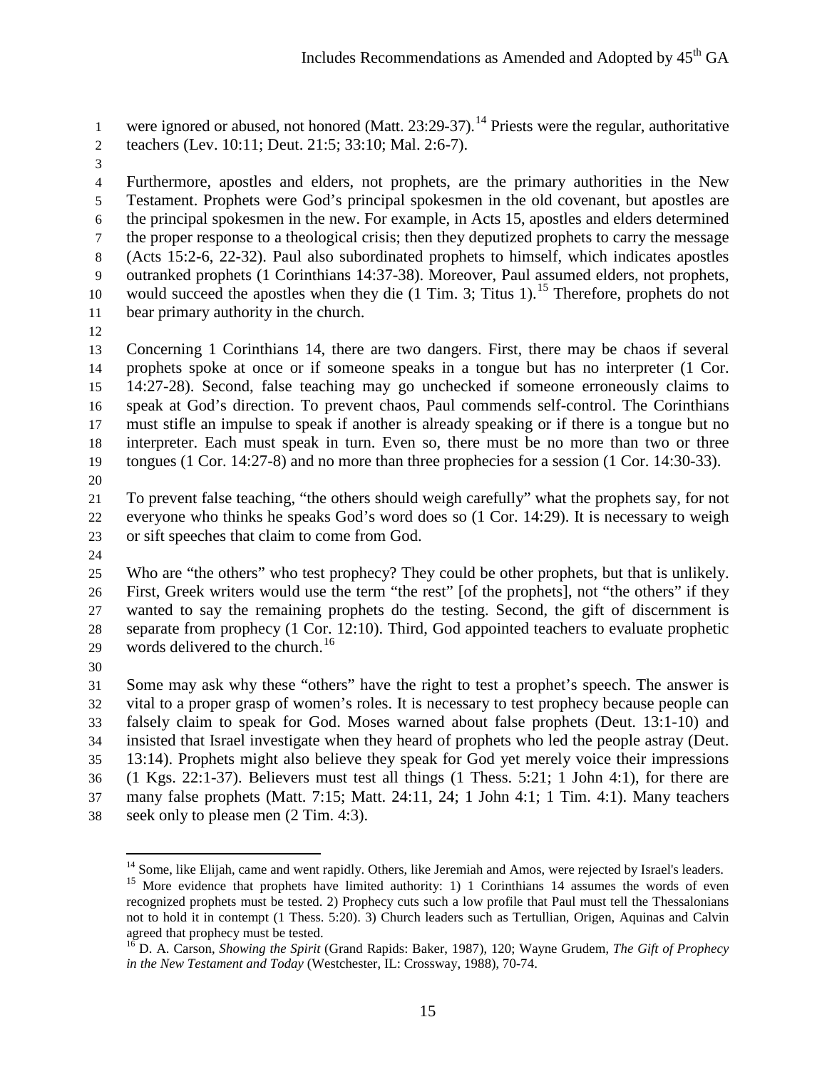were ignored or abused, not honored (Matt. 23:29-37).[14] Priests were the regular, authoritative teachers (Lev. 10:11; Deut. 21:5; 33:10; Mal. 2:6-7).

Furthermore, apostles and elders, not prophets, are the primary authorities in the New Testament. Prophets were God's principal spokesmen in the old covenant, but apostles are the principal spokesmen in the new. For example, in Acts 15, apostles and elders determined the proper response to a theological crisis; then they deputized prophets to carry the message (Acts 15:2-6, 22-32). Paul also subordinated prophets to himself, which indicates apostles outranked prophets (1 Corinthians 14:37-38). Moreover, Paul assumed elders, not prophets, would succeed the apostles when they die (1 Tim. 3; Titus 1).[15] Therefore, prophets do not bear primary authority in the church.

Concerning 1 Corinthians 14, there are two dangers. First, there may be chaos if several prophets spoke at once or if someone speaks in a tongue but has no interpreter (1 Cor. 14:27-28). Second, false teaching may go unchecked if someone erroneously claims to speak at God's direction. To prevent chaos, Paul commends self-control. The Corinthians must stifle an impulse to speak if another is already speaking or if there is a tongue but no interpreter. Each must speak in turn. Even so, there must be no more than two or three tongues (1 Cor. 14:27-8) and no more than three prophecies for a session (1 Cor. 14:30-33).

To prevent false teaching, "the others should weigh carefully" what the prophets say, for not everyone who thinks he speaks God's word does so (1 Cor. 14:29). It is necessary to weigh or sift speeches that claim to come from God.

Who are "the others" who test prophecy? They could be other prophets, but that is unlikely. First, Greek writers would use the term "the rest" [of the prophets], not "the others" if they wanted to say the remaining prophets do the testing. Second, the gift of discernment is separate from prophecy (1 Cor. 12:10). Third, God appointed teachers to evaluate prophetic words delivered to the church.[16]

Some may ask why these "others" have the right to test a prophet's speech. The answer is vital to a proper grasp of women's roles. It is necessary to test prophecy because people can falsely claim to speak for God. Moses warned about false prophets (Deut. 13:1-10) and insisted that Israel investigate when they heard of prophets who led the people astray (Deut. 13:14). Prophets might also believe they speak for God yet merely voice their impressions (1 Kgs. 22:1-37). Believers must test all things (1 Thess. 5:21; 1 John 4:1), for there are many false prophets (Matt. 7:15; Matt. 24:11, 24; 1 John 4:1; 1 Tim. 4:1). Many teachers seek only to please men (2 Tim. 4:3).

---

[14] Some, like Elijah, came and went rapidly. Others, like Jeremiah and Amos, were rejected by Israel's leaders.

[15] More evidence that prophets have limited authority: 1) 1 Corinthians 14 assumes the words of even recognized prophets must be tested. 2) Prophecy cuts such a low profile that Paul must tell the Thessalonians not to hold it in contempt (1 Thess. 5:20). 3) Church leaders such as Tertullian, Origen, Aquinas and Calvin agreed that prophecy must be tested.

[16] D. A. Carson, *Showing the Spirit* (Grand Rapids: Baker, 1987), 120; Wayne Grudem, *The Gift of Prophecy in the New Testament and Today* (Westchester, IL: Crossway, 1988), 70-74.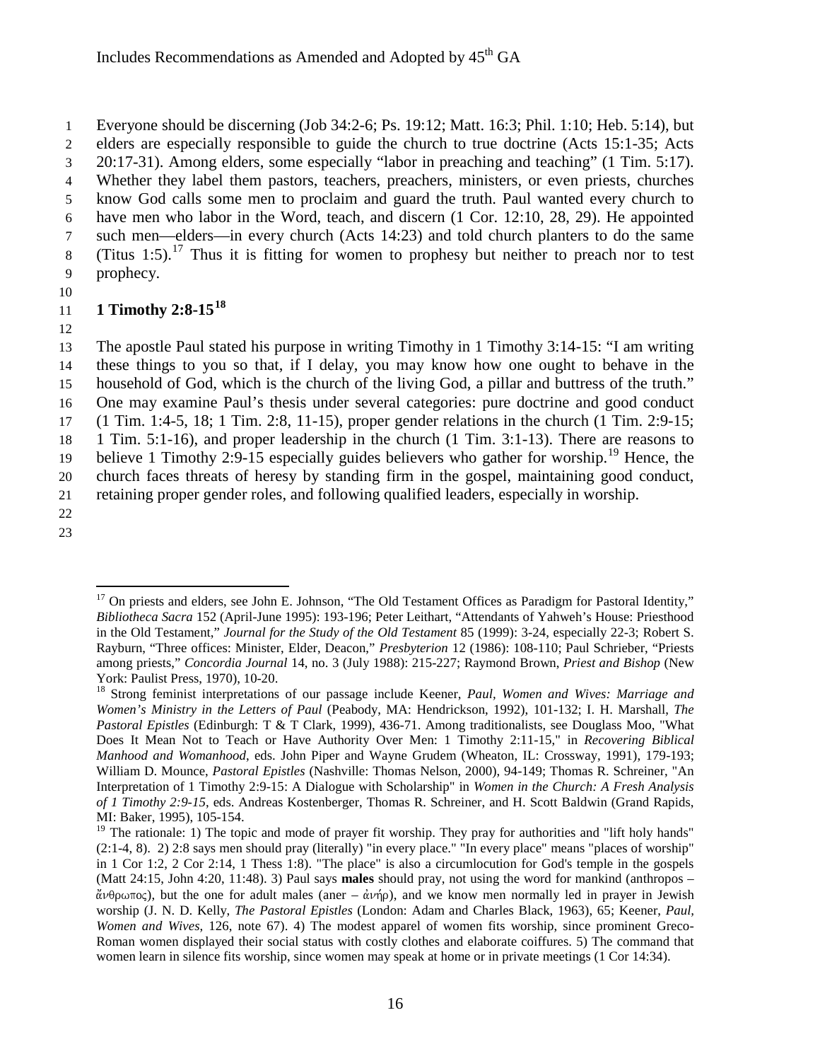Everyone should be discerning (Job 34:2-6; Ps. 19:12; Matt. 16:3; Phil. 1:10; Heb. 5:14), but elders are especially responsible to guide the church to true doctrine (Acts 15:1-35; Acts 20:17-31). Among elders, some especially "labor in preaching and teaching" (1 Tim. 5:17). Whether they label them pastors, teachers, preachers, ministers, or even priests, churches know God calls some men to proclaim and guard the truth. Paul wanted every church to have men who labor in the Word, teach, and discern (1 Cor. 12:10, 28, 29). He appointed such men—elders—in every church (Acts 14:23) and told church planters to do the same (Titus 1:5).[17] Thus it is fitting for women to prophesy but neither to preach nor to test prophecy.

## 1 Timothy 2:8-15[18]

The apostle Paul stated his purpose in writing Timothy in 1 Timothy 3:14-15: "I am writing these things to you so that, if I delay, you may know how one ought to behave in the household of God, which is the church of the living God, a pillar and buttress of the truth." One may examine Paul's thesis under several categories: pure doctrine and good conduct (1 Tim. 1:4-5, 18; 1 Tim. 2:8, 11-15), proper gender relations in the church (1 Tim. 2:9-15; 1 Tim. 5:1-16), and proper leadership in the church (1 Tim. 3:1-13). There are reasons to believe 1 Timothy 2:9-15 especially guides believers who gather for worship.[19] Hence, the church faces threats of heresy by standing firm in the gospel, maintaining good conduct, retaining proper gender roles, and following qualified leaders, especially in worship.

---

[17] On priests and elders, see John E. Johnson, "The Old Testament Offices as Paradigm for Pastoral Identity," *Bibliotheca Sacra* 152 (April-June 1995): 193-196; Peter Leithart, "Attendants of Yahweh's House: Priesthood in the Old Testament," *Journal for the Study of the Old Testament* 85 (1999): 3-24, especially 22-3; Robert S. Rayburn, "Three offices: Minister, Elder, Deacon," *Presbyterion* 12 (1986): 108-110; Paul Schrieber, "Priests among priests," *Concordia Journal* 14, no. 3 (July 1988): 215-227; Raymond Brown, *Priest and Bishop* (New York: Paulist Press, 1970), 10-20.

[18] Strong feminist interpretations of our passage include Keener, *Paul, Women and Wives: Marriage and Women's Ministry in the Letters of Paul* (Peabody, MA: Hendrickson, 1992), 101-132; I. H. Marshall, *The Pastoral Epistles* (Edinburgh: T & T Clark, 1999), 436-71. Among traditionalists, see Douglass Moo, "What Does It Mean Not to Teach or Have Authority Over Men: 1 Timothy 2:11-15," in *Recovering Biblical Manhood and Womanhood*, eds. John Piper and Wayne Grudem (Wheaton, IL: Crossway, 1991), 179-193; William D. Mounce, *Pastoral Epistles* (Nashville: Thomas Nelson, 2000), 94-149; Thomas R. Schreiner, "An Interpretation of 1 Timothy 2:9-15: A Dialogue with Scholarship" in *Women in the Church: A Fresh Analysis of 1 Timothy 2:9-15*, eds. Andreas Kostenberger, Thomas R. Schreiner, and H. Scott Baldwin (Grand Rapids, MI: Baker, 1995), 105-154.

[19] The rationale: 1) The topic and mode of prayer fit worship. They pray for authorities and "lift holy hands" (2:1-4, 8). 2) 2:8 says men should pray (literally) "in every place." "In every place" means "places of worship" in 1 Cor 1:2, 2 Cor 2:14, 1 Thess 1:8). "The place" is also a circumlocution for God's temple in the gospels (Matt 24:15, John 4:20, 11:48). 3) Paul says **males** should pray, not using the word for mankind (anthropos – ἄνθρωπος), but the one for adult males (aner – ἀνήρ), and we know men normally led in prayer in Jewish worship (J. N. D. Kelly, *The Pastoral Epistles* (London: Adam and Charles Black, 1963), 65; Keener, *Paul, Women and Wives*, 126, note 67). 4) The modest apparel of women fits worship, since prominent Greco-Roman women displayed their social status with costly clothes and elaborate coiffures. 5) The command that women learn in silence fits worship, since women may speak at home or in private meetings (1 Cor 14:34).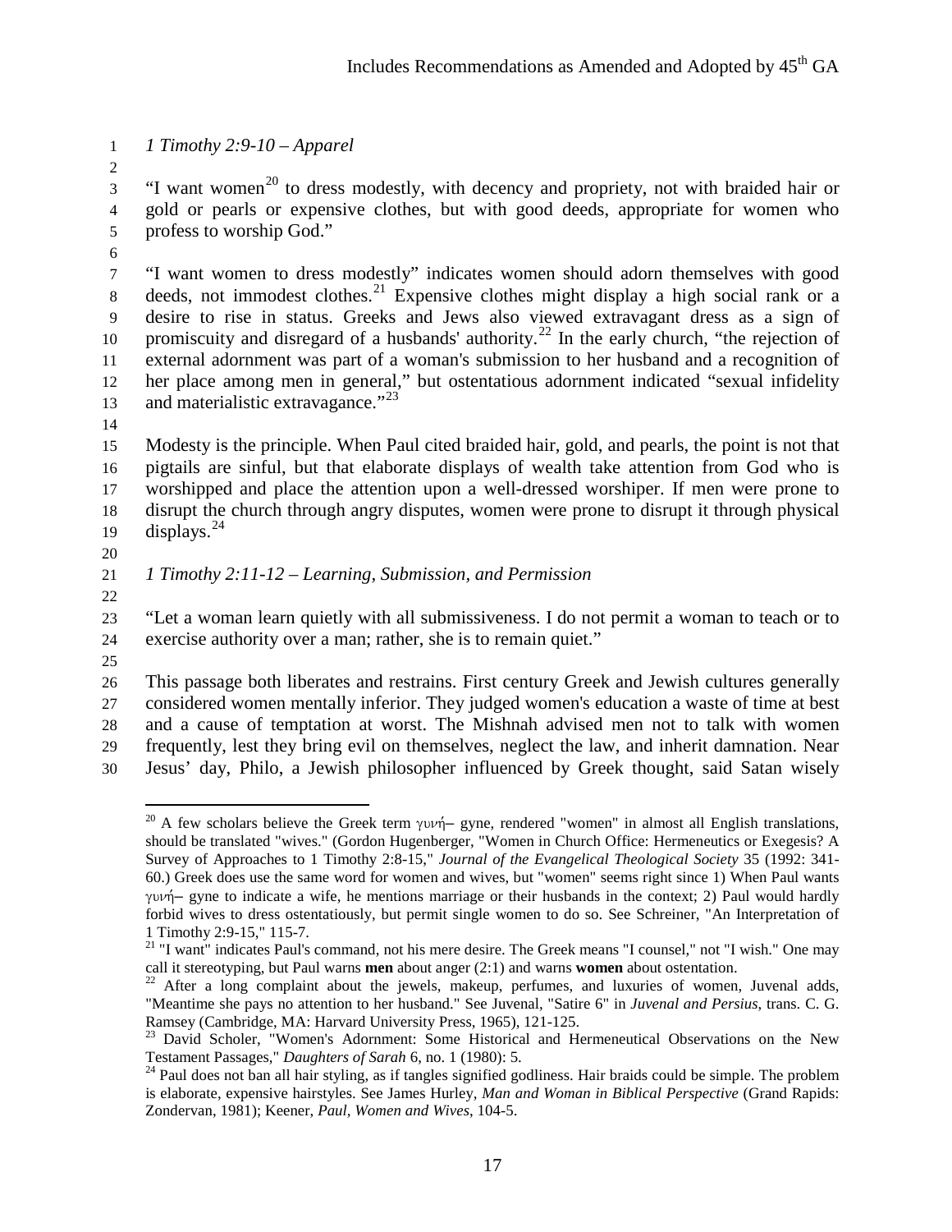*1 Timothy 2:9-10 – Apparel*

"I want women[20] to dress modestly, with decency and propriety, not with braided hair or gold or pearls or expensive clothes, but with good deeds, appropriate for women who profess to worship God."

"I want women to dress modestly" indicates women should adorn themselves with good deeds, not immodest clothes.[21] Expensive clothes might display a high social rank or a desire to rise in status. Greeks and Jews also viewed extravagant dress as a sign of promiscuity and disregard of a husbands' authority.[22] In the early church, "the rejection of external adornment was part of a woman's submission to her husband and a recognition of her place among men in general," but ostentatious adornment indicated "sexual infidelity and materialistic extravagance."[23]

Modesty is the principle. When Paul cited braided hair, gold, and pearls, the point is not that pigtails are sinful, but that elaborate displays of wealth take attention from God who is worshipped and place the attention upon a well-dressed worshiper. If men were prone to disrupt the church through angry disputes, women were prone to disrupt it through physical displays.[24]

*1 Timothy 2:11-12 – Learning, Submission, and Permission*

"Let a woman learn quietly with all submissiveness. I do not permit a woman to teach or to exercise authority over a man; rather, she is to remain quiet."

This passage both liberates and restrains. First century Greek and Jewish cultures generally considered women mentally inferior. They judged women's education a waste of time at best and a cause of temptation at worst. The Mishnah advised men not to talk with women frequently, lest they bring evil on themselves, neglect the law, and inherit damnation. Near Jesus' day, Philo, a Jewish philosopher influenced by Greek thought, said Satan wisely

---

[20] A few scholars believe the Greek term γυνή– gyne, rendered "women" in almost all English translations, should be translated "wives." (Gordon Hugenberger, "Women in Church Office: Hermeneutics or Exegesis? A Survey of Approaches to 1 Timothy 2:8-15," *Journal of the Evangelical Theological Society* 35 (1992: 341-60.) Greek does use the same word for women and wives, but "women" seems right since 1) When Paul wants γυνή– gyne to indicate a wife, he mentions marriage or their husbands in the context; 2) Paul would hardly forbid wives to dress ostentatiously, but permit single women to do so. See Schreiner, "An Interpretation of 1 Timothy 2:9-15," 115-7.

[21] "I want" indicates Paul's command, not his mere desire. The Greek means "I counsel," not "I wish." One may call it stereotyping, but Paul warns **men** about anger (2:1) and warns **women** about ostentation.

[22] After a long complaint about the jewels, makeup, perfumes, and luxuries of women, Juvenal adds, "Meantime she pays no attention to her husband." See Juvenal, "Satire 6" in *Juvenal and Persius*, trans. C. G. Ramsey (Cambridge, MA: Harvard University Press, 1965), 121-125.

[23] David Scholer, "Women's Adornment: Some Historical and Hermeneutical Observations on the New Testament Passages," *Daughters of Sarah* 6, no. 1 (1980): 5.

[24] Paul does not ban all hair styling, as if tangles signified godliness. Hair braids could be simple. The problem is elaborate, expensive hairstyles. See James Hurley, *Man and Woman in Biblical Perspective* (Grand Rapids: Zondervan, 1981); Keener, *Paul, Women and Wives*, 104-5.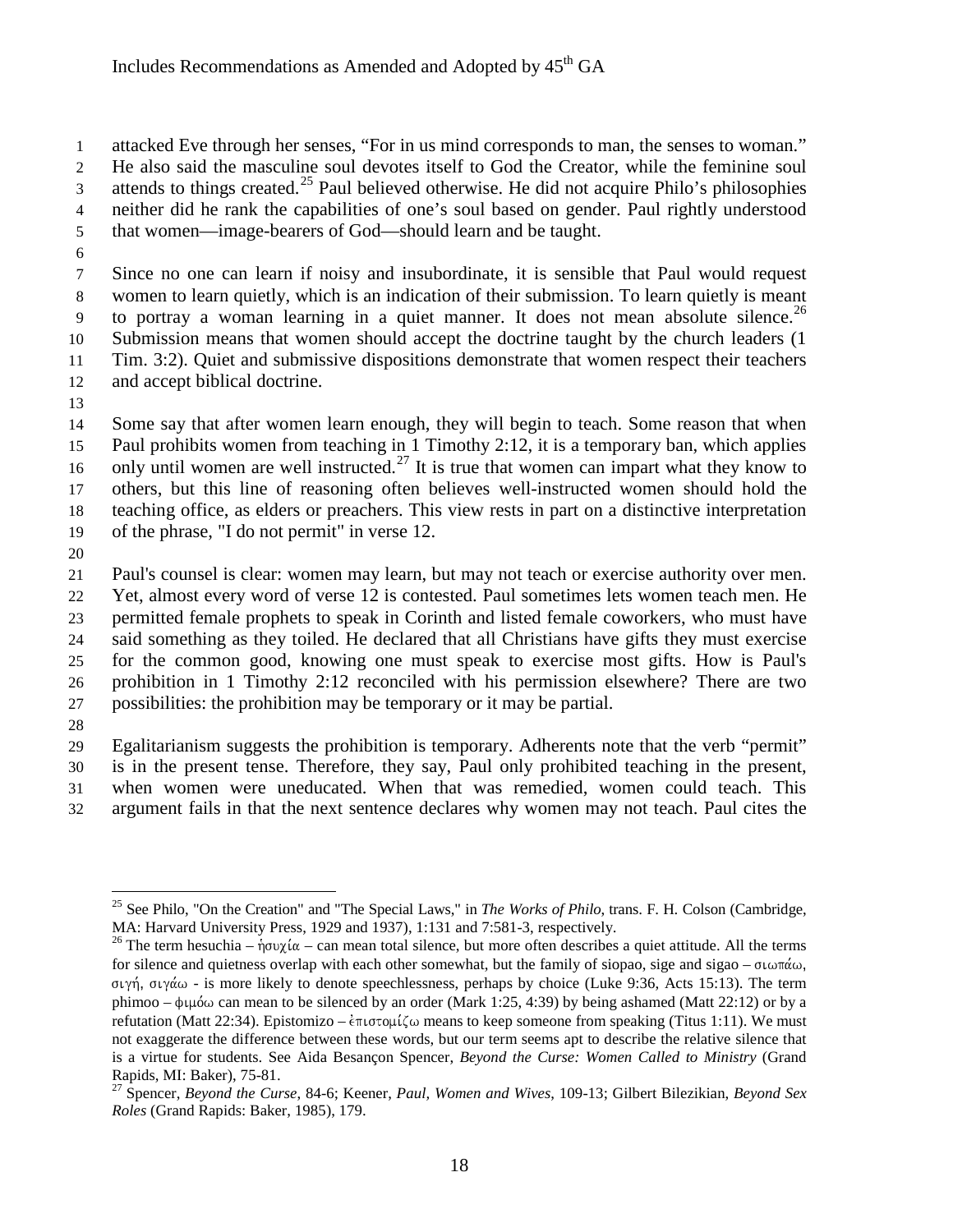attacked Eve through her senses, "For in us mind corresponds to man, the senses to woman." He also said the masculine soul devotes itself to God the Creator, while the feminine soul attends to things created.[25] Paul believed otherwise. He did not acquire Philo's philosophies neither did he rank the capabilities of one's soul based on gender. Paul rightly understood that women—image-bearers of God—should learn and be taught.

Since no one can learn if noisy and insubordinate, it is sensible that Paul would request women to learn quietly, which is an indication of their submission. To learn quietly is meant to portray a woman learning in a quiet manner. It does not mean absolute silence.[26] Submission means that women should accept the doctrine taught by the church leaders (1 Tim. 3:2). Quiet and submissive dispositions demonstrate that women respect their teachers and accept biblical doctrine.

Some say that after women learn enough, they will begin to teach. Some reason that when Paul prohibits women from teaching in 1 Timothy 2:12, it is a temporary ban, which applies only until women are well instructed.[27] It is true that women can impart what they know to others, but this line of reasoning often believes well-instructed women should hold the teaching office, as elders or preachers. This view rests in part on a distinctive interpretation of the phrase, "I do not permit" in verse 12.

Paul's counsel is clear: women may learn, but may not teach or exercise authority over men. Yet, almost every word of verse 12 is contested. Paul sometimes lets women teach men. He permitted female prophets to speak in Corinth and listed female coworkers, who must have said something as they toiled. He declared that all Christians have gifts they must exercise for the common good, knowing one must speak to exercise most gifts. How is Paul's prohibition in 1 Timothy 2:12 reconciled with his permission elsewhere? There are two possibilities: the prohibition may be temporary or it may be partial.

Egalitarianism suggests the prohibition is temporary. Adherents note that the verb "permit" is in the present tense. Therefore, they say, Paul only prohibited teaching in the present, when women were uneducated. When that was remedied, women could teach. This argument fails in that the next sentence declares why women may not teach. Paul cites the

---

[25] See Philo, "On the Creation" and "The Special Laws," in *The Works of Philo*, trans. F. H. Colson (Cambridge, MA: Harvard University Press, 1929 and 1937), 1:131 and 7:581-3, respectively.

[26] The term hesuchia – ἡσυχία – can mean total silence, but more often describes a quiet attitude. All the terms for silence and quietness overlap with each other somewhat, but the family of siopao, sige and sigao – σιωπάω, σιγή, σιγάω - is more likely to denote speechlessness, perhaps by choice (Luke 9:36, Acts 15:13). The term phimoo – φιμόω can mean to be silenced by an order (Mark 1:25, 4:39) by being ashamed (Matt 22:12) or by a refutation (Matt 22:34). Epistomizo – ἐπιστομίζω means to keep someone from speaking (Titus 1:11). We must not exaggerate the difference between these words, but our term seems apt to describe the relative silence that is a virtue for students. See Aida Besançon Spencer, *Beyond the Curse: Women Called to Ministry* (Grand Rapids, MI: Baker), 75-81.

[27] Spencer, *Beyond the Curse*, 84-6; Keener, *Paul, Women and Wives*, 109-13; Gilbert Bilezikian, *Beyond Sex Roles* (Grand Rapids: Baker, 1985), 179.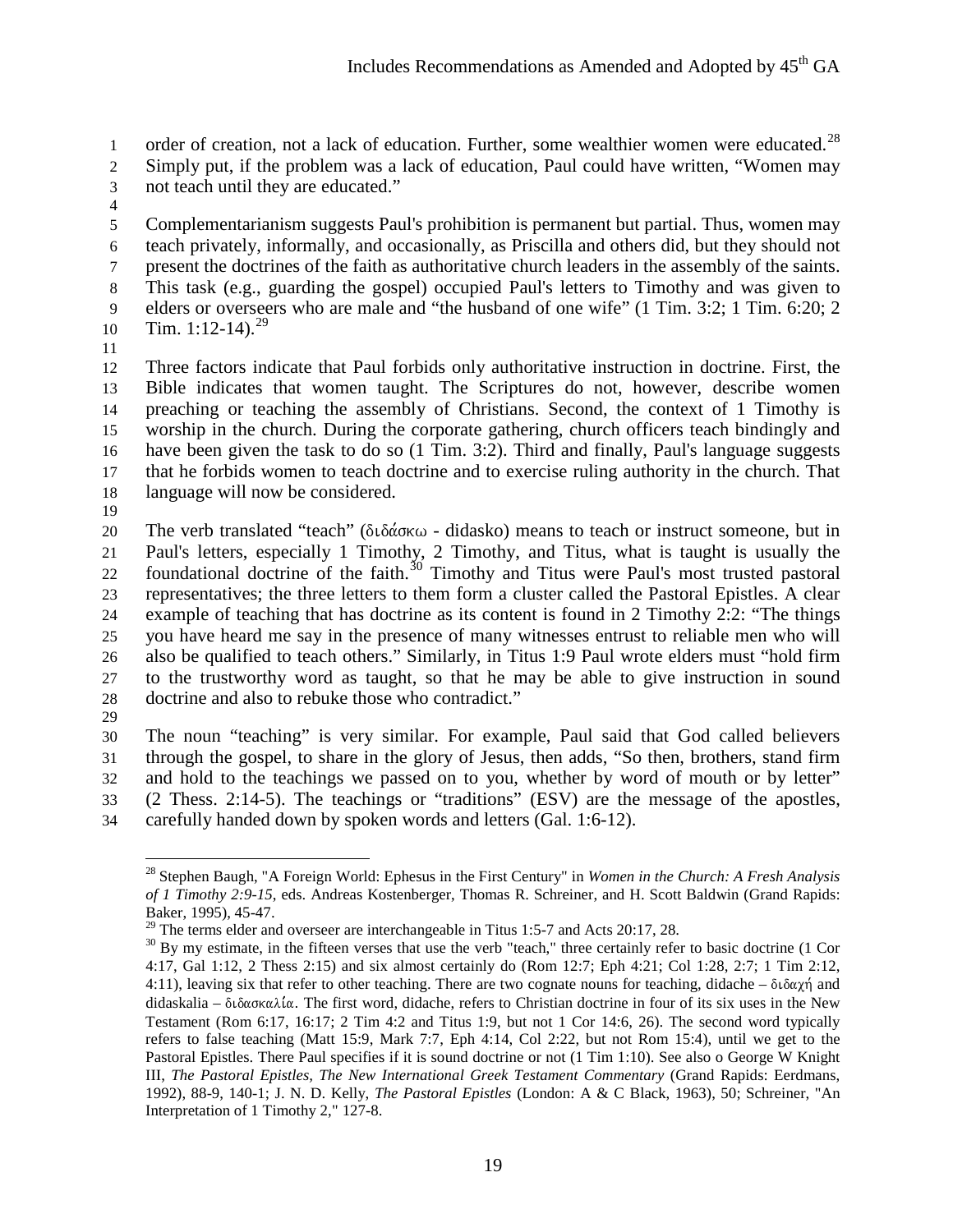order of creation, not a lack of education. Further, some wealthier women were educated.[28] Simply put, if the problem was a lack of education, Paul could have written, "Women may not teach until they are educated."

Complementarianism suggests Paul's prohibition is permanent but partial. Thus, women may teach privately, informally, and occasionally, as Priscilla and others did, but they should not present the doctrines of the faith as authoritative church leaders in the assembly of the saints. This task (e.g., guarding the gospel) occupied Paul's letters to Timothy and was given to elders or overseers who are male and "the husband of one wife" (1 Tim. 3:2; 1 Tim. 6:20; 2 Tim. 1:12-14).[29]

Three factors indicate that Paul forbids only authoritative instruction in doctrine. First, the Bible indicates that women taught. The Scriptures do not, however, describe women preaching or teaching the assembly of Christians. Second, the context of 1 Timothy is worship in the church. During the corporate gathering, church officers teach bindingly and have been given the task to do so (1 Tim. 3:2). Third and finally, Paul's language suggests that he forbids women to teach doctrine and to exercise ruling authority in the church. That language will now be considered.

The verb translated "teach" (διδάσκω - didasko) means to teach or instruct someone, but in Paul's letters, especially 1 Timothy, 2 Timothy, and Titus, what is taught is usually the foundational doctrine of the faith.[30] Timothy and Titus were Paul's most trusted pastoral representatives; the three letters to them form a cluster called the Pastoral Epistles. A clear example of teaching that has doctrine as its content is found in 2 Timothy 2:2: "The things you have heard me say in the presence of many witnesses entrust to reliable men who will also be qualified to teach others." Similarly, in Titus 1:9 Paul wrote elders must "hold firm to the trustworthy word as taught, so that he may be able to give instruction in sound doctrine and also to rebuke those who contradict."

The noun "teaching" is very similar. For example, Paul said that God called believers through the gospel, to share in the glory of Jesus, then adds, "So then, brothers, stand firm and hold to the teachings we passed on to you, whether by word of mouth or by letter" (2 Thess. 2:14-5). The teachings or "traditions" (ESV) are the message of the apostles, carefully handed down by spoken words and letters (Gal. 1:6-12).

---

[28] Stephen Baugh, "A Foreign World: Ephesus in the First Century" in *Women in the Church: A Fresh Analysis of 1 Timothy 2:9-15*, eds. Andreas Kostenberger, Thomas R. Schreiner, and H. Scott Baldwin (Grand Rapids: Baker, 1995), 45-47.

[29] The terms elder and overseer are interchangeable in Titus 1:5-7 and Acts 20:17, 28.

[30] By my estimate, in the fifteen verses that use the verb "teach," three certainly refer to basic doctrine (1 Cor 4:17, Gal 1:12, 2 Thess 2:15) and six almost certainly do (Rom 12:7; Eph 4:21; Col 1:28, 2:7; 1 Tim 2:12, 4:11), leaving six that refer to other teaching. There are two cognate nouns for teaching, didache – διδαχή and didaskalia – διδασκαλία. The first word, didache, refers to Christian doctrine in four of its six uses in the New Testament (Rom 6:17, 16:17; 2 Tim 4:2 and Titus 1:9, but not 1 Cor 14:6, 26). The second word typically refers to false teaching (Matt 15:9, Mark 7:7, Eph 4:14, Col 2:22, but not Rom 15:4), until we get to the Pastoral Epistles. There Paul specifies if it is sound doctrine or not (1 Tim 1:10). See also o George W Knight III, *The Pastoral Epistles, The New International Greek Testament Commentary* (Grand Rapids: Eerdmans, 1992), 88-9, 140-1; J. N. D. Kelly, *The Pastoral Epistles* (London: A & C Black, 1963), 50; Schreiner, "An Interpretation of 1 Timothy 2," 127-8.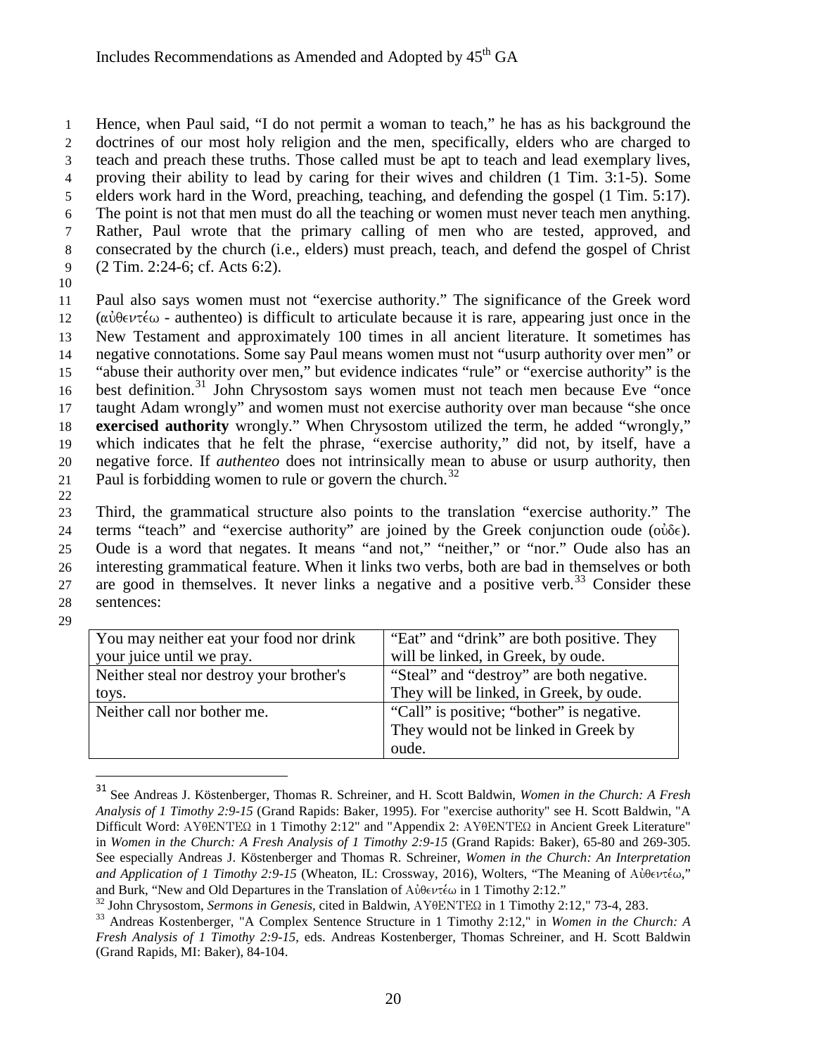Hence, when Paul said, "I do not permit a woman to teach," he has as his background the doctrines of our most holy religion and the men, specifically, elders who are charged to teach and preach these truths. Those called must be apt to teach and lead exemplary lives, proving their ability to lead by caring for their wives and children (1 Tim. 3:1-5). Some elders work hard in the Word, preaching, teaching, and defending the gospel (1 Tim. 5:17). The point is not that men must do all the teaching or women must never teach men anything. Rather, Paul wrote that the primary calling of men who are tested, approved, and consecrated by the church (i.e., elders) must preach, teach, and defend the gospel of Christ (2 Tim. 2:24-6; cf. Acts 6:2).

Paul also says women must not "exercise authority." The significance of the Greek word (αὐθεντέω - authenteo) is difficult to articulate because it is rare, appearing just once in the New Testament and approximately 100 times in all ancient literature. It sometimes has negative connotations. Some say Paul means women must not "usurp authority over men" or "abuse their authority over men," but evidence indicates "rule" or "exercise authority" is the best definition.[31] John Chrysostom says women must not teach men because Eve "once taught Adam wrongly" and women must not exercise authority over man because "she once **exercised authority** wrongly." When Chrysostom utilized the term, he added "wrongly," which indicates that he felt the phrase, "exercise authority," did not, by itself, have a negative force. If *authenteo* does not intrinsically mean to abuse or usurp authority, then Paul is forbidding women to rule or govern the church.[32]

Third, the grammatical structure also points to the translation "exercise authority." The terms "teach" and "exercise authority" are joined by the Greek conjunction oude (οὐδε). Oude is a word that negates. It means "and not," "neither," or "nor." Oude also has an interesting grammatical feature. When it links two verbs, both are bad in themselves or both are good in themselves. It never links a negative and a positive verb.[33] Consider these sentences:

| | |
|---|---|
| You may neither eat your food nor drink your juice until we pray. | "Eat" and "drink" are both positive. They will be linked, in Greek, by oude. |
| Neither steal nor destroy your brother's toys. | "Steal" and "destroy" are both negative. They will be linked, in Greek, by oude. |
| Neither call nor bother me. | "Call" is positive; "bother" is negative. They would not be linked in Greek by oude. |

---

[31] See Andreas J. Köstenberger, Thomas R. Schreiner, and H. Scott Baldwin, *Women in the Church: A Fresh Analysis of 1 Timothy 2:9-15* (Grand Rapids: Baker, 1995). For "exercise authority" see H. Scott Baldwin, "A Difficult Word: ΑΥθΕΝΤΕΩ in 1 Timothy 2:12" and "Appendix 2: ΑΥθΕΝΤΕΩ in Ancient Greek Literature" in *Women in the Church: A Fresh Analysis of 1 Timothy 2:9-15* (Grand Rapids: Baker), 65-80 and 269-305. See especially Andreas J. Köstenberger and Thomas R. Schreiner, *Women in the Church: An Interpretation and Application of 1 Timothy 2:9-15* (Wheaton, IL: Crossway, 2016), Wolters, "The Meaning of Αὐθεντέω," and Burk, "New and Old Departures in the Translation of Αὐθεντέω in 1 Timothy 2:12."

[32] John Chrysostom, *Sermons in Genesis*, cited in Baldwin, ΑΥθΕΝΤΕΩ in 1 Timothy 2:12," 73-4, 283.

[33] Andreas Kostenberger, "A Complex Sentence Structure in 1 Timothy 2:12," in *Women in the Church: A Fresh Analysis of 1 Timothy 2:9-15*, eds. Andreas Kostenberger, Thomas Schreiner, and H. Scott Baldwin (Grand Rapids, MI: Baker), 84-104.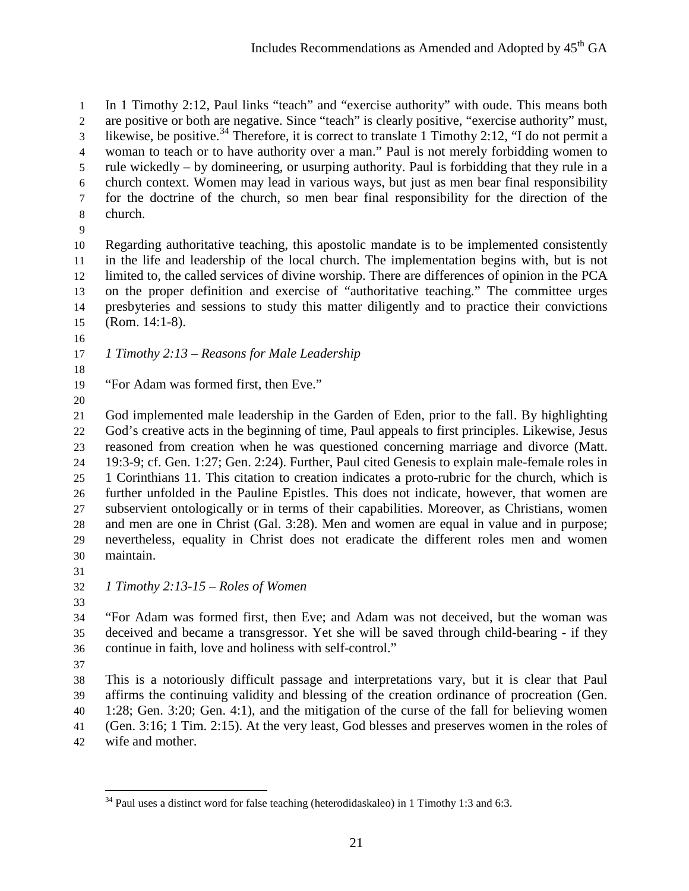In 1 Timothy 2:12, Paul links "teach" and "exercise authority" with oude. This means both are positive or both are negative. Since "teach" is clearly positive, "exercise authority" must, likewise, be positive.[34] Therefore, it is correct to translate 1 Timothy 2:12, "I do not permit a woman to teach or to have authority over a man." Paul is not merely forbidding women to rule wickedly – by domineering, or usurping authority. Paul is forbidding that they rule in a church context. Women may lead in various ways, but just as men bear final responsibility for the doctrine of the church, so men bear final responsibility for the direction of the church.

Regarding authoritative teaching, this apostolic mandate is to be implemented consistently in the life and leadership of the local church. The implementation begins with, but is not limited to, the called services of divine worship. There are differences of opinion in the PCA on the proper definition and exercise of "authoritative teaching." The committee urges presbyteries and sessions to study this matter diligently and to practice their convictions (Rom. 14:1-8).

*1 Timothy 2:13 – Reasons for Male Leadership*

"For Adam was formed first, then Eve."

God implemented male leadership in the Garden of Eden, prior to the fall. By highlighting God's creative acts in the beginning of time, Paul appeals to first principles. Likewise, Jesus reasoned from creation when he was questioned concerning marriage and divorce (Matt. 19:3-9; cf. Gen. 1:27; Gen. 2:24). Further, Paul cited Genesis to explain male-female roles in 1 Corinthians 11. This citation to creation indicates a proto-rubric for the church, which is further unfolded in the Pauline Epistles. This does not indicate, however, that women are subservient ontologically or in terms of their capabilities. Moreover, as Christians, women and men are one in Christ (Gal. 3:28). Men and women are equal in value and in purpose; nevertheless, equality in Christ does not eradicate the different roles men and women maintain.

*1 Timothy 2:13-15 – Roles of Women*

"For Adam was formed first, then Eve; and Adam was not deceived, but the woman was deceived and became a transgressor. Yet she will be saved through child-bearing - if they continue in faith, love and holiness with self-control."

This is a notoriously difficult passage and interpretations vary, but it is clear that Paul affirms the continuing validity and blessing of the creation ordinance of procreation (Gen. 1:28; Gen. 3:20; Gen. 4:1), and the mitigation of the curse of the fall for believing women (Gen. 3:16; 1 Tim. 2:15). At the very least, God blesses and preserves women in the roles of wife and mother.

[34] Paul uses a distinct word for false teaching (heterodidaskaleo) in 1 Timothy 1:3 and 6:3.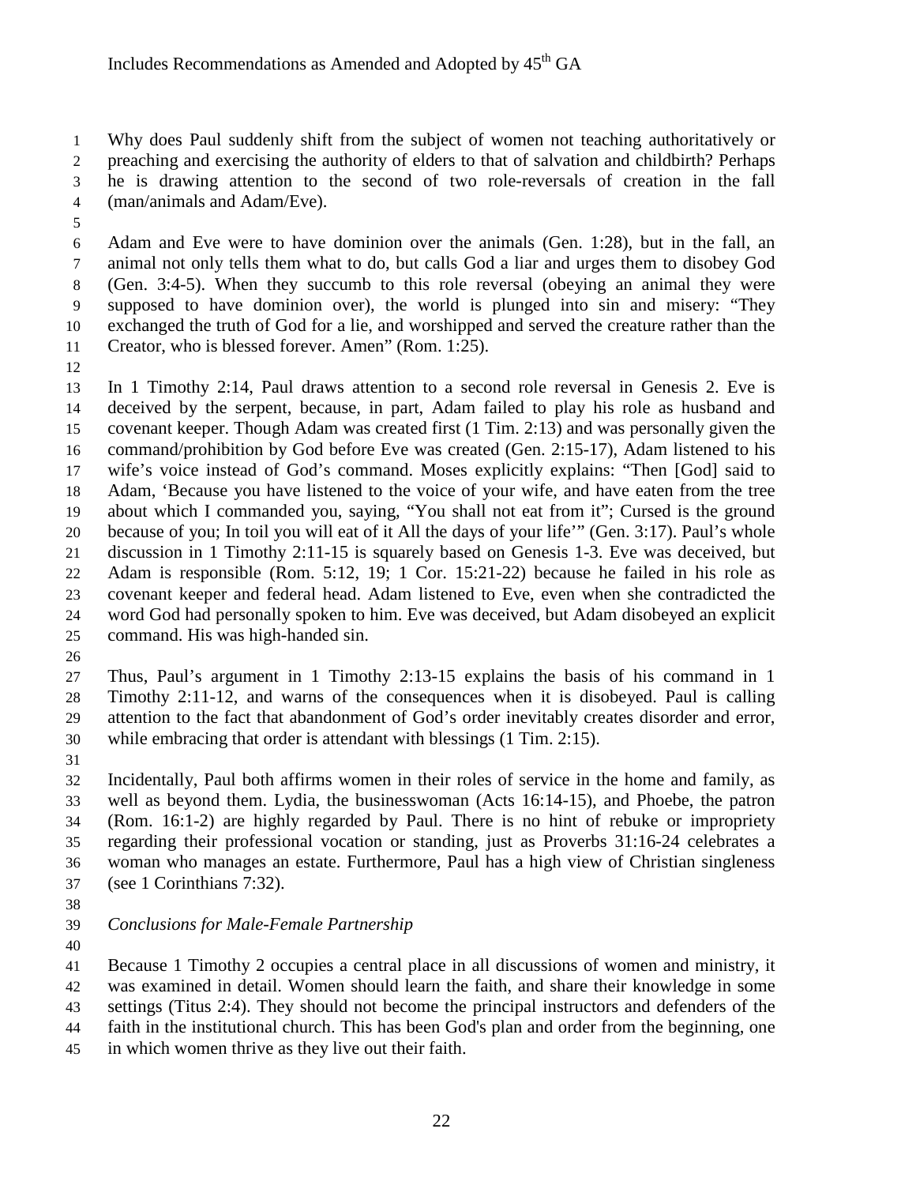Why does Paul suddenly shift from the subject of women not teaching authoritatively or preaching and exercising the authority of elders to that of salvation and childbirth? Perhaps he is drawing attention to the second of two role-reversals of creation in the fall (man/animals and Adam/Eve).

Adam and Eve were to have dominion over the animals (Gen. 1:28), but in the fall, an animal not only tells them what to do, but calls God a liar and urges them to disobey God (Gen. 3:4-5). When they succumb to this role reversal (obeying an animal they were supposed to have dominion over), the world is plunged into sin and misery: "They exchanged the truth of God for a lie, and worshipped and served the creature rather than the Creator, who is blessed forever. Amen" (Rom. 1:25).

In 1 Timothy 2:14, Paul draws attention to a second role reversal in Genesis 2. Eve is deceived by the serpent, because, in part, Adam failed to play his role as husband and covenant keeper. Though Adam was created first (1 Tim. 2:13) and was personally given the command/prohibition by God before Eve was created (Gen. 2:15-17), Adam listened to his wife's voice instead of God's command. Moses explicitly explains: "Then [God] said to Adam, 'Because you have listened to the voice of your wife, and have eaten from the tree about which I commanded you, saying, "You shall not eat from it"; Cursed is the ground because of you; In toil you will eat of it All the days of your life'" (Gen. 3:17). Paul's whole discussion in 1 Timothy 2:11-15 is squarely based on Genesis 1-3. Eve was deceived, but Adam is responsible (Rom. 5:12, 19; 1 Cor. 15:21-22) because he failed in his role as covenant keeper and federal head. Adam listened to Eve, even when she contradicted the word God had personally spoken to him. Eve was deceived, but Adam disobeyed an explicit command. His was high-handed sin.

Thus, Paul's argument in 1 Timothy 2:13-15 explains the basis of his command in 1 Timothy 2:11-12, and warns of the consequences when it is disobeyed. Paul is calling attention to the fact that abandonment of God's order inevitably creates disorder and error, while embracing that order is attendant with blessings (1 Tim. 2:15).

Incidentally, Paul both affirms women in their roles of service in the home and family, as well as beyond them. Lydia, the businesswoman (Acts 16:14-15), and Phoebe, the patron (Rom. 16:1-2) are highly regarded by Paul. There is no hint of rebuke or impropriety regarding their professional vocation or standing, just as Proverbs 31:16-24 celebrates a woman who manages an estate. Furthermore, Paul has a high view of Christian singleness (see 1 Corinthians 7:32).

*Conclusions for Male-Female Partnership*

Because 1 Timothy 2 occupies a central place in all discussions of women and ministry, it was examined in detail. Women should learn the faith, and share their knowledge in some settings (Titus 2:4). They should not become the principal instructors and defenders of the faith in the institutional church. This has been God's plan and order from the beginning, one in which women thrive as they live out their faith.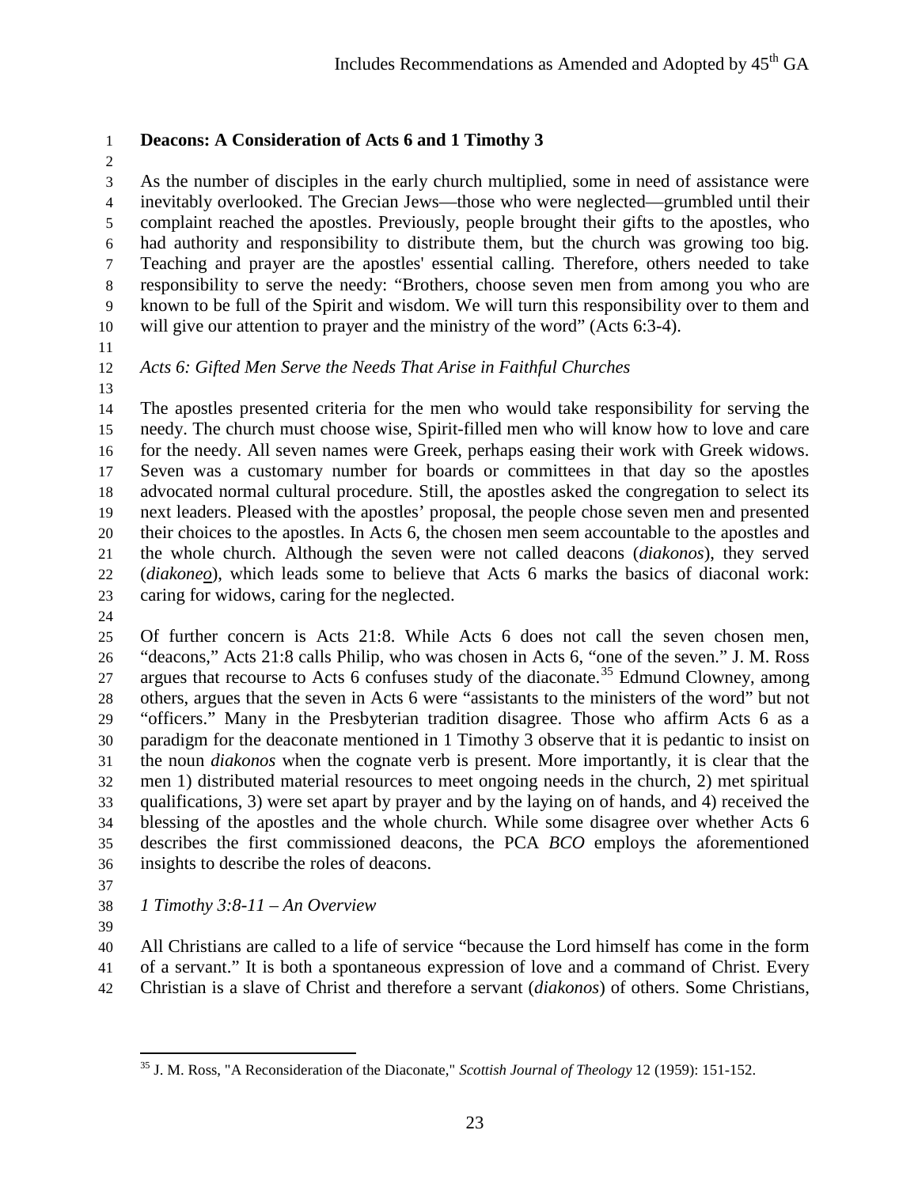**Deacons: A Consideration of Acts 6 and 1 Timothy 3**

As the number of disciples in the early church multiplied, some in need of assistance were inevitably overlooked. The Grecian Jews—those who were neglected—grumbled until their complaint reached the apostles. Previously, people brought their gifts to the apostles, who had authority and responsibility to distribute them, but the church was growing too big. Teaching and prayer are the apostles' essential calling. Therefore, others needed to take responsibility to serve the needy: "Brothers, choose seven men from among you who are known to be full of the Spirit and wisdom. We will turn this responsibility over to them and will give our attention to prayer and the ministry of the word" (Acts 6:3-4).

*Acts 6: Gifted Men Serve the Needs That Arise in Faithful Churches*

The apostles presented criteria for the men who would take responsibility for serving the needy. The church must choose wise, Spirit-filled men who will know how to love and care for the needy. All seven names were Greek, perhaps easing their work with Greek widows. Seven was a customary number for boards or committees in that day so the apostles advocated normal cultural procedure. Still, the apostles asked the congregation to select its next leaders. Pleased with the apostles' proposal, the people chose seven men and presented their choices to the apostles. In Acts 6, the chosen men seem accountable to the apostles and the whole church. Although the seven were not called deacons (*diakonos*), they served (*diakoneo*), which leads some to believe that Acts 6 marks the basics of diaconal work: caring for widows, caring for the neglected.

Of further concern is Acts 21:8. While Acts 6 does not call the seven chosen men, "deacons," Acts 21:8 calls Philip, who was chosen in Acts 6, "one of the seven." J. M. Ross argues that recourse to Acts 6 confuses study of the diaconate.[35] Edmund Clowney, among others, argues that the seven in Acts 6 were "assistants to the ministers of the word" but not "officers." Many in the Presbyterian tradition disagree. Those who affirm Acts 6 as a paradigm for the deaconate mentioned in 1 Timothy 3 observe that it is pedantic to insist on the noun *diakonos* when the cognate verb is present. More importantly, it is clear that the men 1) distributed material resources to meet ongoing needs in the church, 2) met spiritual qualifications, 3) were set apart by prayer and by the laying on of hands, and 4) received the blessing of the apostles and the whole church. While some disagree over whether Acts 6 describes the first commissioned deacons, the PCA *BCO* employs the aforementioned insights to describe the roles of deacons.

*1 Timothy 3:8-11 – An Overview*

All Christians are called to a life of service "because the Lord himself has come in the form of a servant." It is both a spontaneous expression of love and a command of Christ. Every Christian is a slave of Christ and therefore a servant (*diakonos*) of others. Some Christians,

[35] J. M. Ross, "A Reconsideration of the Diaconate," *Scottish Journal of Theology* 12 (1959): 151-152.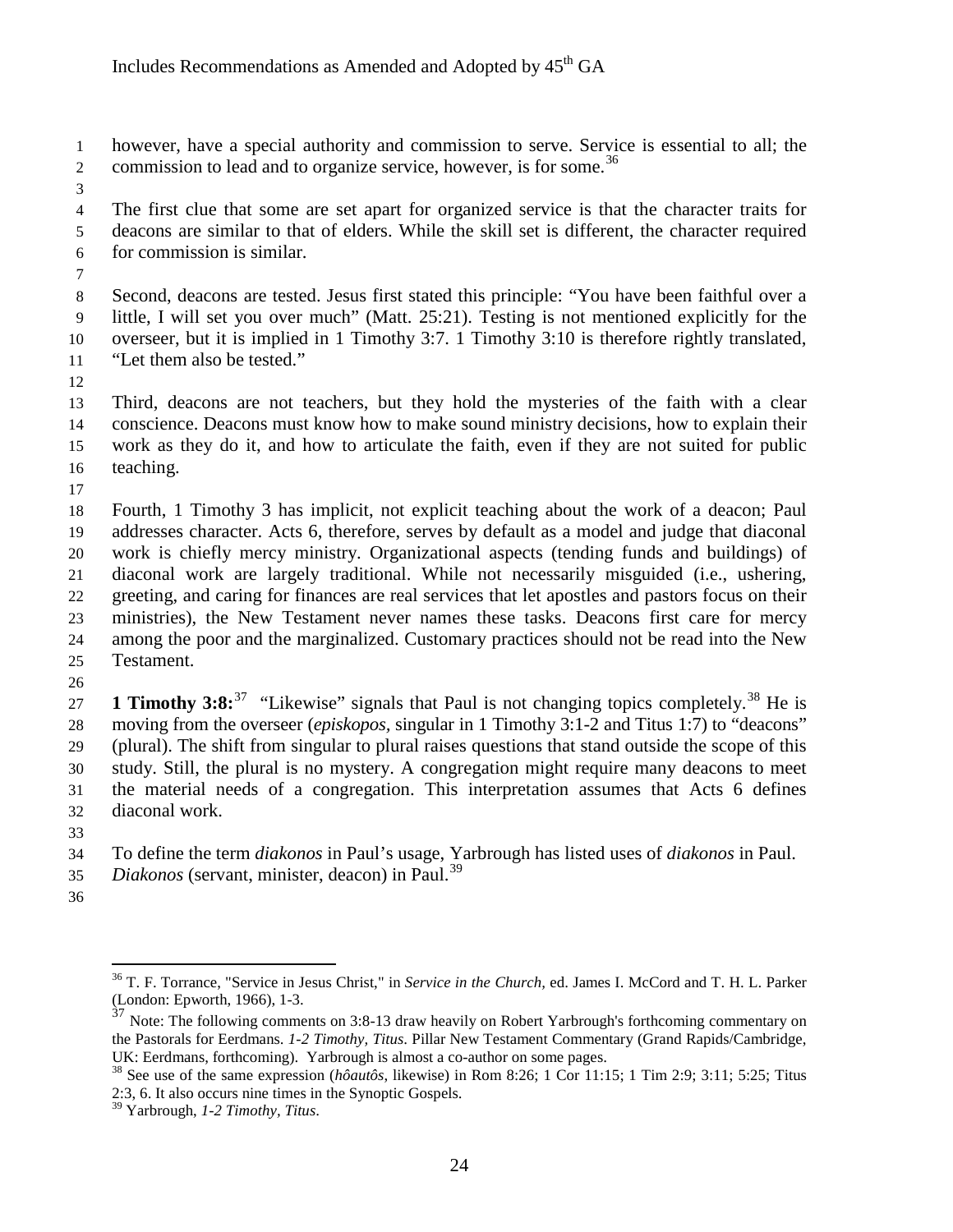however, have a special authority and commission to serve. Service is essential to all; the commission to lead and to organize service, however, is for some.[36]

The first clue that some are set apart for organized service is that the character traits for deacons are similar to that of elders. While the skill set is different, the character required for commission is similar.

Second, deacons are tested. Jesus first stated this principle: "You have been faithful over a little, I will set you over much" (Matt. 25:21). Testing is not mentioned explicitly for the overseer, but it is implied in 1 Timothy 3:7. 1 Timothy 3:10 is therefore rightly translated, "Let them also be tested."

Third, deacons are not teachers, but they hold the mysteries of the faith with a clear conscience. Deacons must know how to make sound ministry decisions, how to explain their work as they do it, and how to articulate the faith, even if they are not suited for public teaching.

Fourth, 1 Timothy 3 has implicit, not explicit teaching about the work of a deacon; Paul addresses character. Acts 6, therefore, serves by default as a model and judge that diaconal work is chiefly mercy ministry. Organizational aspects (tending funds and buildings) of diaconal work are largely traditional. While not necessarily misguided (i.e., ushering, greeting, and caring for finances are real services that let apostles and pastors focus on their ministries), the New Testament never names these tasks. Deacons first care for mercy among the poor and the marginalized. Customary practices should not be read into the New Testament.

**1 Timothy 3:8:**[37] "Likewise" signals that Paul is not changing topics completely.[38] He is moving from the overseer (*episkopos*, singular in 1 Timothy 3:1-2 and Titus 1:7) to "deacons" (plural). The shift from singular to plural raises questions that stand outside the scope of this study. Still, the plural is no mystery. A congregation might require many deacons to meet the material needs of a congregation. This interpretation assumes that Acts 6 defines diaconal work.

To define the term *diakonos* in Paul's usage, Yarbrough has listed uses of *diakonos* in Paul.
*Diakonos* (servant, minister, deacon) in Paul.[39]

---

[36] T. F. Torrance, "Service in Jesus Christ," in *Service in the Church*, ed. James I. McCord and T. H. L. Parker (London: Epworth, 1966), 1-3.

[37] Note: The following comments on 3:8-13 draw heavily on Robert Yarbrough's forthcoming commentary on the Pastorals for Eerdmans. *1-2 Timothy, Titus*. Pillar New Testament Commentary (Grand Rapids/Cambridge, UK: Eerdmans, forthcoming). Yarbrough is almost a co-author on some pages.

[38] See use of the same expression (*hôautôs*, likewise) in Rom 8:26; 1 Cor 11:15; 1 Tim 2:9; 3:11; 5:25; Titus 2:3, 6. It also occurs nine times in the Synoptic Gospels.

[39] Yarbrough, *1-2 Timothy, Titus*.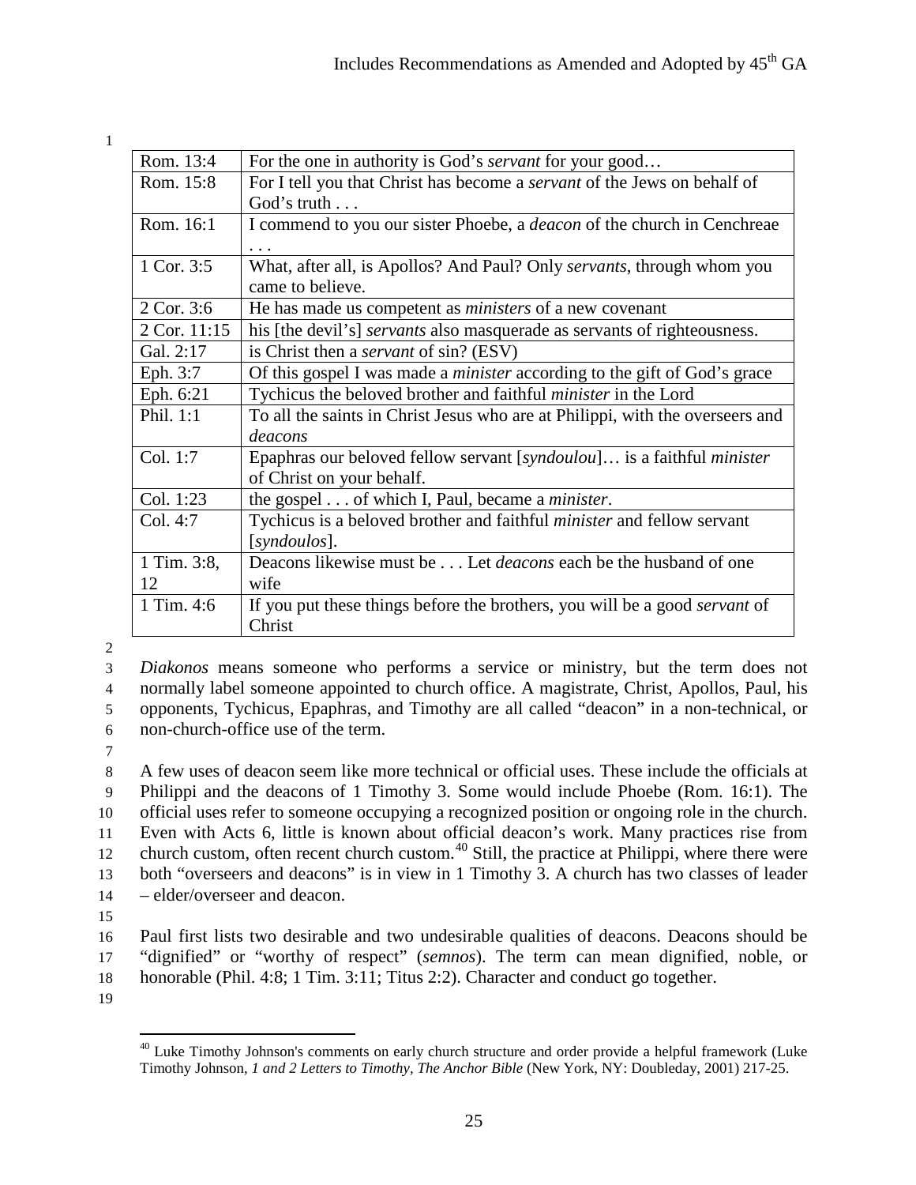| | |
|---|---|
| Rom. 13:4 | For the one in authority is God's *servant* for your good… |
| Rom. 15:8 | For I tell you that Christ has become a *servant* of the Jews on behalf of God's truth . . . |
| Rom. 16:1 | I commend to you our sister Phoebe, a *deacon* of the church in Cenchreae . . . |
| 1 Cor. 3:5 | What, after all, is Apollos? And Paul? Only *servants*, through whom you came to believe. |
| 2 Cor. 3:6 | He has made us competent as *ministers* of a new covenant |
| 2 Cor. 11:15 | his [the devil's] *servants* also masquerade as servants of righteousness. |
| Gal. 2:17 | is Christ then a *servant* of sin? (ESV) |
| Eph. 3:7 | Of this gospel I was made a *minister* according to the gift of God's grace |
| Eph. 6:21 | Tychicus the beloved brother and faithful *minister* in the Lord |
| Phil. 1:1 | To all the saints in Christ Jesus who are at Philippi, with the overseers and *deacons* |
| Col. 1:7 | Epaphras our beloved fellow servant [*syndoulou*]… is a faithful *minister* of Christ on your behalf. |
| Col. 1:23 | the gospel . . . of which I, Paul, became a *minister*. |
| Col. 4:7 | Tychicus is a beloved brother and faithful *minister* and fellow servant [*syndoulos*]. |
| 1 Tim. 3:8, 12 | Deacons likewise must be . . . Let *deacons* each be the husband of one wife |
| 1 Tim. 4:6 | If you put these things before the brothers, you will be a good *servant* of Christ |

*Diakonos* means someone who performs a service or ministry, but the term does not normally label someone appointed to church office. A magistrate, Christ, Apollos, Paul, his opponents, Tychicus, Epaphras, and Timothy are all called "deacon" in a non-technical, or non-church-office use of the term.

A few uses of deacon seem like more technical or official uses. These include the officials at Philippi and the deacons of 1 Timothy 3. Some would include Phoebe (Rom. 16:1). The official uses refer to someone occupying a recognized position or ongoing role in the church. Even with Acts 6, little is known about official deacon's work. Many practices rise from church custom, often recent church custom.[40] Still, the practice at Philippi, where there were both "overseers and deacons" is in view in 1 Timothy 3. A church has two classes of leader – elder/overseer and deacon.

Paul first lists two desirable and two undesirable qualities of deacons. Deacons should be "dignified" or "worthy of respect" (*semnos*). The term can mean dignified, noble, or honorable (Phil. 4:8; 1 Tim. 3:11; Titus 2:2). Character and conduct go together.

[40] Luke Timothy Johnson's comments on early church structure and order provide a helpful framework (Luke Timothy Johnson, *1 and 2 Letters to Timothy, The Anchor Bible* (New York, NY: Doubleday, 2001) 217-25.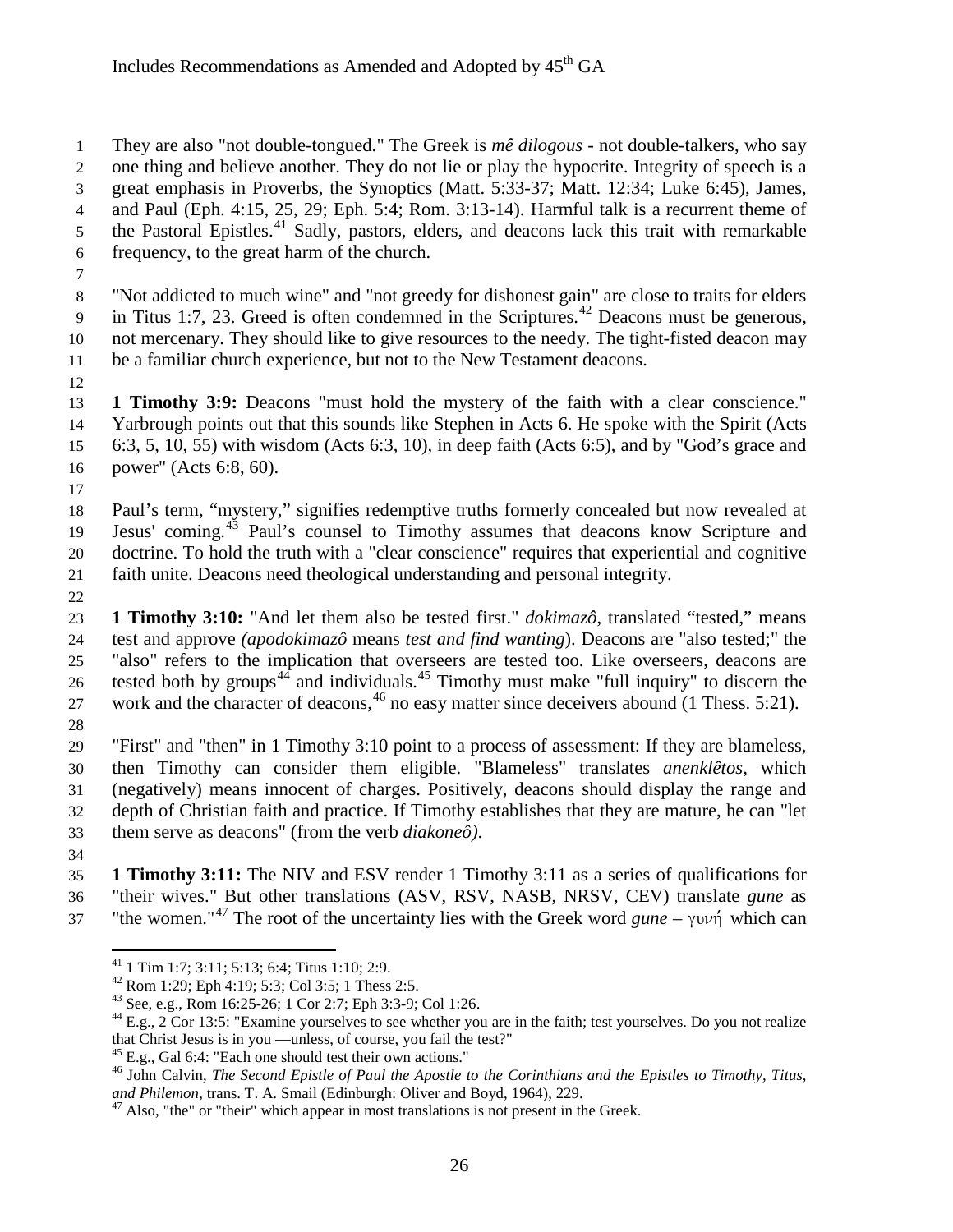They are also "not double-tongued." The Greek is *mê dilogous* - not double-talkers, who say one thing and believe another. They do not lie or play the hypocrite. Integrity of speech is a great emphasis in Proverbs, the Synoptics (Matt. 5:33-37; Matt. 12:34; Luke 6:45), James, and Paul (Eph. 4:15, 25, 29; Eph. 5:4; Rom. 3:13-14). Harmful talk is a recurrent theme of the Pastoral Epistles.[41] Sadly, pastors, elders, and deacons lack this trait with remarkable frequency, to the great harm of the church.

"Not addicted to much wine" and "not greedy for dishonest gain" are close to traits for elders in Titus 1:7, 23. Greed is often condemned in the Scriptures.[42] Deacons must be generous, not mercenary. They should like to give resources to the needy. The tight-fisted deacon may be a familiar church experience, but not to the New Testament deacons.

**1 Timothy 3:9:** Deacons "must hold the mystery of the faith with a clear conscience." Yarbrough points out that this sounds like Stephen in Acts 6. He spoke with the Spirit (Acts 6:3, 5, 10, 55) with wisdom (Acts 6:3, 10), in deep faith (Acts 6:5), and by "God's grace and power" (Acts 6:8, 60).

Paul's term, "mystery," signifies redemptive truths formerly concealed but now revealed at Jesus' coming.[43] Paul's counsel to Timothy assumes that deacons know Scripture and doctrine. To hold the truth with a "clear conscience" requires that experiential and cognitive faith unite. Deacons need theological understanding and personal integrity.

**1 Timothy 3:10:** "And let them also be tested first." *dokimazô*, translated "tested," means test and approve *(apodokimazô* means *test and find wanting*). Deacons are "also tested;" the "also" refers to the implication that overseers are tested too. Like overseers, deacons are tested both by groups[44] and individuals.[45] Timothy must make "full inquiry" to discern the work and the character of deacons,[46] no easy matter since deceivers abound (1 Thess. 5:21).

"First" and "then" in 1 Timothy 3:10 point to a process of assessment: If they are blameless, then Timothy can consider them eligible. "Blameless" translates *anenklêtos*, which (negatively) means innocent of charges. Positively, deacons should display the range and depth of Christian faith and practice. If Timothy establishes that they are mature, he can "let them serve as deacons" (from the verb *diakoneô).*

**1 Timothy 3:11:** The NIV and ESV render 1 Timothy 3:11 as a series of qualifications for "their wives." But other translations (ASV, RSV, NASB, NRSV, CEV) translate *gune* as "the women."[47] The root of the uncertainty lies with the Greek word *gune* – γυνή which can

---

[41] 1 Tim 1:7; 3:11; 5:13; 6:4; Titus 1:10; 2:9.

[42] Rom 1:29; Eph 4:19; 5:3; Col 3:5; 1 Thess 2:5.

[43] See, e.g., Rom 16:25-26; 1 Cor 2:7; Eph 3:3-9; Col 1:26.

[44] E.g., 2 Cor 13:5: "Examine yourselves to see whether you are in the faith; test yourselves. Do you not realize that Christ Jesus is in you —unless, of course, you fail the test?"

[45] E.g., Gal 6:4: "Each one should test their own actions."

[46] John Calvin, *The Second Epistle of Paul the Apostle to the Corinthians and the Epistles to Timothy, Titus, and Philemon,* trans. T. A. Smail (Edinburgh: Oliver and Boyd, 1964), 229.

[47] Also, "the" or "their" which appear in most translations is not present in the Greek.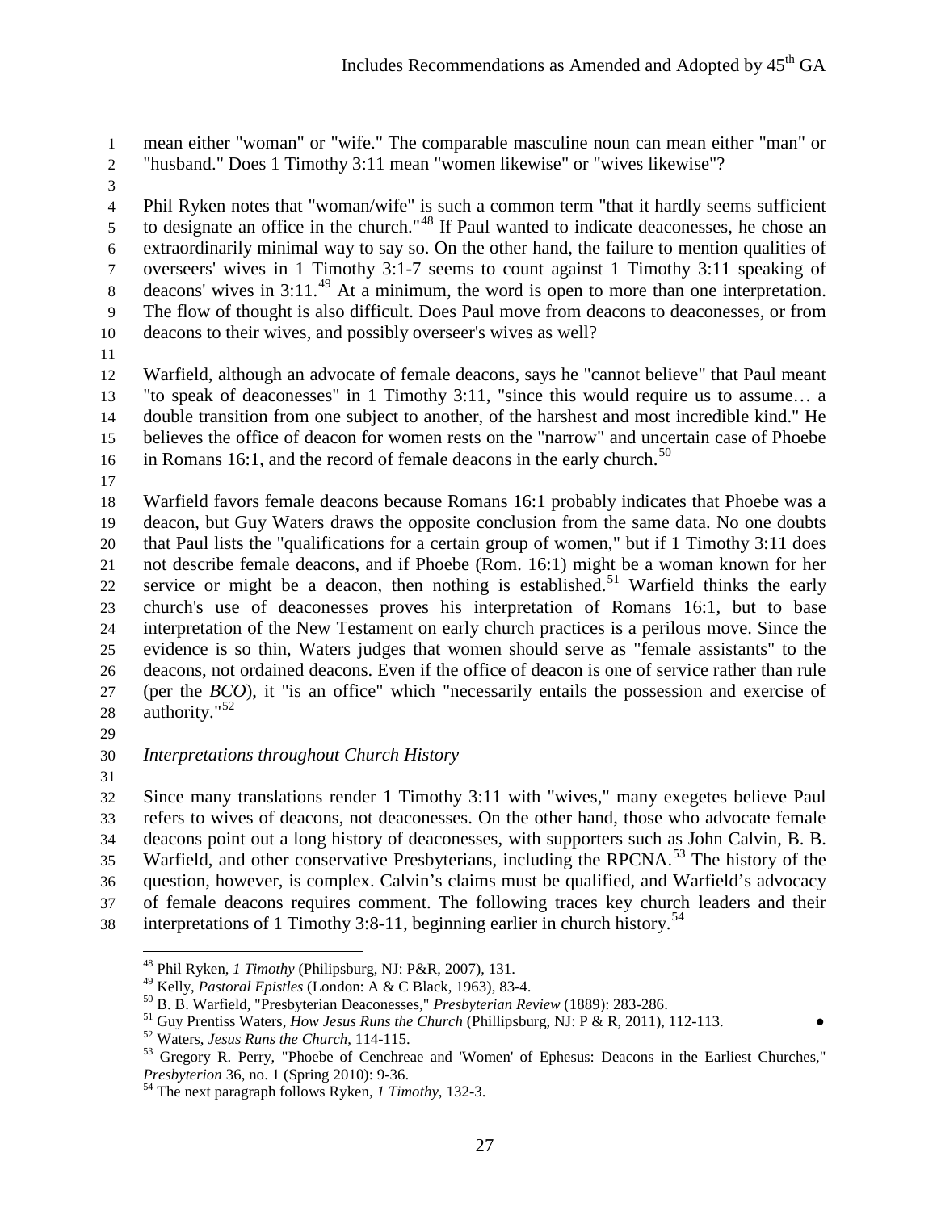mean either "woman" or "wife." The comparable masculine noun can mean either "man" or "husband." Does 1 Timothy 3:11 mean "women likewise" or "wives likewise"?

Phil Ryken notes that "woman/wife" is such a common term "that it hardly seems sufficient to designate an office in the church."[48] If Paul wanted to indicate deaconesses, he chose an extraordinarily minimal way to say so. On the other hand, the failure to mention qualities of overseers' wives in 1 Timothy 3:1-7 seems to count against 1 Timothy 3:11 speaking of deacons' wives in 3:11.[49] At a minimum, the word is open to more than one interpretation. The flow of thought is also difficult. Does Paul move from deacons to deaconesses, or from deacons to their wives, and possibly overseer's wives as well?

Warfield, although an advocate of female deacons, says he "cannot believe" that Paul meant "to speak of deaconesses" in 1 Timothy 3:11, "since this would require us to assume… a double transition from one subject to another, of the harshest and most incredible kind." He believes the office of deacon for women rests on the "narrow" and uncertain case of Phoebe in Romans 16:1, and the record of female deacons in the early church.[50]

Warfield favors female deacons because Romans 16:1 probably indicates that Phoebe was a deacon, but Guy Waters draws the opposite conclusion from the same data. No one doubts that Paul lists the "qualifications for a certain group of women," but if 1 Timothy 3:11 does not describe female deacons, and if Phoebe (Rom. 16:1) might be a woman known for her service or might be a deacon, then nothing is established.[51] Warfield thinks the early church's use of deaconesses proves his interpretation of Romans 16:1, but to base interpretation of the New Testament on early church practices is a perilous move. Since the evidence is so thin, Waters judges that women should serve as "female assistants" to the deacons, not ordained deacons. Even if the office of deacon is one of service rather than rule (per the *BCO*), it "is an office" which "necessarily entails the possession and exercise of authority."[52]

*Interpretations throughout Church History*

Since many translations render 1 Timothy 3:11 with "wives," many exegetes believe Paul refers to wives of deacons, not deaconesses. On the other hand, those who advocate female deacons point out a long history of deaconesses, with supporters such as John Calvin, B. B. Warfield, and other conservative Presbyterians, including the RPCNA.[53] The history of the question, however, is complex. Calvin's claims must be qualified, and Warfield's advocacy of female deacons requires comment. The following traces key church leaders and their interpretations of 1 Timothy 3:8-11, beginning earlier in church history.[54]

---

[48] Phil Ryken, *1 Timothy* (Philipsburg, NJ: P&R, 2007), 131.

[49] Kelly, *Pastoral Epistles* (London: A & C Black, 1963), 83-4.

[50] B. B. Warfield, "Presbyterian Deaconesses," *Presbyterian Review* (1889): 283-286.

[51] Guy Prentiss Waters, *How Jesus Runs the Church* (Phillipsburg, NJ: P & R, 2011), 112-113.

[52] Waters, *Jesus Runs the Church*, 114-115.

[53] Gregory R. Perry, "Phoebe of Cenchreae and 'Women' of Ephesus: Deacons in the Earliest Churches," *Presbyterion* 36, no. 1 (Spring 2010): 9-36.

[54] The next paragraph follows Ryken, *1 Timothy*, 132-3.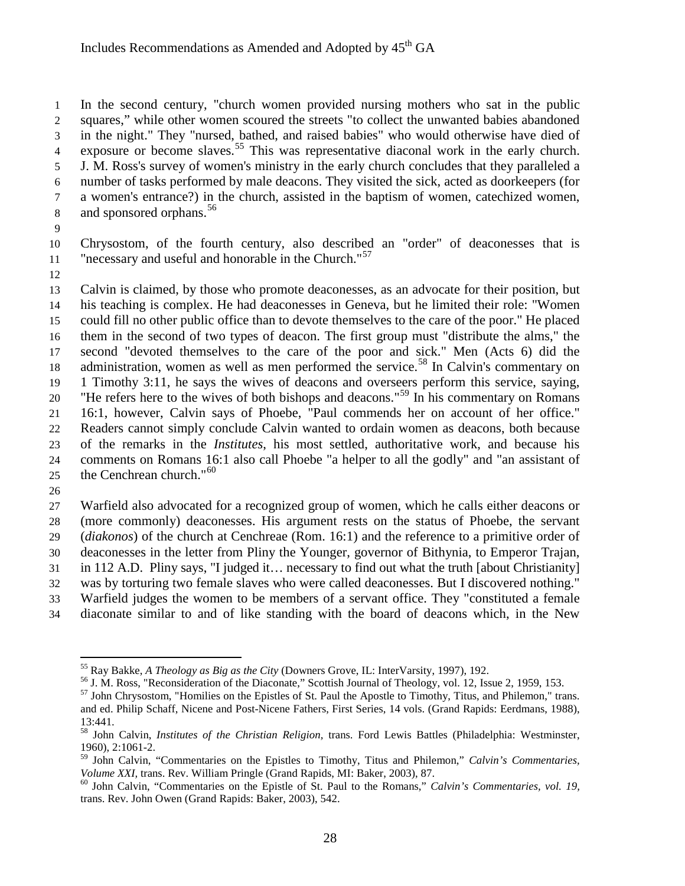In the second century, "church women provided nursing mothers who sat in the public squares," while other women scoured the streets "to collect the unwanted babies abandoned in the night." They "nursed, bathed, and raised babies" who would otherwise have died of exposure or become slaves.[55] This was representative diaconal work in the early church. J. M. Ross's survey of women's ministry in the early church concludes that they paralleled a number of tasks performed by male deacons. They visited the sick, acted as doorkeepers (for a women's entrance?) in the church, assisted in the baptism of women, catechized women, and sponsored orphans.[56]

Chrysostom, of the fourth century, also described an "order" of deaconesses that is "necessary and useful and honorable in the Church."[57]

Calvin is claimed, by those who promote deaconesses, as an advocate for their position, but his teaching is complex. He had deaconesses in Geneva, but he limited their role: "Women could fill no other public office than to devote themselves to the care of the poor." He placed them in the second of two types of deacon. The first group must "distribute the alms," the second "devoted themselves to the care of the poor and sick." Men (Acts 6) did the administration, women as well as men performed the service.[58] In Calvin's commentary on 1 Timothy 3:11, he says the wives of deacons and overseers perform this service, saying, "He refers here to the wives of both bishops and deacons."[59] In his commentary on Romans 16:1, however, Calvin says of Phoebe, "Paul commends her on account of her office." Readers cannot simply conclude Calvin wanted to ordain women as deacons, both because of the remarks in the *Institutes*, his most settled, authoritative work, and because his comments on Romans 16:1 also call Phoebe "a helper to all the godly" and "an assistant of the Cenchrean church."[60]

Warfield also advocated for a recognized group of women, which he calls either deacons or (more commonly) deaconesses. His argument rests on the status of Phoebe, the servant (*diakonos*) of the church at Cenchreae (Rom. 16:1) and the reference to a primitive order of deaconesses in the letter from Pliny the Younger, governor of Bithynia, to Emperor Trajan, in 112 A.D. Pliny says, "I judged it… necessary to find out what the truth [about Christianity] was by torturing two female slaves who were called deaconesses. But I discovered nothing." Warfield judges the women to be members of a servant office. They "constituted a female diaconate similar to and of like standing with the board of deacons which, in the New

---

[55] Ray Bakke, *A Theology as Big as the City* (Downers Grove, IL: InterVarsity, 1997), 192.

[56] J. M. Ross, "Reconsideration of the Diaconate," Scottish Journal of Theology, vol. 12, Issue 2, 1959, 153.

[57] John Chrysostom, "Homilies on the Epistles of St. Paul the Apostle to Timothy, Titus, and Philemon," trans. and ed. Philip Schaff, Nicene and Post-Nicene Fathers, First Series, 14 vols. (Grand Rapids: Eerdmans, 1988), 13:441.

[58] John Calvin, *Institutes of the Christian Religion*, trans. Ford Lewis Battles (Philadelphia: Westminster, 1960), 2:1061-2.

[59] John Calvin, "Commentaries on the Epistles to Timothy, Titus and Philemon," *Calvin's Commentaries, Volume XXI*, trans. Rev. William Pringle (Grand Rapids, MI: Baker, 2003), 87.

[60] John Calvin, "Commentaries on the Epistle of St. Paul to the Romans," *Calvin's Commentaries, vol. 19*, trans. Rev. John Owen (Grand Rapids: Baker, 2003), 542.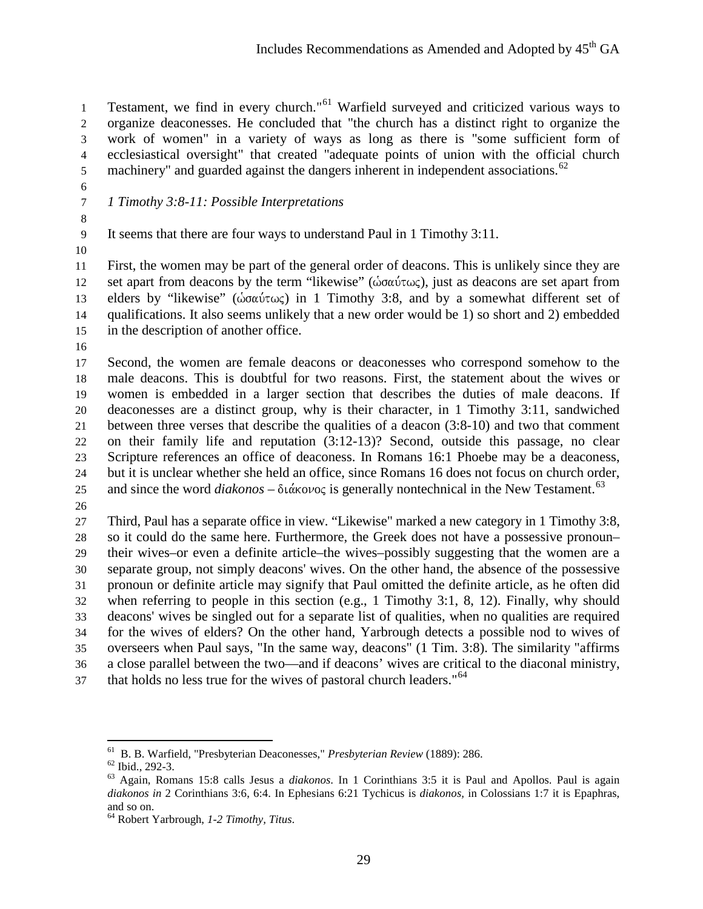Testament, we find in every church."[61] Warfield surveyed and criticized various ways to organize deaconesses. He concluded that the church has a distinct right to organize the work of women" in a variety of ways as long as there is "some sufficient form of ecclesiastical oversight" that created "adequate points of union with the official church machinery" and guarded against the dangers inherent in independent associations.[62]

*1 Timothy 3:8-11: Possible Interpretations*

It seems that there are four ways to understand Paul in 1 Timothy 3:11.

First, the women may be part of the general order of deacons. This is unlikely since they are set apart from deacons by the term "likewise" (ὡσαύτως), just as deacons are set apart from elders by "likewise" (ὡσαύτως) in 1 Timothy 3:8, and by a somewhat different set of qualifications. It also seems unlikely that a new order would be 1) so short and 2) embedded in the description of another office.

Second, the women are female deacons or deaconesses who correspond somehow to the male deacons. This is doubtful for two reasons. First, the statement about the wives or women is embedded in a larger section that describes the duties of male deacons. If deaconesses are a distinct group, why is their character, in 1 Timothy 3:11, sandwiched between three verses that describe the qualities of a deacon (3:8-10) and two that comment on their family life and reputation (3:12-13)? Second, outside this passage, no clear Scripture references an office of deaconess. In Romans 16:1 Phoebe may be a deaconess, but it is unclear whether she held an office, since Romans 16 does not focus on church order, and since the word *diakonos* – διάκονος is generally nontechnical in the New Testament.[63]

Third, Paul has a separate office in view. "Likewise" marked a new category in 1 Timothy 3:8, so it could do the same here. Furthermore, the Greek does not have a possessive pronoun–their wives–or even a definite article–the wives–possibly suggesting that the women are a separate group, not simply deacons' wives. On the other hand, the absence of the possessive pronoun or definite article may signify that Paul omitted the definite article, as he often did when referring to people in this section (e.g., 1 Timothy 3:1, 8, 12). Finally, why should deacons' wives be singled out for a separate list of qualities, when no qualities are required for the wives of elders? On the other hand, Yarbrough detects a possible nod to wives of overseers when Paul says, "In the same way, deacons" (1 Tim. 3:8). The similarity "affirms a close parallel between the two—and if deacons' wives are critical to the diaconal ministry, that holds no less true for the wives of pastoral church leaders."[64]

---

[61] B. B. Warfield, "Presbyterian Deaconesses," *Presbyterian Review* (1889): 286.

[62] Ibid., 292-3.

[63] Again, Romans 15:8 calls Jesus a *diakonos*. In 1 Corinthians 3:5 it is Paul and Apollos. Paul is again *diakonos in* 2 Corinthians 3:6, 6:4. In Ephesians 6:21 Tychicus is *diakonos*, in Colossians 1:7 it is Epaphras, and so on.

[64] Robert Yarbrough, *1-2 Timothy, Titus*.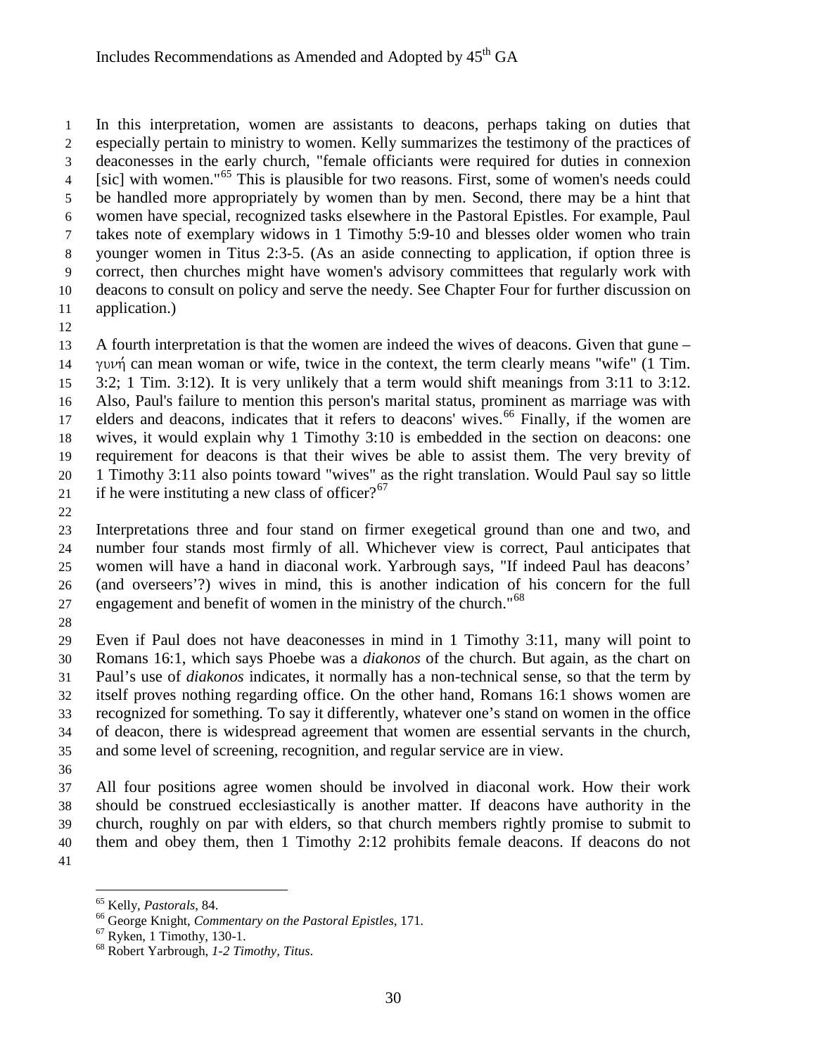In this interpretation, women are assistants to deacons, perhaps taking on duties that especially pertain to ministry to women. Kelly summarizes the testimony of the practices of deaconesses in the early church, "female officiants were required for duties in connexion [sic] with women."[65] This is plausible for two reasons. First, some of women's needs could be handled more appropriately by women than by men. Second, there may be a hint that women have special, recognized tasks elsewhere in the Pastoral Epistles. For example, Paul takes note of exemplary widows in 1 Timothy 5:9-10 and blesses older women who train younger women in Titus 2:3-5. (As an aside connecting to application, if option three is correct, then churches might have women's advisory committees that regularly work with deacons to consult on policy and serve the needy. See Chapter Four for further discussion on application.)

A fourth interpretation is that the women are indeed the wives of deacons. Given that gune – γυνή can mean woman or wife, twice in the context, the term clearly means "wife" (1 Tim. 3:2; 1 Tim. 3:12). It is very unlikely that a term would shift meanings from 3:11 to 3:12. Also, Paul's failure to mention this person's marital status, prominent as marriage was with elders and deacons, indicates that it refers to deacons' wives.[66] Finally, if the women are wives, it would explain why 1 Timothy 3:10 is embedded in the section on deacons: one requirement for deacons is that their wives be able to assist them. The very brevity of 1 Timothy 3:11 also points toward "wives" as the right translation. Would Paul say so little if he were instituting a new class of officer?[67]

Interpretations three and four stand on firmer exegetical ground than one and two, and number four stands most firmly of all. Whichever view is correct, Paul anticipates that women will have a hand in diaconal work. Yarbrough says, "If indeed Paul has deacons' (and overseers'?) wives in mind, this is another indication of his concern for the full engagement and benefit of women in the ministry of the church."[68]

Even if Paul does not have deaconesses in mind in 1 Timothy 3:11, many will point to Romans 16:1, which says Phoebe was a *diakonos* of the church. But again, as the chart on Paul's use of *diakonos* indicates, it normally has a non-technical sense, so that the term by itself proves nothing regarding office. On the other hand, Romans 16:1 shows women are recognized for something. To say it differently, whatever one's stand on women in the office of deacon, there is widespread agreement that women are essential servants in the church, and some level of screening, recognition, and regular service are in view.

All four positions agree women should be involved in diaconal work. How their work should be construed ecclesiastically is another matter. If deacons have authority in the church, roughly on par with elders, so that church members rightly promise to submit to them and obey them, then 1 Timothy 2:12 prohibits female deacons. If deacons do not

---

[65] Kelly, *Pastorals*, 84.

[66] George Knight, *Commentary on the Pastoral Epistles*, 171.

[67] Ryken, 1 Timothy, 130-1.

[68] Robert Yarbrough, *1-2 Timothy, Titus*.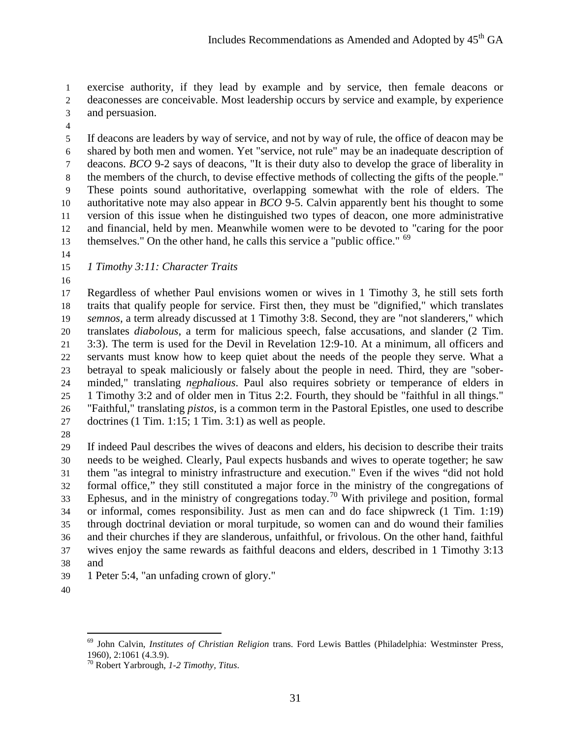exercise authority, if they lead by example and by service, then female deacons or deaconesses are conceivable. Most leadership occurs by service and example, by experience and persuasion.

If deacons are leaders by way of service, and not by way of rule, the office of deacon may be shared by both men and women. Yet "service, not rule" may be an inadequate description of deacons. *BCO* 9-2 says of deacons, "It is their duty also to develop the grace of liberality in the members of the church, to devise effective methods of collecting the gifts of the people." These points sound authoritative, overlapping somewhat with the role of elders. The authoritative note may also appear in *BCO* 9-5. Calvin apparently bent his thought to some version of this issue when he distinguished two types of deacon, one more administrative and financial, held by men. Meanwhile women were to be devoted to "caring for the poor themselves." On the other hand, he calls this service a "public office." [69]

*1 Timothy 3:11: Character Traits*

Regardless of whether Paul envisions women or wives in 1 Timothy 3, he still sets forth traits that qualify people for service. First then, they must be "dignified," which translates *semnos*, a term already discussed at 1 Timothy 3:8. Second, they are "not slanderers," which translates *diabolous*, a term for malicious speech, false accusations, and slander (2 Tim. 3:3). The term is used for the Devil in Revelation 12:9-10. At a minimum, all officers and servants must know how to keep quiet about the needs of the people they serve. What a betrayal to speak maliciously or falsely about the people in need. Third, they are "sober-minded," translating *nephalious*. Paul also requires sobriety or temperance of elders in 1 Timothy 3:2 and of older men in Titus 2:2. Fourth, they should be "faithful in all things." "Faithful," translating *pistos*, is a common term in the Pastoral Epistles, one used to describe doctrines (1 Tim. 1:15; 1 Tim. 3:1) as well as people.

If indeed Paul describes the wives of deacons and elders, his decision to describe their traits needs to be weighed. Clearly, Paul expects husbands and wives to operate together; he saw them "as integral to ministry infrastructure and execution." Even if the wives "did not hold formal office," they still constituted a major force in the ministry of the congregations of Ephesus, and in the ministry of congregations today.[70] With privilege and position, formal or informal, comes responsibility. Just as men can and do face shipwreck (1 Tim. 1:19) through doctrinal deviation or moral turpitude, so women can and do wound their families and their churches if they are slanderous, unfaithful, or frivolous. On the other hand, faithful wives enjoy the same rewards as faithful deacons and elders, described in 1 Timothy 3:13 and 1 Peter 5:4, "an unfading crown of glory."

---

[69] John Calvin, *Institutes of Christian Religion* trans. Ford Lewis Battles (Philadelphia: Westminster Press, 1960), 2:1061 (4.3.9).

[70] Robert Yarbrough, *1-2 Timothy, Titus*.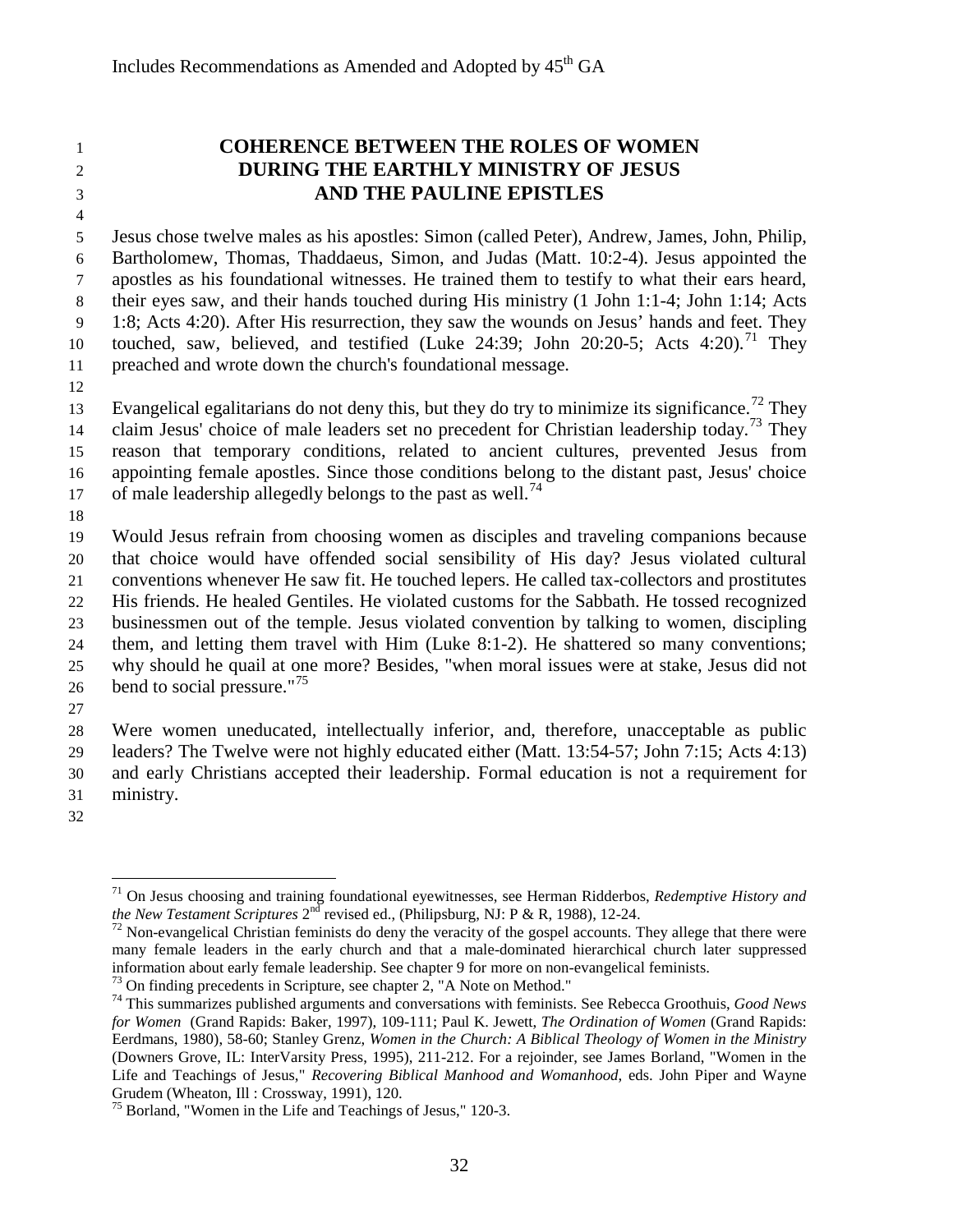## COHERENCE BETWEEN THE ROLES OF WOMEN DURING THE EARTHLY MINISTRY OF JESUS AND THE PAULINE EPISTLES

Jesus chose twelve males as his apostles: Simon (called Peter), Andrew, James, John, Philip, Bartholomew, Thomas, Thaddaeus, Simon, and Judas (Matt. 10:2-4). Jesus appointed the apostles as his foundational witnesses. He trained them to testify to what their ears heard, their eyes saw, and their hands touched during His ministry (1 John 1:1-4; John 1:14; Acts 1:8; Acts 4:20). After His resurrection, they saw the wounds on Jesus' hands and feet. They touched, saw, believed, and testified (Luke 24:39; John 20:20-5; Acts 4:20).[71] They preached and wrote down the church's foundational message.

Evangelical egalitarians do not deny this, but they do try to minimize its significance.[72] They claim Jesus' choice of male leaders set no precedent for Christian leadership today.[73] They reason that temporary conditions, related to ancient cultures, prevented Jesus from appointing female apostles. Since those conditions belong to the distant past, Jesus' choice of male leadership allegedly belongs to the past as well.[74]

Would Jesus refrain from choosing women as disciples and traveling companions because that choice would have offended social sensibility of His day? Jesus violated cultural conventions whenever He saw fit. He touched lepers. He called tax-collectors and prostitutes His friends. He healed Gentiles. He violated customs for the Sabbath. He tossed recognized businessmen out of the temple. Jesus violated convention by talking to women, discipling them, and letting them travel with Him (Luke 8:1-2). He shattered so many conventions; why should he quail at one more? Besides, "when moral issues were at stake, Jesus did not bend to social pressure."[75]

Were women uneducated, intellectually inferior, and, therefore, unacceptable as public leaders? The Twelve were not highly educated either (Matt. 13:54-57; John 7:15; Acts 4:13) and early Christians accepted their leadership. Formal education is not a requirement for ministry.

---

[71] On Jesus choosing and training foundational eyewitnesses, see Herman Ridderbos, *Redemptive History and the New Testament Scriptures* 2nd revised ed., (Philipsburg, NJ: P & R, 1988), 12-24.

[72] Non-evangelical Christian feminists do deny the veracity of the gospel accounts. They allege that there were many female leaders in the early church and that a male-dominated hierarchical church later suppressed information about early female leadership. See chapter 9 for more on non-evangelical feminists.

[73] On finding precedents in Scripture, see chapter 2, "A Note on Method."

[74] This summarizes published arguments and conversations with feminists. See Rebecca Groothuis, *Good News for Women* (Grand Rapids: Baker, 1997), 109-111; Paul K. Jewett, *The Ordination of Women* (Grand Rapids: Eerdmans, 1980), 58-60; Stanley Grenz, *Women in the Church: A Biblical Theology of Women in the Ministry* (Downers Grove, IL: InterVarsity Press, 1995), 211-212. For a rejoinder, see James Borland, "Women in the Life and Teachings of Jesus," *Recovering Biblical Manhood and Womanhood*, eds. John Piper and Wayne Grudem (Wheaton, Ill : Crossway, 1991), 120.

[75] Borland, "Women in the Life and Teachings of Jesus," 120-3.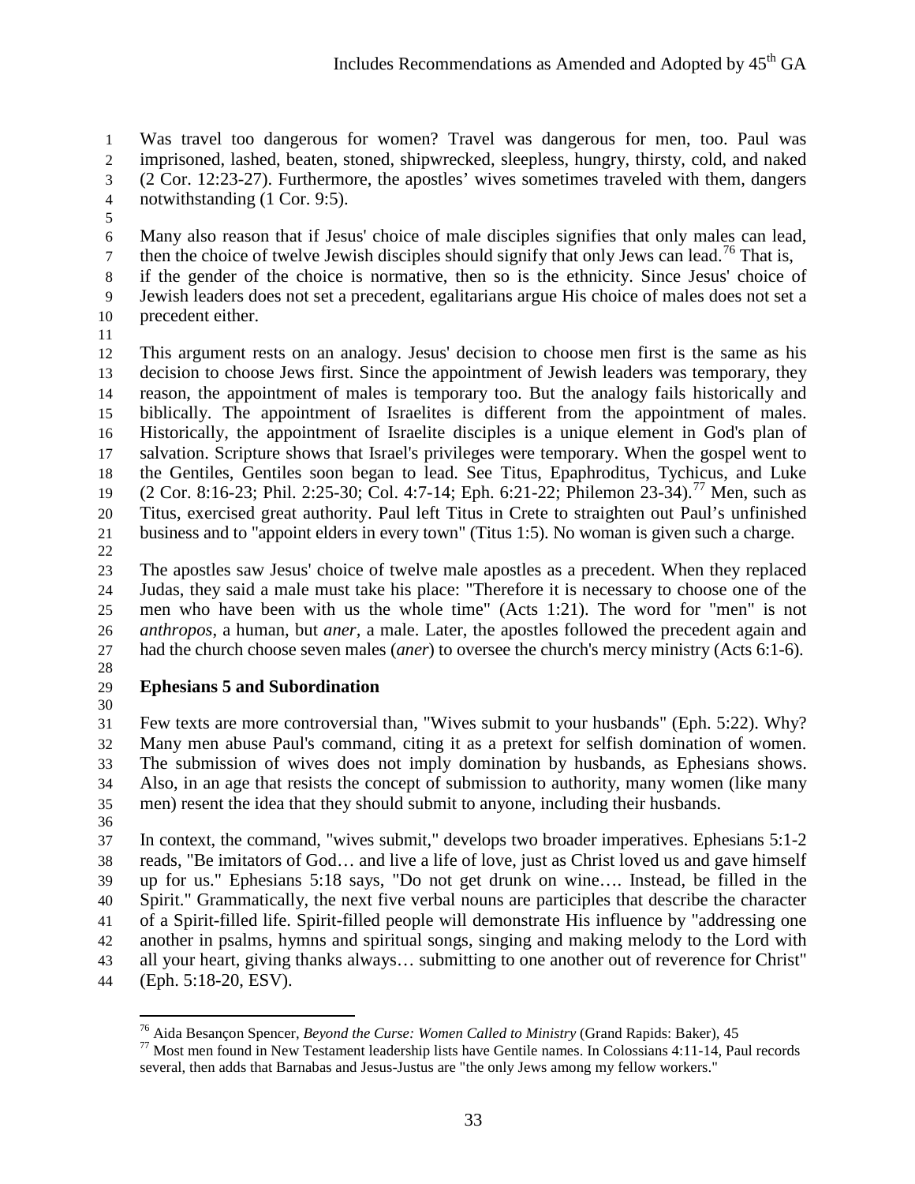Was travel too dangerous for women? Travel was dangerous for men, too. Paul was imprisoned, lashed, beaten, stoned, shipwrecked, sleepless, hungry, thirsty, cold, and naked (2 Cor. 12:23-27). Furthermore, the apostles' wives sometimes traveled with them, dangers notwithstanding (1 Cor. 9:5).

Many also reason that if Jesus' choice of male disciples signifies that only males can lead, then the choice of twelve Jewish disciples should signify that only Jews can lead.[76] That is, if the gender of the choice is normative, then so is the ethnicity. Since Jesus' choice of Jewish leaders does not set a precedent, egalitarians argue His choice of males does not set a precedent either.

This argument rests on an analogy. Jesus' decision to choose men first is the same as his decision to choose Jews first. Since the appointment of Jewish leaders was temporary, they reason, the appointment of males is temporary too. But the analogy fails historically and biblically. The appointment of Israelites is different from the appointment of males. Historically, the appointment of Israelite disciples is a unique element in God's plan of salvation. Scripture shows that Israel's privileges were temporary. When the gospel went to the Gentiles, Gentiles soon began to lead. See Titus, Epaphroditus, Tychicus, and Luke (2 Cor. 8:16-23; Phil. 2:25-30; Col. 4:7-14; Eph. 6:21-22; Philemon 23-34).[77] Men, such as Titus, exercised great authority. Paul left Titus in Crete to straighten out Paul's unfinished business and to "appoint elders in every town" (Titus 1:5). No woman is given such a charge.

The apostles saw Jesus' choice of twelve male apostles as a precedent. When they replaced Judas, they said a male must take his place: "Therefore it is necessary to choose one of the men who have been with us the whole time" (Acts 1:21). The word for "men" is not *anthropos*, a human, but *aner*, a male. Later, the apostles followed the precedent again and had the church choose seven males (*aner*) to oversee the church's mercy ministry (Acts 6:1-6).

## Ephesians 5 and Subordination

Few texts are more controversial than, "Wives submit to your husbands" (Eph. 5:22). Why? Many men abuse Paul's command, citing it as a pretext for selfish domination of women. The submission of wives does not imply domination by husbands, as Ephesians shows. Also, in an age that resists the concept of submission to authority, many women (like many men) resent the idea that they should submit to anyone, including their husbands.

In context, the command, "wives submit," develops two broader imperatives. Ephesians 5:1-2 reads, "Be imitators of God… and live a life of love, just as Christ loved us and gave himself up for us." Ephesians 5:18 says, "Do not get drunk on wine…. Instead, be filled in the Spirit." Grammatically, the next five verbal nouns are participles that describe the character of a Spirit-filled life. Spirit-filled people will demonstrate His influence by "addressing one another in psalms, hymns and spiritual songs, singing and making melody to the Lord with all your heart, giving thanks always… submitting to one another out of reverence for Christ" (Eph. 5:18-20, ESV).

---

[76] Aida Besançon Spencer, *Beyond the Curse: Women Called to Ministry* (Grand Rapids: Baker), 45

[77] Most men found in New Testament leadership lists have Gentile names. In Colossians 4:11-14, Paul records several, then adds that Barnabas and Jesus-Justus are "the only Jews among my fellow workers."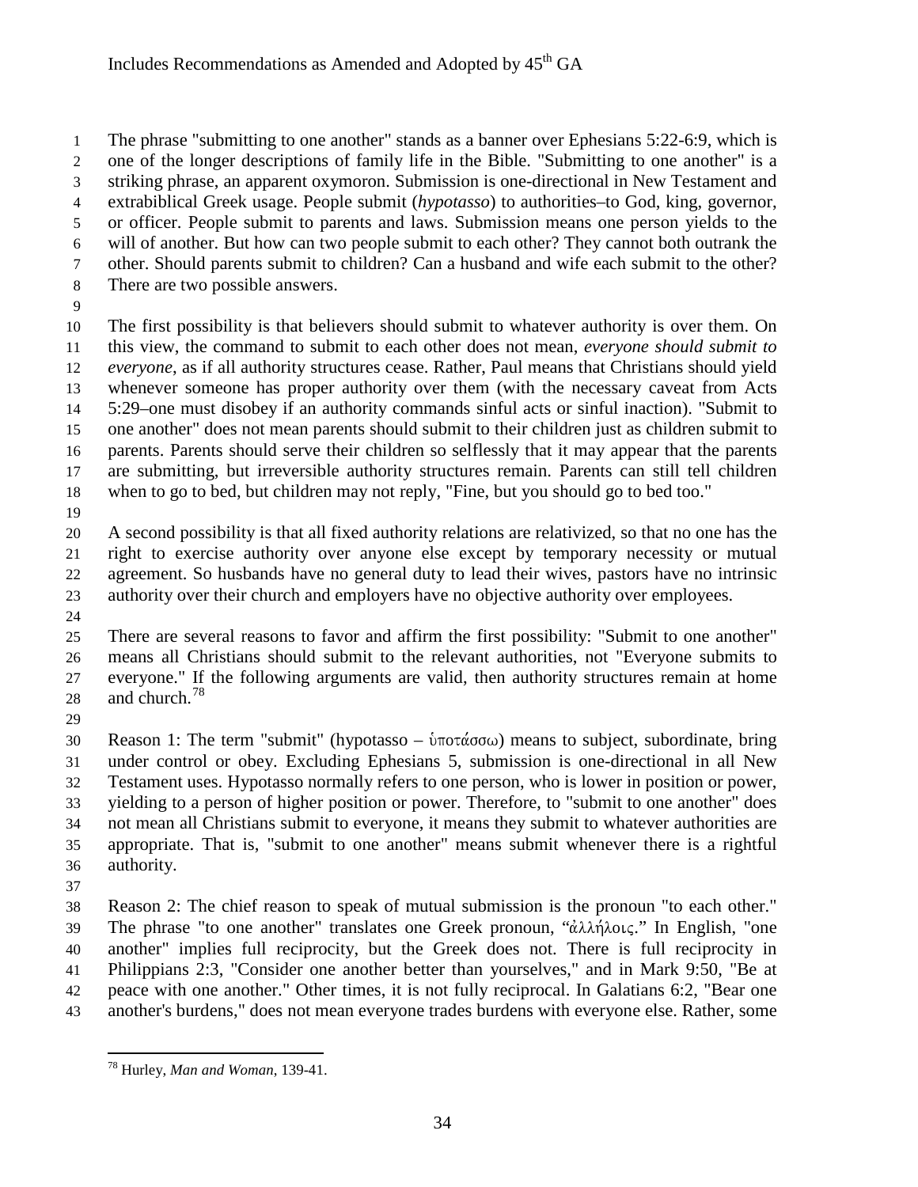The phrase "submitting to one another" stands as a banner over Ephesians 5:22-6:9, which is one of the longer descriptions of family life in the Bible. "Submitting to one another" is a striking phrase, an apparent oxymoron. Submission is one-directional in New Testament and extrabiblical Greek usage. People submit (*hypotasso*) to authorities–to God, king, governor, or officer. People submit to parents and laws. Submission means one person yields to the will of another. But how can two people submit to each other? They cannot both outrank the other. Should parents submit to children? Can a husband and wife each submit to the other? There are two possible answers.

The first possibility is that believers should submit to whatever authority is over them. On this view, the command to submit to each other does not mean, *everyone should submit to everyone*, as if all authority structures cease. Rather, Paul means that Christians should yield whenever someone has proper authority over them (with the necessary caveat from Acts 5:29–one must disobey if an authority commands sinful acts or sinful inaction). "Submit to one another" does not mean parents should submit to their children just as children submit to parents. Parents should serve their children so selflessly that it may appear that the parents are submitting, but irreversible authority structures remain. Parents can still tell children when to go to bed, but children may not reply, "Fine, but you should go to bed too."

A second possibility is that all fixed authority relations are relativized, so that no one has the right to exercise authority over anyone else except by temporary necessity or mutual agreement. So husbands have no general duty to lead their wives, pastors have no intrinsic authority over their church and employers have no objective authority over employees.

There are several reasons to favor and affirm the first possibility: "Submit to one another" means all Christians should submit to the relevant authorities, not "Everyone submits to everyone." If the following arguments are valid, then authority structures remain at home and church.[78]

Reason 1: The term "submit" (hypotasso – ὑποτάσσω) means to subject, subordinate, bring under control or obey. Excluding Ephesians 5, submission is one-directional in all New Testament uses. Hypotasso normally refers to one person, who is lower in position or power, yielding to a person of higher position or power. Therefore, to "submit to one another" does not mean all Christians submit to everyone, it means they submit to whatever authorities are appropriate. That is, "submit to one another" means submit whenever there is a rightful authority.

Reason 2: The chief reason to speak of mutual submission is the pronoun "to each other." The phrase "to one another" translates one Greek pronoun, "ἀλλήλοις." In English, "one another" implies full reciprocity, but the Greek does not. There is full reciprocity in Philippians 2:3, "Consider one another better than yourselves," and in Mark 9:50, "Be at peace with one another." Other times, it is not fully reciprocal. In Galatians 6:2, "Bear one another's burdens," does not mean everyone trades burdens with everyone else. Rather, some

[78] Hurley, *Man and Woman*, 139-41.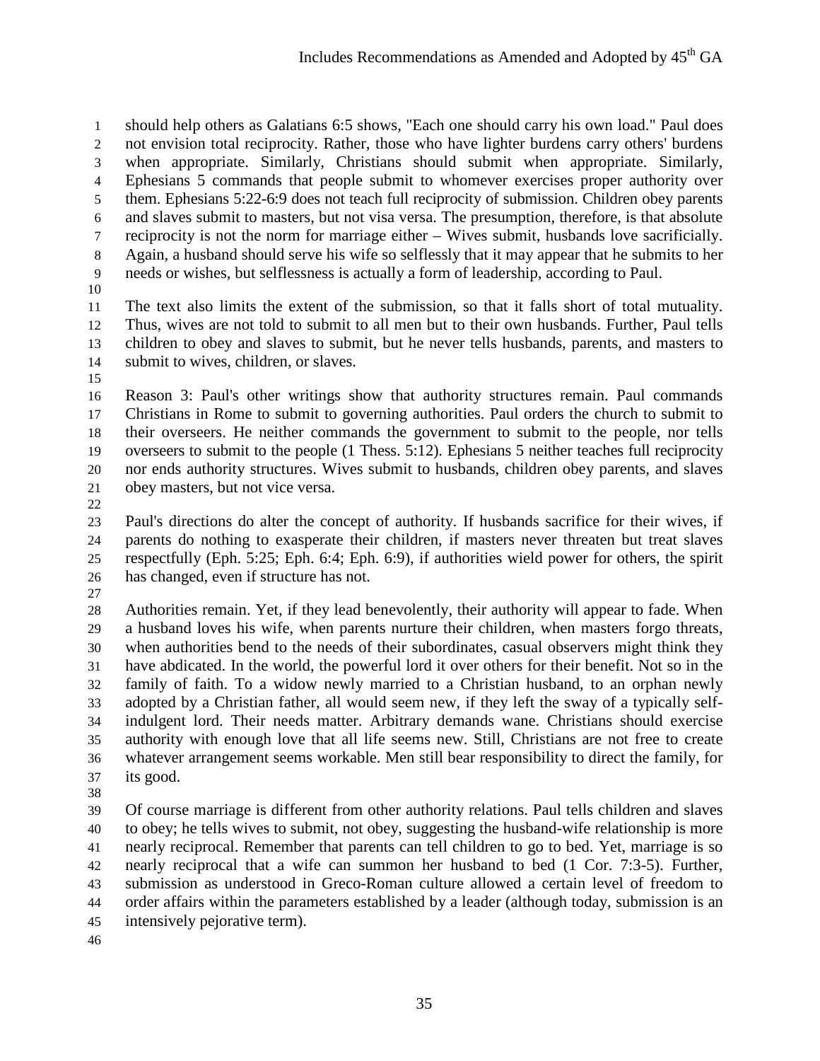should help others as Galatians 6:5 shows, "Each one should carry his own load." Paul does not envision total reciprocity. Rather, those who have lighter burdens carry others' burdens when appropriate. Similarly, Christians should submit when appropriate. Similarly, Ephesians 5 commands that people submit to whomever exercises proper authority over them. Ephesians 5:22-6:9 does not teach full reciprocity of submission. Children obey parents and slaves submit to masters, but not visa versa. The presumption, therefore, is that absolute reciprocity is not the norm for marriage either – Wives submit, husbands love sacrificially. Again, a husband should serve his wife so selflessly that it may appear that he submits to her needs or wishes, but selflessness is actually a form of leadership, according to Paul.

The text also limits the extent of the submission, so that it falls short of total mutuality. Thus, wives are not told to submit to all men but to their own husbands. Further, Paul tells children to obey and slaves to submit, but he never tells husbands, parents, and masters to submit to wives, children, or slaves.

Reason 3: Paul's other writings show that authority structures remain. Paul commands Christians in Rome to submit to governing authorities. Paul orders the church to submit to their overseers. He neither commands the government to submit to the people, nor tells overseers to submit to the people (1 Thess. 5:12). Ephesians 5 neither teaches full reciprocity nor ends authority structures. Wives submit to husbands, children obey parents, and slaves obey masters, but not vice versa.

Paul's directions do alter the concept of authority. If husbands sacrifice for their wives, if parents do nothing to exasperate their children, if masters never threaten but treat slaves respectfully (Eph. 5:25; Eph. 6:4; Eph. 6:9), if authorities wield power for others, the spirit has changed, even if structure has not.

Authorities remain. Yet, if they lead benevolently, their authority will appear to fade. When a husband loves his wife, when parents nurture their children, when masters forgo threats, when authorities bend to the needs of their subordinates, casual observers might think they have abdicated. In the world, the powerful lord it over others for their benefit. Not so in the family of faith. To a widow newly married to a Christian husband, to an orphan newly adopted by a Christian father, all would seem new, if they left the sway of a typically self-indulgent lord. Their needs matter. Arbitrary demands wane. Christians should exercise authority with enough love that all life seems new. Still, Christians are not free to create whatever arrangement seems workable. Men still bear responsibility to direct the family, for its good.

Of course marriage is different from other authority relations. Paul tells children and slaves to obey; he tells wives to submit, not obey, suggesting the husband-wife relationship is more nearly reciprocal. Remember that parents can tell children to go to bed. Yet, marriage is so nearly reciprocal that a wife can summon her husband to bed (1 Cor. 7:3-5). Further, submission as understood in Greco-Roman culture allowed a certain level of freedom to order affairs within the parameters established by a leader (although today, submission is an intensively pejorative term).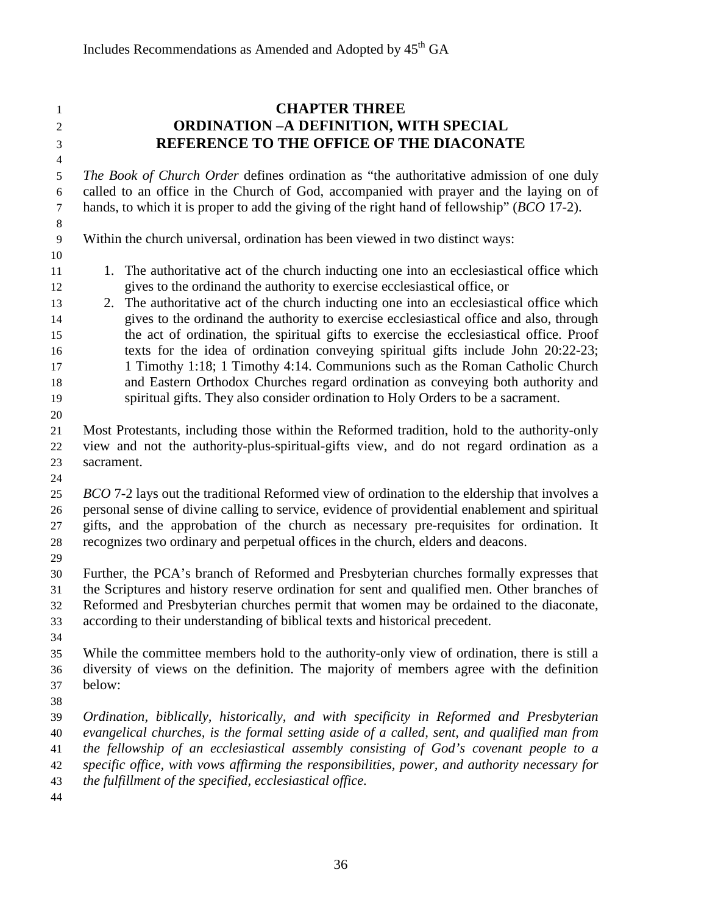# CHAPTER THREE
# ORDINATION –A DEFINITION, WITH SPECIAL REFERENCE TO THE OFFICE OF THE DIACONATE

*The Book of Church Order* defines ordination as "the authoritative admission of one duly called to an office in the Church of God, accompanied with prayer and the laying on of hands, to which it is proper to add the giving of the right hand of fellowship" (*BCO* 17-2).

Within the church universal, ordination has been viewed in two distinct ways:

1. The authoritative act of the church inducting one into an ecclesiastical office which gives to the ordinand the authority to exercise ecclesiastical office, or
2. The authoritative act of the church inducting one into an ecclesiastical office which gives to the ordinand the authority to exercise ecclesiastical office and also, through the act of ordination, the spiritual gifts to exercise the ecclesiastical office. Proof texts for the idea of ordination conveying spiritual gifts include John 20:22-23; 1 Timothy 1:18; 1 Timothy 4:14. Communions such as the Roman Catholic Church and Eastern Orthodox Churches regard ordination as conveying both authority and spiritual gifts. They also consider ordination to Holy Orders to be a sacrament.

Most Protestants, including those within the Reformed tradition, hold to the authority-only view and not the authority-plus-spiritual-gifts view, and do not regard ordination as a sacrament.

*BCO* 7-2 lays out the traditional Reformed view of ordination to the eldership that involves a personal sense of divine calling to service, evidence of providential enablement and spiritual gifts, and the approbation of the church as necessary pre-requisites for ordination. It recognizes two ordinary and perpetual offices in the church, elders and deacons.

Further, the PCA's branch of Reformed and Presbyterian churches formally expresses that the Scriptures and history reserve ordination for sent and qualified men. Other branches of Reformed and Presbyterian churches permit that women may be ordained to the diaconate, according to their understanding of biblical texts and historical precedent.

While the committee members hold to the authority-only view of ordination, there is still a diversity of views on the definition. The majority of members agree with the definition below:

*Ordination, biblically, historically, and with specificity in Reformed and Presbyterian evangelical churches, is the formal setting aside of a called, sent, and qualified man from the fellowship of an ecclesiastical assembly consisting of God's covenant people to a specific office, with vows affirming the responsibilities, power, and authority necessary for the fulfillment of the specified, ecclesiastical office.*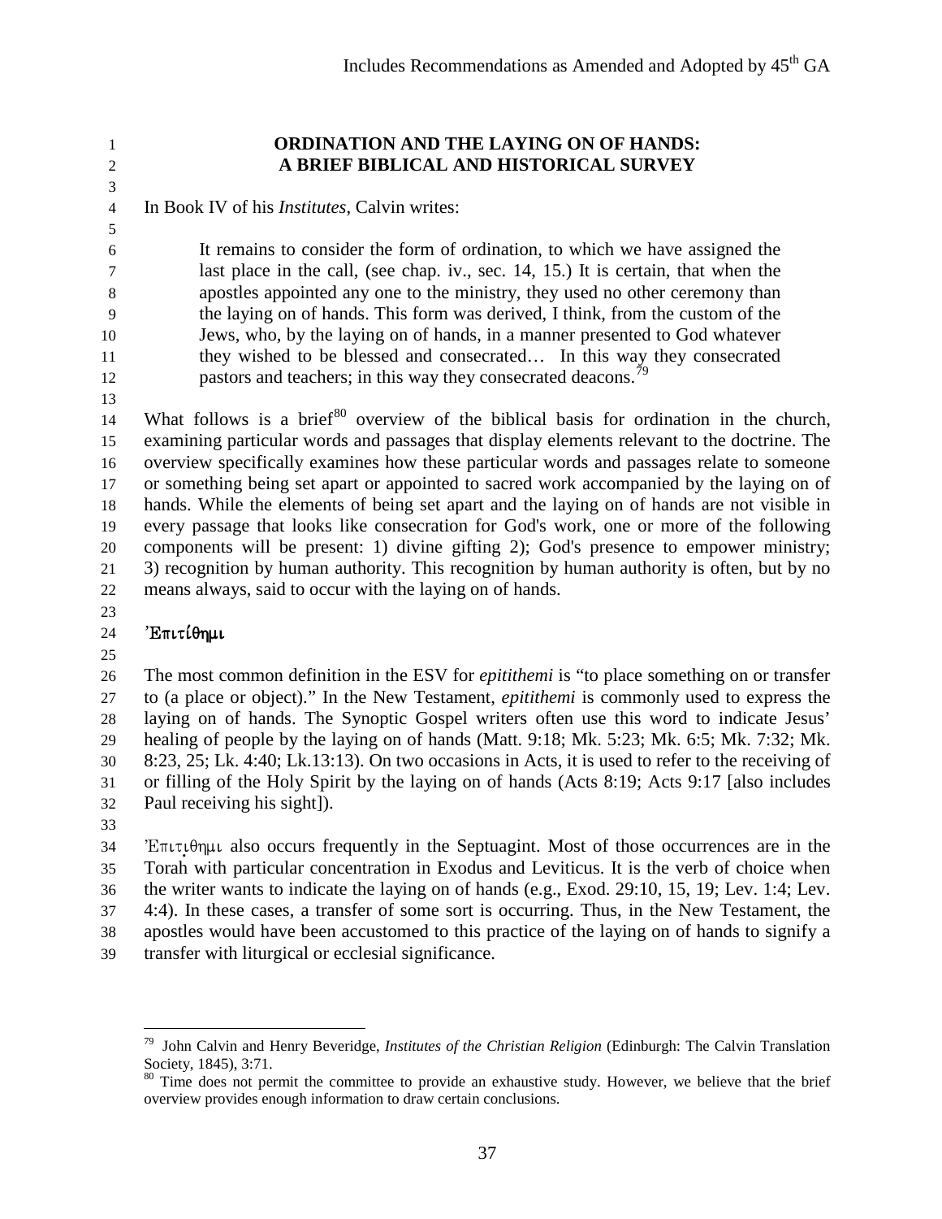## ORDINATION AND THE LAYING ON OF HANDS: A BRIEF BIBLICAL AND HISTORICAL SURVEY

In Book IV of his *Institutes*, Calvin writes:

> It remains to consider the form of ordination, to which we have assigned the last place in the call, (see chap. iv., sec. 14, 15.) It is certain, that when the apostles appointed any one to the ministry, they used no other ceremony than the laying on of hands. This form was derived, I think, from the custom of the Jews, who, by the laying on of hands, in a manner presented to God whatever they wished to be blessed and consecrated… In this way they consecrated pastors and teachers; in this way they consecrated deacons.[79]

What follows is a brief[80] overview of the biblical basis for ordination in the church, examining particular words and passages that display elements relevant to the doctrine. The overview specifically examines how these particular words and passages relate to someone or something being set apart or appointed to sacred work accompanied by the laying on of hands. While the elements of being set apart and the laying on of hands are not visible in every passage that looks like consecration for God's work, one or more of the following components will be present: 1) divine gifting 2); God's presence to empower ministry; 3) recognition by human authority. This recognition by human authority is often, but by no means always, said to occur with the laying on of hands.

### Ἐπιτίθημι

The most common definition in the ESV for *epitithemi* is "to place something on or transfer to (a place or object)." In the New Testament, *epitithemi* is commonly used to express the laying on of hands. The Synoptic Gospel writers often use this word to indicate Jesus' healing of people by the laying on of hands (Matt. 9:18; Mk. 5:23; Mk. 6:5; Mk. 7:32; Mk. 8:23, 25; Lk. 4:40; Lk.13:13). On two occasions in Acts, it is used to refer to the receiving of or filling of the Holy Spirit by the laying on of hands (Acts 8:19; Acts 9:17 [also includes Paul receiving his sight]).

Ἐπιτίθημι also occurs frequently in the Septuagint. Most of those occurrences are in the Torah with particular concentration in Exodus and Leviticus. It is the verb of choice when the writer wants to indicate the laying on of hands (e.g., Exod. 29:10, 15, 19; Lev. 1:4; Lev. 4:4). In these cases, a transfer of some sort is occurring. Thus, in the New Testament, the apostles would have been accustomed to this practice of the laying on of hands to signify a transfer with liturgical or ecclesial significance.

---

[79] John Calvin and Henry Beveridge, *Institutes of the Christian Religion* (Edinburgh: The Calvin Translation Society, 1845), 3:71.

[80] Time does not permit the committee to provide an exhaustive study. However, we believe that the brief overview provides enough information to draw certain conclusions.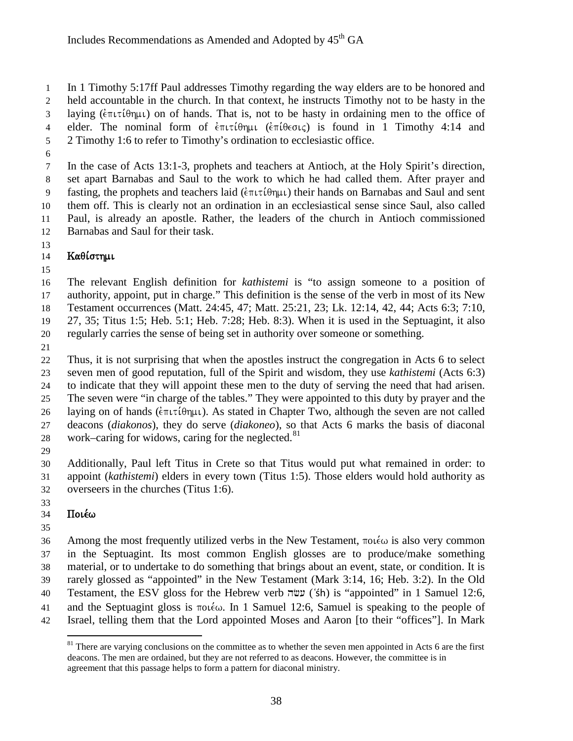In 1 Timothy 5:17ff Paul addresses Timothy regarding the way elders are to be honored and held accountable in the church. In that context, he instructs Timothy not to be hasty in the laying (ἐπιτίθημι) on of hands. That is, not to be hasty in ordaining men to the office of elder. The nominal form of ἐπιτίθημι (ἐπίθεσις) is found in 1 Timothy 4:14 and 2 Timothy 1:6 to refer to Timothy's ordination to ecclesiastic office.

In the case of Acts 13:1-3, prophets and teachers at Antioch, at the Holy Spirit's direction, set apart Barnabas and Saul to the work to which he had called them. After prayer and fasting, the prophets and teachers laid (ἐπιτίθημι) their hands on Barnabas and Saul and sent them off. This is clearly not an ordination in an ecclesiastical sense since Saul, also called Paul, is already an apostle. Rather, the leaders of the church in Antioch commissioned Barnabas and Saul for their task.

### Καθίστημι

The relevant English definition for *kathistemi* is "to assign someone to a position of authority, appoint, put in charge." This definition is the sense of the verb in most of its New Testament occurrences (Matt. 24:45, 47; Matt. 25:21, 23; Lk. 12:14, 42, 44; Acts 6:3; 7:10, 27, 35; Titus 1:5; Heb. 5:1; Heb. 7:28; Heb. 8:3). When it is used in the Septuagint, it also regularly carries the sense of being set in authority over someone or something.

Thus, it is not surprising that when the apostles instruct the congregation in Acts 6 to select seven men of good reputation, full of the Spirit and wisdom, they use *kathistemi* (Acts 6:3) to indicate that they will appoint these men to the duty of serving the need that had arisen. The seven were "in charge of the tables." They were appointed to this duty by prayer and the laying on of hands (ἐπιτίθημι). As stated in Chapter Two, although the seven are not called deacons (*diakonos*), they do serve (*diakoneo*), so that Acts 6 marks the basis of diaconal work–caring for widows, caring for the neglected.[81]

Additionally, Paul left Titus in Crete so that Titus would put what remained in order: to appoint (*kathistemi*) elders in every town (Titus 1:5). Those elders would hold authority as overseers in the churches (Titus 1:6).

### Ποιέω

Among the most frequently utilized verbs in the New Testament, ποιέω is also very common in the Septuagint. Its most common English glosses are to produce/make something material, or to undertake to do something that brings about an event, state, or condition. It is rarely glossed as "appointed" in the New Testament (Mark 3:14, 16; Heb. 3:2). In the Old Testament, the ESV gloss for the Hebrew verb עשׂה (ʿśh) is "appointed" in 1 Samuel 12:6, and the Septuagint gloss is ποιέω. In 1 Samuel 12:6, Samuel is speaking to the people of Israel, telling them that the Lord appointed Moses and Aaron [to their "offices"]. In Mark

[81] There are varying conclusions on the committee as to whether the seven men appointed in Acts 6 are the first deacons. The men are ordained, but they are not referred to as deacons. However, the committee is in agreement that this passage helps to form a pattern for diaconal ministry.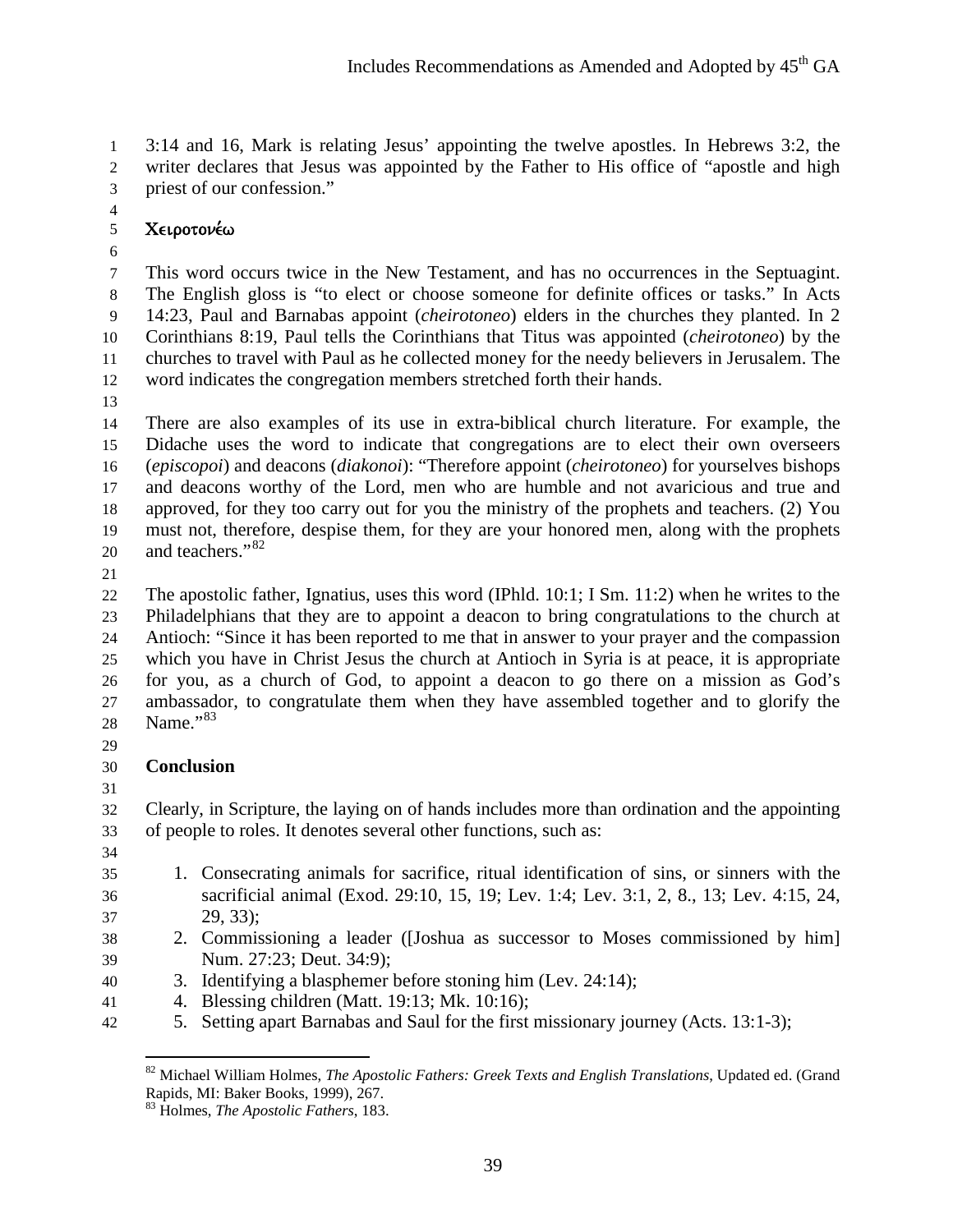3:14 and 16, Mark is relating Jesus' appointing the twelve apostles. In Hebrews 3:2, the writer declares that Jesus was appointed by the Father to His office of "apostle and high priest of our confession."

### Χειροτονέω

This word occurs twice in the New Testament, and has no occurrences in the Septuagint. The English gloss is "to elect or choose someone for definite offices or tasks." In Acts 14:23, Paul and Barnabas appoint (*cheirotoneo*) elders in the churches they planted. In 2 Corinthians 8:19, Paul tells the Corinthians that Titus was appointed (*cheirotoneo*) by the churches to travel with Paul as he collected money for the needy believers in Jerusalem. The word indicates the congregation members stretched forth their hands.

There are also examples of its use in extra-biblical church literature. For example, the Didache uses the word to indicate that congregations are to elect their own overseers (*episcopoi*) and deacons (*diakonoi*): "Therefore appoint (*cheirotoneo*) for yourselves bishops and deacons worthy of the Lord, men who are humble and not avaricious and true and approved, for they too carry out for you the ministry of the prophets and teachers. (2) You must not, therefore, despise them, for they are your honored men, along with the prophets and teachers."[82]

The apostolic father, Ignatius, uses this word (IPhld. 10:1; I Sm. 11:2) when he writes to the Philadelphians that they are to appoint a deacon to bring congratulations to the church at Antioch: "Since it has been reported to me that in answer to your prayer and the compassion which you have in Christ Jesus the church at Antioch in Syria is at peace, it is appropriate for you, as a church of God, to appoint a deacon to go there on a mission as God's ambassador, to congratulate them when they have assembled together and to glorify the Name."[83]

**Conclusion**

Clearly, in Scripture, the laying on of hands includes more than ordination and the appointing of people to roles. It denotes several other functions, such as:

1. Consecrating animals for sacrifice, ritual identification of sins, or sinners with the sacrificial animal (Exod. 29:10, 15, 19; Lev. 1:4; Lev. 3:1, 2, 8., 13; Lev. 4:15, 24, 29, 33);
2. Commissioning a leader ([Joshua as successor to Moses commissioned by him] Num. 27:23; Deut. 34:9);
3. Identifying a blasphemer before stoning him (Lev. 24:14);
4. Blessing children (Matt. 19:13; Mk. 10:16);
5. Setting apart Barnabas and Saul for the first missionary journey (Acts. 13:1-3);

---

[82] Michael William Holmes, *The Apostolic Fathers: Greek Texts and English Translations*, Updated ed. (Grand Rapids, MI: Baker Books, 1999), 267.

[83] Holmes, *The Apostolic Fathers*, 183.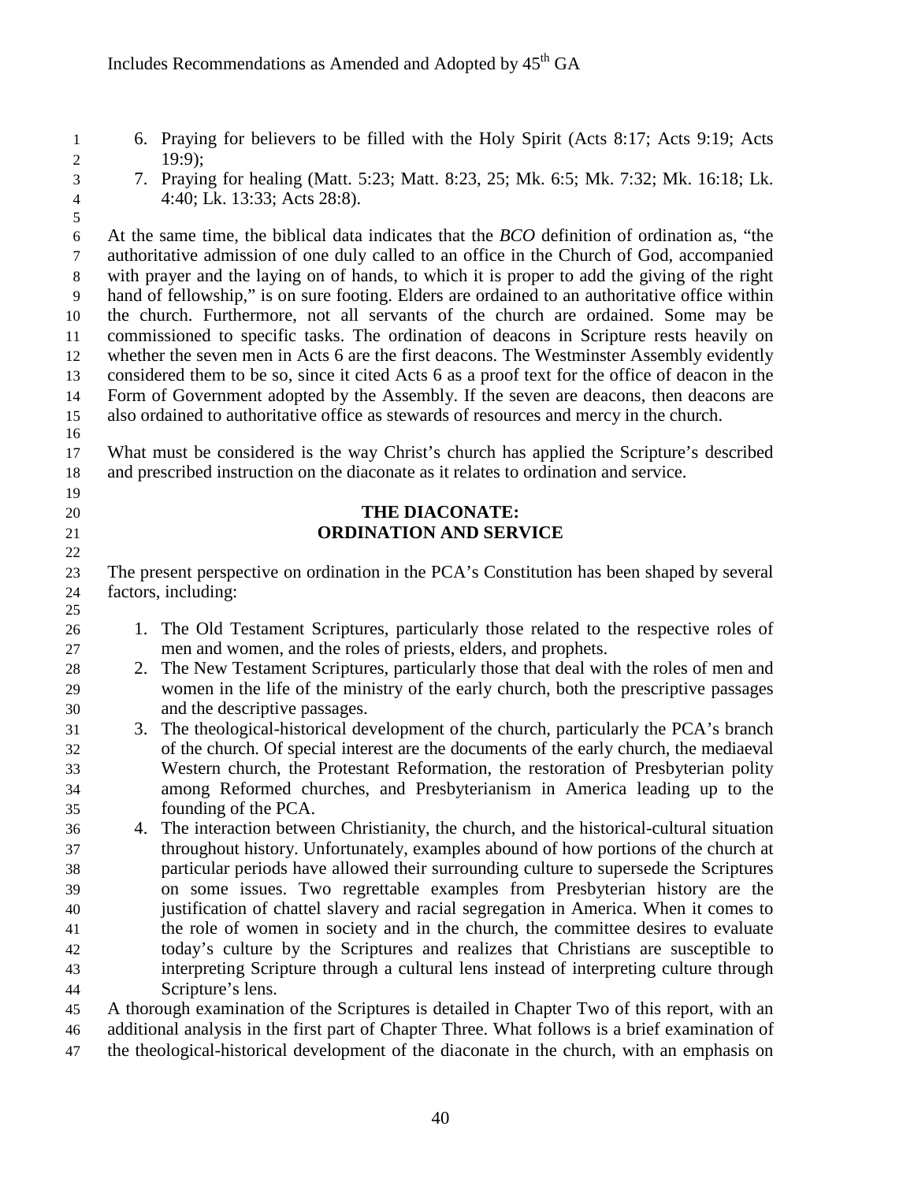6. Praying for believers to be filled with the Holy Spirit (Acts 8:17; Acts 9:19; Acts 19:9);
7. Praying for healing (Matt. 5:23; Matt. 8:23, 25; Mk. 6:5; Mk. 7:32; Mk. 16:18; Lk. 4:40; Lk. 13:33; Acts 28:8).

At the same time, the biblical data indicates that the *BCO* definition of ordination as, "the authoritative admission of one duly called to an office in the Church of God, accompanied with prayer and the laying on of hands, to which it is proper to add the giving of the right hand of fellowship," is on sure footing. Elders are ordained to an authoritative office within the church. Furthermore, not all servants of the church are ordained. Some may be commissioned to specific tasks. The ordination of deacons in Scripture rests heavily on whether the seven men in Acts 6 are the first deacons. The Westminster Assembly evidently considered them to be so, since it cited Acts 6 as a proof text for the office of deacon in the Form of Government adopted by the Assembly. If the seven are deacons, then deacons are also ordained to authoritative office as stewards of resources and mercy in the church.

What must be considered is the way Christ's church has applied the Scripture's described and prescribed instruction on the diaconate as it relates to ordination and service.

## THE DIACONATE: ORDINATION AND SERVICE

The present perspective on ordination in the PCA's Constitution has been shaped by several factors, including:

1. The Old Testament Scriptures, particularly those related to the respective roles of men and women, and the roles of priests, elders, and prophets.
2. The New Testament Scriptures, particularly those that deal with the roles of men and women in the life of the ministry of the early church, both the prescriptive passages and the descriptive passages.
3. The theological-historical development of the church, particularly the PCA's branch of the church. Of special interest are the documents of the early church, the mediaeval Western church, the Protestant Reformation, the restoration of Presbyterian polity among Reformed churches, and Presbyterianism in America leading up to the founding of the PCA.
4. The interaction between Christianity, the church, and the historical-cultural situation throughout history. Unfortunately, examples abound of how portions of the church at particular periods have allowed their surrounding culture to supersede the Scriptures on some issues. Two regrettable examples from Presbyterian history are the justification of chattel slavery and racial segregation in America. When it comes to the role of women in society and in the church, the committee desires to evaluate today's culture by the Scriptures and realizes that Christians are susceptible to interpreting Scripture through a cultural lens instead of interpreting culture through Scripture's lens.

A thorough examination of the Scriptures is detailed in Chapter Two of this report, with an additional analysis in the first part of Chapter Three. What follows is a brief examination of the theological-historical development of the diaconate in the church, with an emphasis on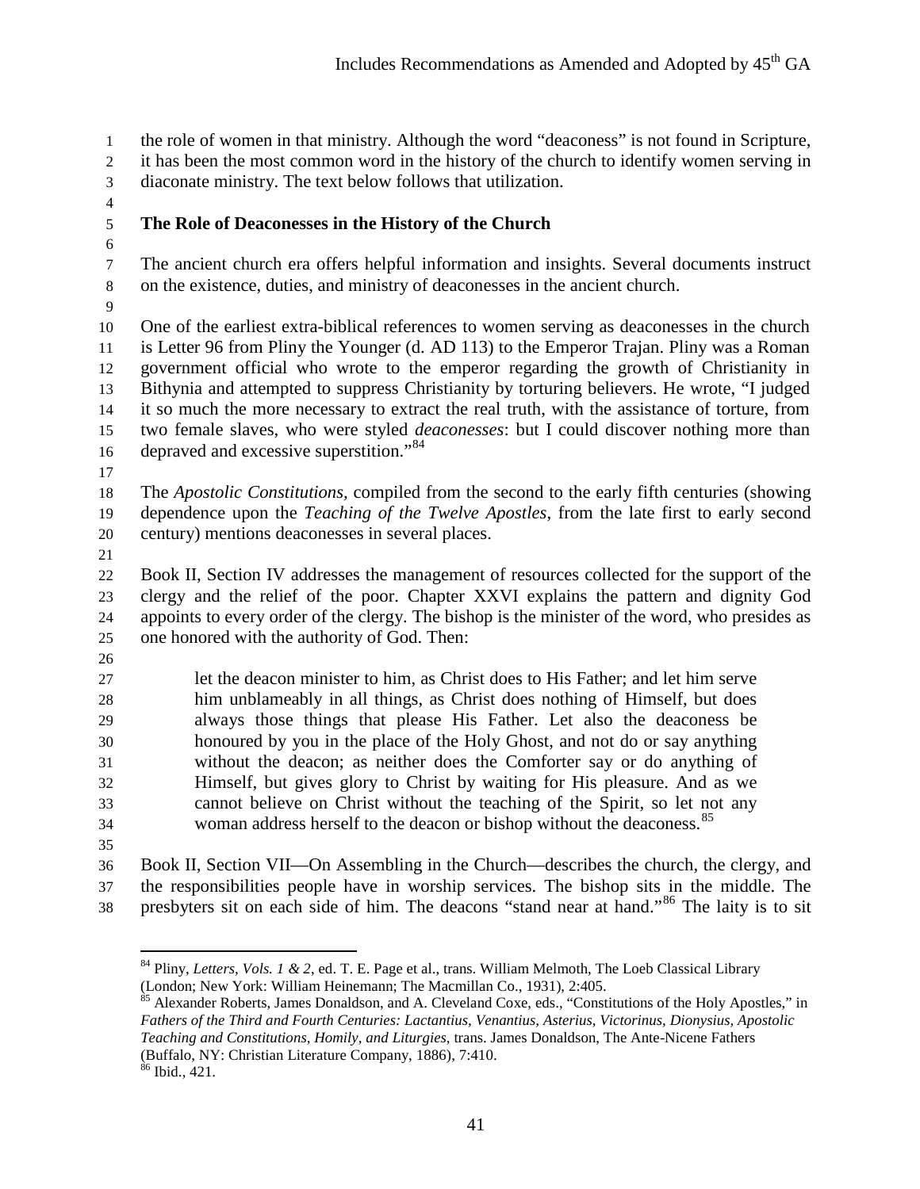the role of women in that ministry. Although the word "deaconess" is not found in Scripture, it has been the most common word in the history of the church to identify women serving in diaconate ministry. The text below follows that utilization.

## The Role of Deaconesses in the History of the Church

The ancient church era offers helpful information and insights. Several documents instruct on the existence, duties, and ministry of deaconesses in the ancient church.

One of the earliest extra-biblical references to women serving as deaconesses in the church is Letter 96 from Pliny the Younger (d. AD 113) to the Emperor Trajan. Pliny was a Roman government official who wrote to the emperor regarding the growth of Christianity in Bithynia and attempted to suppress Christianity by torturing believers. He wrote, "I judged it so much the more necessary to extract the real truth, with the assistance of torture, from two female slaves, who were styled *deaconesses*: but I could discover nothing more than depraved and excessive superstition."[84]

The *Apostolic Constitutions*, compiled from the second to the early fifth centuries (showing dependence upon the *Teaching of the Twelve Apostles*, from the late first to early second century) mentions deaconesses in several places.

Book II, Section IV addresses the management of resources collected for the support of the clergy and the relief of the poor. Chapter XXVI explains the pattern and dignity God appoints to every order of the clergy. The bishop is the minister of the word, who presides as one honored with the authority of God. Then:

> let the deacon minister to him, as Christ does to His Father; and let him serve him unblameably in all things, as Christ does nothing of Himself, but does always those things that please His Father. Let also the deaconess be honoured by you in the place of the Holy Ghost, and not do or say anything without the deacon; as neither does the Comforter say or do anything of Himself, but gives glory to Christ by waiting for His pleasure. And as we cannot believe on Christ without the teaching of the Spirit, so let not any woman address herself to the deacon or bishop without the deaconess.[85]

Book II, Section VII—On Assembling in the Church—describes the church, the clergy, and the responsibilities people have in worship services. The bishop sits in the middle. The presbyters sit on each side of him. The deacons "stand near at hand."[86] The laity is to sit

---

[84] Pliny, *Letters, Vols. 1 & 2*, ed. T. E. Page et al., trans. William Melmoth, The Loeb Classical Library (London; New York: William Heinemann; The Macmillan Co., 1931), 2:405.

[85] Alexander Roberts, James Donaldson, and A. Cleveland Coxe, eds., "Constitutions of the Holy Apostles," in *Fathers of the Third and Fourth Centuries: Lactantius, Venantius, Asterius, Victorinus, Dionysius, Apostolic Teaching and Constitutions, Homily, and Liturgies*, trans. James Donaldson, The Ante-Nicene Fathers (Buffalo, NY: Christian Literature Company, 1886), 7:410.

[86] Ibid., 421.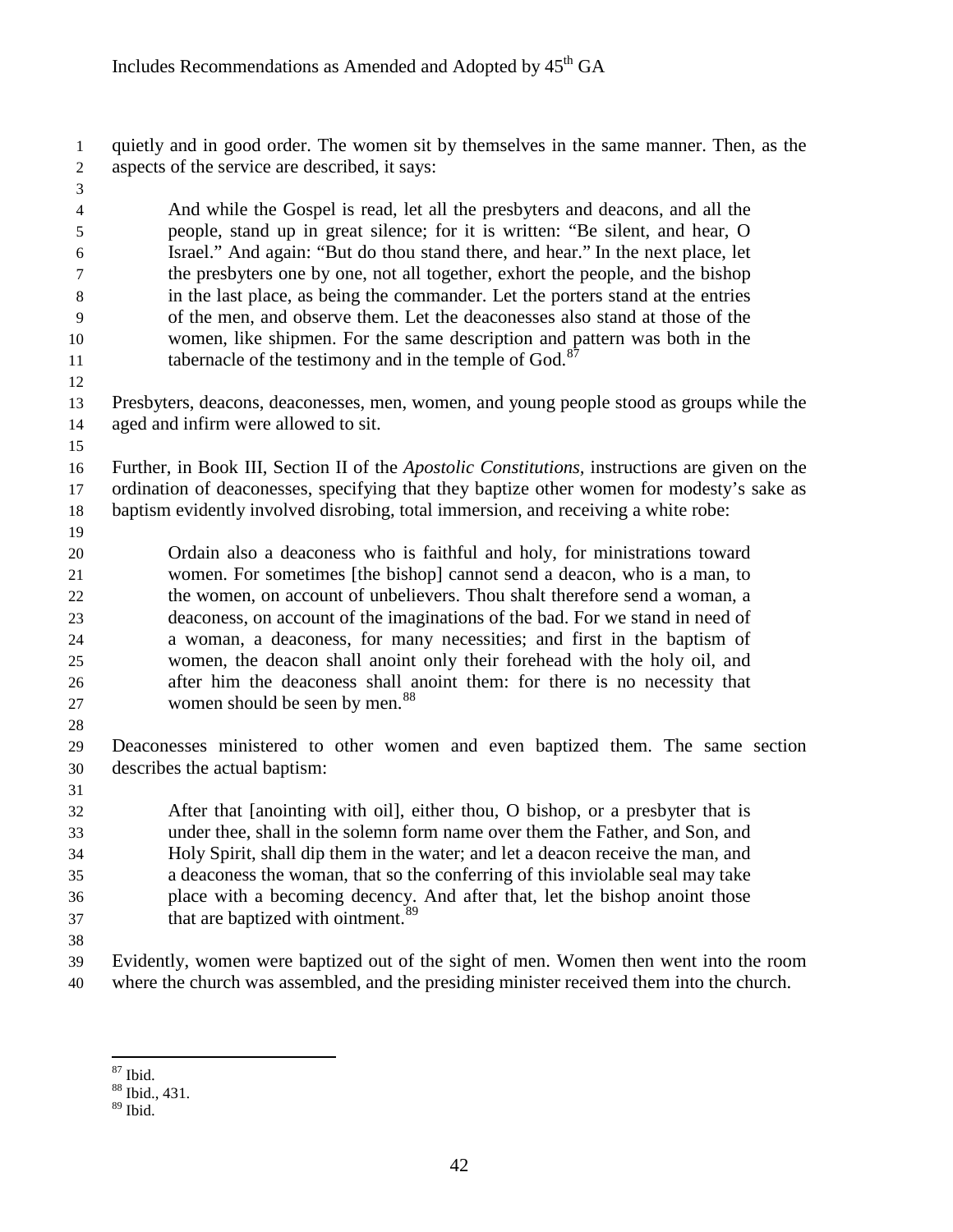quietly and in good order. The women sit by themselves in the same manner. Then, as the aspects of the service are described, it says:

> And while the Gospel is read, let all the presbyters and deacons, and all the people, stand up in great silence; for it is written: "Be silent, and hear, O Israel." And again: "But do thou stand there, and hear." In the next place, let the presbyters one by one, not all together, exhort the people, and the bishop in the last place, as being the commander. Let the porters stand at the entries of the men, and observe them. Let the deaconesses also stand at those of the women, like shipmen. For the same description and pattern was both in the tabernacle of the testimony and in the temple of God.[87]

Presbyters, deacons, deaconesses, men, women, and young people stood as groups while the aged and infirm were allowed to sit.

Further, in Book III, Section II of the *Apostolic Constitutions*, instructions are given on the ordination of deaconesses, specifying that they baptize other women for modesty's sake as baptism evidently involved disrobing, total immersion, and receiving a white robe:

> Ordain also a deaconess who is faithful and holy, for ministrations toward women. For sometimes [the bishop] cannot send a deacon, who is a man, to the women, on account of unbelievers. Thou shalt therefore send a woman, a deaconess, on account of the imaginations of the bad. For we stand in need of a woman, a deaconess, for many necessities; and first in the baptism of women, the deacon shall anoint only their forehead with the holy oil, and after him the deaconess shall anoint them: for there is no necessity that women should be seen by men.[88]

Deaconesses ministered to other women and even baptized them. The same section describes the actual baptism:

> After that [anointing with oil], either thou, O bishop, or a presbyter that is under thee, shall in the solemn form name over them the Father, and Son, and Holy Spirit, shall dip them in the water; and let a deacon receive the man, and a deaconess the woman, that so the conferring of this inviolable seal may take place with a becoming decency. And after that, let the bishop anoint those that are baptized with ointment.[89]

Evidently, women were baptized out of the sight of men. Women then went into the room where the church was assembled, and the presiding minister received them into the church.

---

[87] Ibid.
[88] Ibid., 431.
[89] Ibid.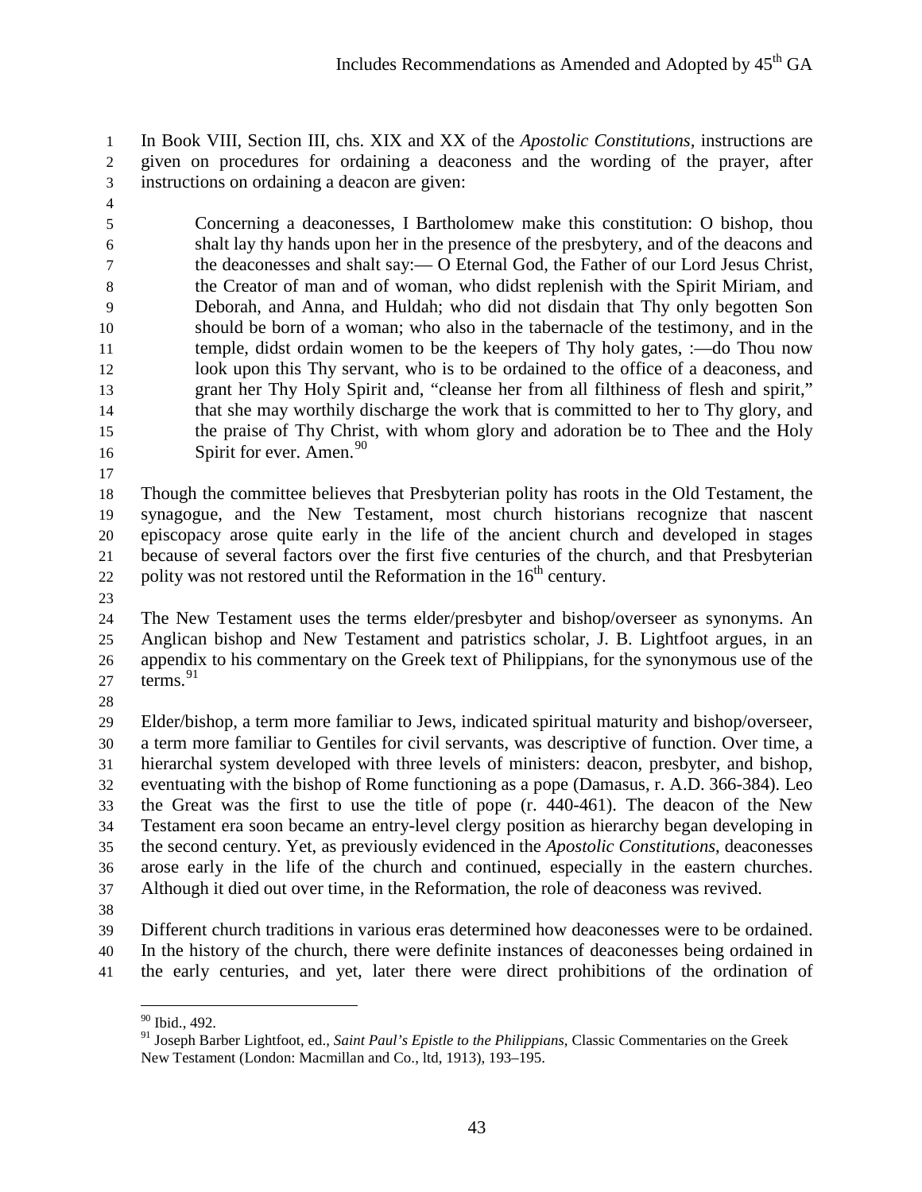In Book VIII, Section III, chs. XIX and XX of the *Apostolic Constitutions*, instructions are given on procedures for ordaining a deaconess and the wording of the prayer, after instructions on ordaining a deacon are given:

> Concerning a deaconesses, I Bartholomew make this constitution: O bishop, thou shalt lay thy hands upon her in the presence of the presbytery, and of the deacons and the deaconesses and shalt say:— O Eternal God, the Father of our Lord Jesus Christ, the Creator of man and of woman, who didst replenish with the Spirit Miriam, and Deborah, and Anna, and Huldah; who did not disdain that Thy only begotten Son should be born of a woman; who also in the tabernacle of the testimony, and in the temple, didst ordain women to be the keepers of Thy holy gates, :—do Thou now look upon this Thy servant, who is to be ordained to the office of a deaconess, and grant her Thy Holy Spirit and, "cleanse her from all filthiness of flesh and spirit," that she may worthily discharge the work that is committed to her to Thy glory, and the praise of Thy Christ, with whom glory and adoration be to Thee and the Holy Spirit for ever. Amen.[90]

Though the committee believes that Presbyterian polity has roots in the Old Testament, the synagogue, and the New Testament, most church historians recognize that nascent episcopacy arose quite early in the life of the ancient church and developed in stages because of several factors over the first five centuries of the church, and that Presbyterian polity was not restored until the Reformation in the 16th century.

The New Testament uses the terms elder/presbyter and bishop/overseer as synonyms. An Anglican bishop and New Testament and patristics scholar, J. B. Lightfoot argues, in an appendix to his commentary on the Greek text of Philippians, for the synonymous use of the terms.[91]

Elder/bishop, a term more familiar to Jews, indicated spiritual maturity and bishop/overseer, a term more familiar to Gentiles for civil servants, was descriptive of function. Over time, a hierarchal system developed with three levels of ministers: deacon, presbyter, and bishop, eventuating with the bishop of Rome functioning as a pope (Damasus, r. A.D. 366-384). Leo the Great was the first to use the title of pope (r. 440-461). The deacon of the New Testament era soon became an entry-level clergy position as hierarchy began developing in the second century. Yet, as previously evidenced in the *Apostolic Constitutions*, deaconesses arose early in the life of the church and continued, especially in the eastern churches. Although it died out over time, in the Reformation, the role of deaconess was revived.

Different church traditions in various eras determined how deaconesses were to be ordained. In the history of the church, there were definite instances of deaconesses being ordained in the early centuries, and yet, later there were direct prohibitions of the ordination of

---

[90] Ibid., 492.

[91] Joseph Barber Lightfoot, ed., *Saint Paul's Epistle to the Philippians*, Classic Commentaries on the Greek New Testament (London: Macmillan and Co., ltd, 1913), 193–195.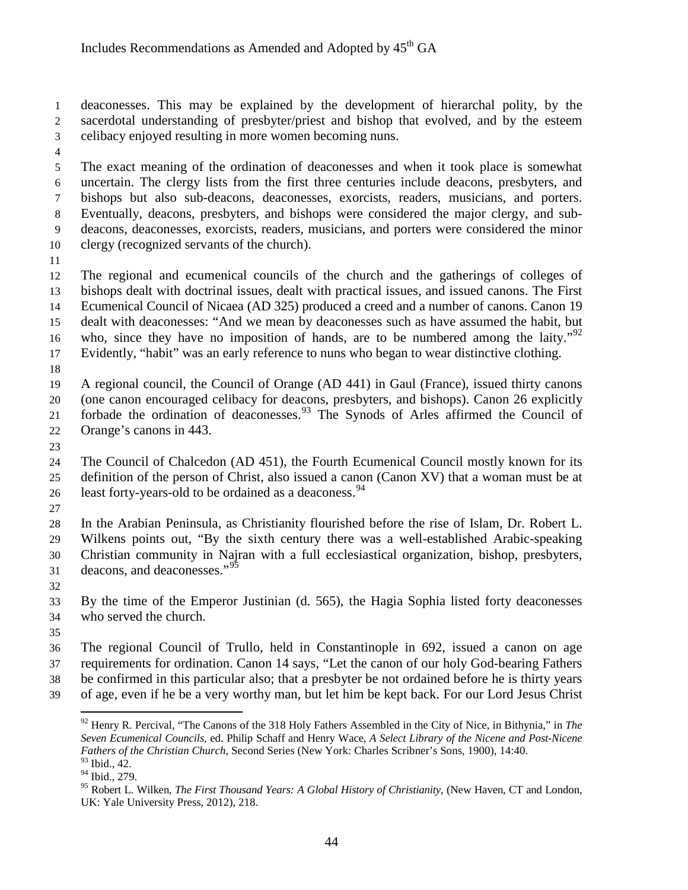deaconesses. This may be explained by the development of hierarchal polity, by the sacerdotal understanding of presbyter/priest and bishop that evolved, and by the esteem celibacy enjoyed resulting in more women becoming nuns.

The exact meaning of the ordination of deaconesses and when it took place is somewhat uncertain. The clergy lists from the first three centuries include deacons, presbyters, and bishops but also sub-deacons, deaconesses, exorcists, readers, musicians, and porters. Eventually, deacons, presbyters, and bishops were considered the major clergy, and sub-deacons, deaconesses, exorcists, readers, musicians, and porters were considered the minor clergy (recognized servants of the church).

The regional and ecumenical councils of the church and the gatherings of colleges of bishops dealt with doctrinal issues, dealt with practical issues, and issued canons. The First Ecumenical Council of Nicaea (AD 325) produced a creed and a number of canons. Canon 19 dealt with deaconesses: "And we mean by deaconesses such as have assumed the habit, but who, since they have no imposition of hands, are to be numbered among the laity."[92] Evidently, "habit" was an early reference to nuns who began to wear distinctive clothing.

A regional council, the Council of Orange (AD 441) in Gaul (France), issued thirty canons (one canon encouraged celibacy for deacons, presbyters, and bishops). Canon 26 explicitly forbade the ordination of deaconesses.[93] The Synods of Arles affirmed the Council of Orange's canons in 443.

The Council of Chalcedon (AD 451), the Fourth Ecumenical Council mostly known for its definition of the person of Christ, also issued a canon (Canon XV) that a woman must be at least forty-years-old to be ordained as a deaconess.[94]

In the Arabian Peninsula, as Christianity flourished before the rise of Islam, Dr. Robert L. Wilkens points out, "By the sixth century there was a well-established Arabic-speaking Christian community in Najran with a full ecclesiastical organization, bishop, presbyters, deacons, and deaconesses."[95]

By the time of the Emperor Justinian (d. 565), the Hagia Sophia listed forty deaconesses who served the church.

The regional Council of Trullo, held in Constantinople in 692, issued a canon on age requirements for ordination. Canon 14 says, "Let the canon of our holy God-bearing Fathers be confirmed in this particular also; that a presbyter be not ordained before he is thirty years of age, even if he be a very worthy man, but let him be kept back. For our Lord Jesus Christ

---

[92] Henry R. Percival, "The Canons of the 318 Holy Fathers Assembled in the City of Nice, in Bithynia," in *The Seven Ecumenical Councils*, ed. Philip Schaff and Henry Wace, *A Select Library of the Nicene and Post-Nicene Fathers of the Christian Church*, Second Series (New York: Charles Scribner's Sons, 1900), 14:40.

[93] Ibid., 42.

[94] Ibid., 279.

[95] Robert L. Wilken, *The First Thousand Years: A Global History of Christianity,* (New Haven, CT and London, UK: Yale University Press, 2012), 218.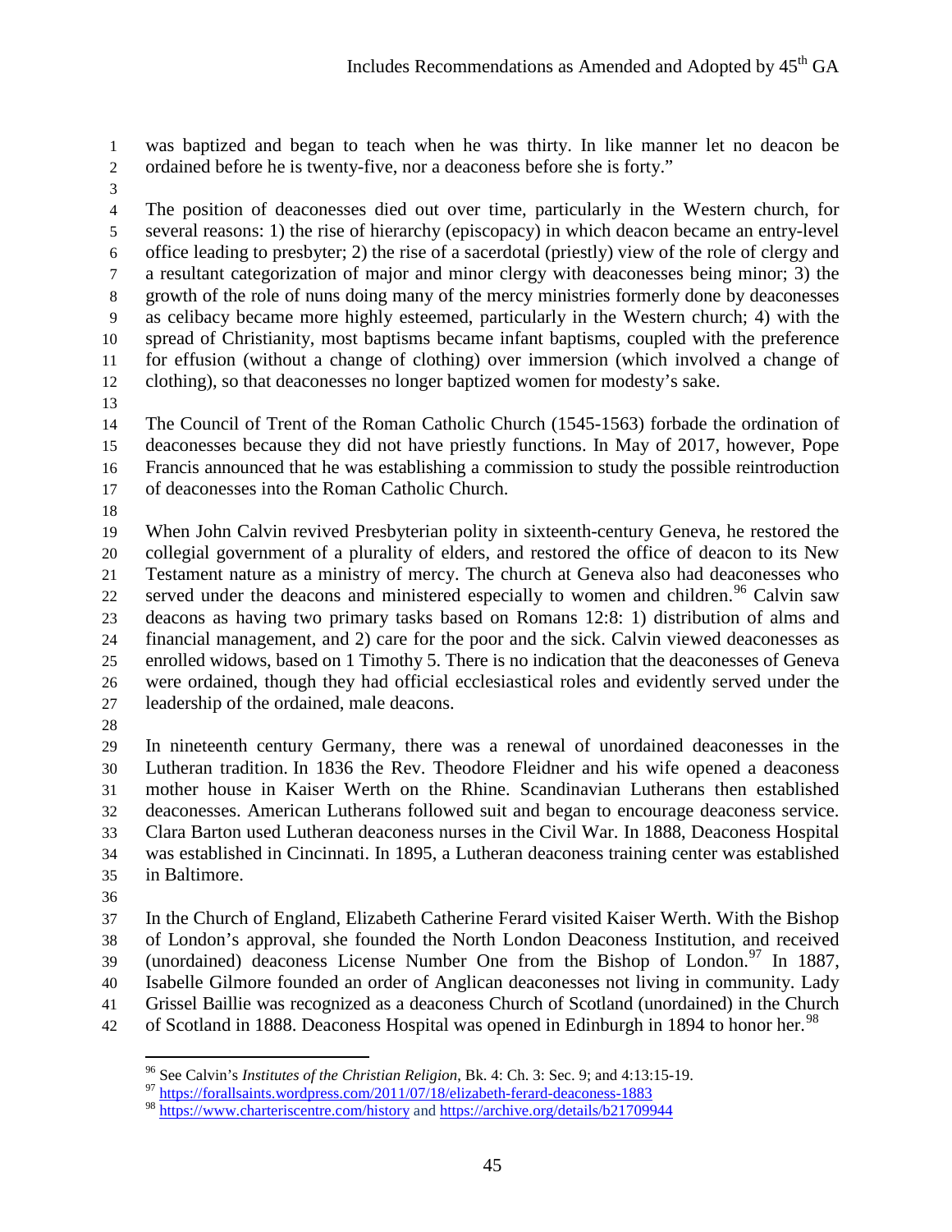was baptized and began to teach when he was thirty. In like manner let no deacon be ordained before he is twenty-five, nor a deaconess before she is forty."

The position of deaconesses died out over time, particularly in the Western church, for several reasons: 1) the rise of hierarchy (episcopacy) in which deacon became an entry-level office leading to presbyter; 2) the rise of a sacerdotal (priestly) view of the role of clergy and a resultant categorization of major and minor clergy with deaconesses being minor; 3) the growth of the role of nuns doing many of the mercy ministries formerly done by deaconesses as celibacy became more highly esteemed, particularly in the Western church; 4) with the spread of Christianity, most baptisms became infant baptisms, coupled with the preference for effusion (without a change of clothing) over immersion (which involved a change of clothing), so that deaconesses no longer baptized women for modesty's sake.

The Council of Trent of the Roman Catholic Church (1545-1563) forbade the ordination of deaconesses because they did not have priestly functions. In May of 2017, however, Pope Francis announced that he was establishing a commission to study the possible reintroduction of deaconesses into the Roman Catholic Church.

When John Calvin revived Presbyterian polity in sixteenth-century Geneva, he restored the collegial government of a plurality of elders, and restored the office of deacon to its New Testament nature as a ministry of mercy. The church at Geneva also had deaconesses who served under the deacons and ministered especially to women and children.[96] Calvin saw deacons as having two primary tasks based on Romans 12:8: 1) distribution of alms and financial management, and 2) care for the poor and the sick. Calvin viewed deaconesses as enrolled widows, based on 1 Timothy 5. There is no indication that the deaconesses of Geneva were ordained, though they had official ecclesiastical roles and evidently served under the leadership of the ordained, male deacons.

In nineteenth century Germany, there was a renewal of unordained deaconesses in the Lutheran tradition. In 1836 the Rev. Theodore Fleidner and his wife opened a deaconess mother house in Kaiser Werth on the Rhine. Scandinavian Lutherans then established deaconesses. American Lutherans followed suit and began to encourage deaconess service. Clara Barton used Lutheran deaconess nurses in the Civil War. In 1888, Deaconess Hospital was established in Cincinnati. In 1895, a Lutheran deaconess training center was established in Baltimore.

In the Church of England, Elizabeth Catherine Ferard visited Kaiser Werth. With the Bishop of London's approval, she founded the North London Deaconess Institution, and received (unordained) deaconess License Number One from the Bishop of London.[97] In 1887, Isabelle Gilmore founded an order of Anglican deaconesses not living in community. Lady Grissel Baillie was recognized as a deaconess Church of Scotland (unordained) in the Church of Scotland in 1888. Deaconess Hospital was opened in Edinburgh in 1894 to honor her.[98]

---

[96] See Calvin's *Institutes of the Christian Religion*, Bk. 4: Ch. 3: Sec. 9; and 4:13:15-19.

[97] https://forallsaints.wordpress.com/2011/07/18/elizabeth-ferard-deaconess-1883

[98] https://www.charteriscentre.com/history and https://archive.org/details/b21709944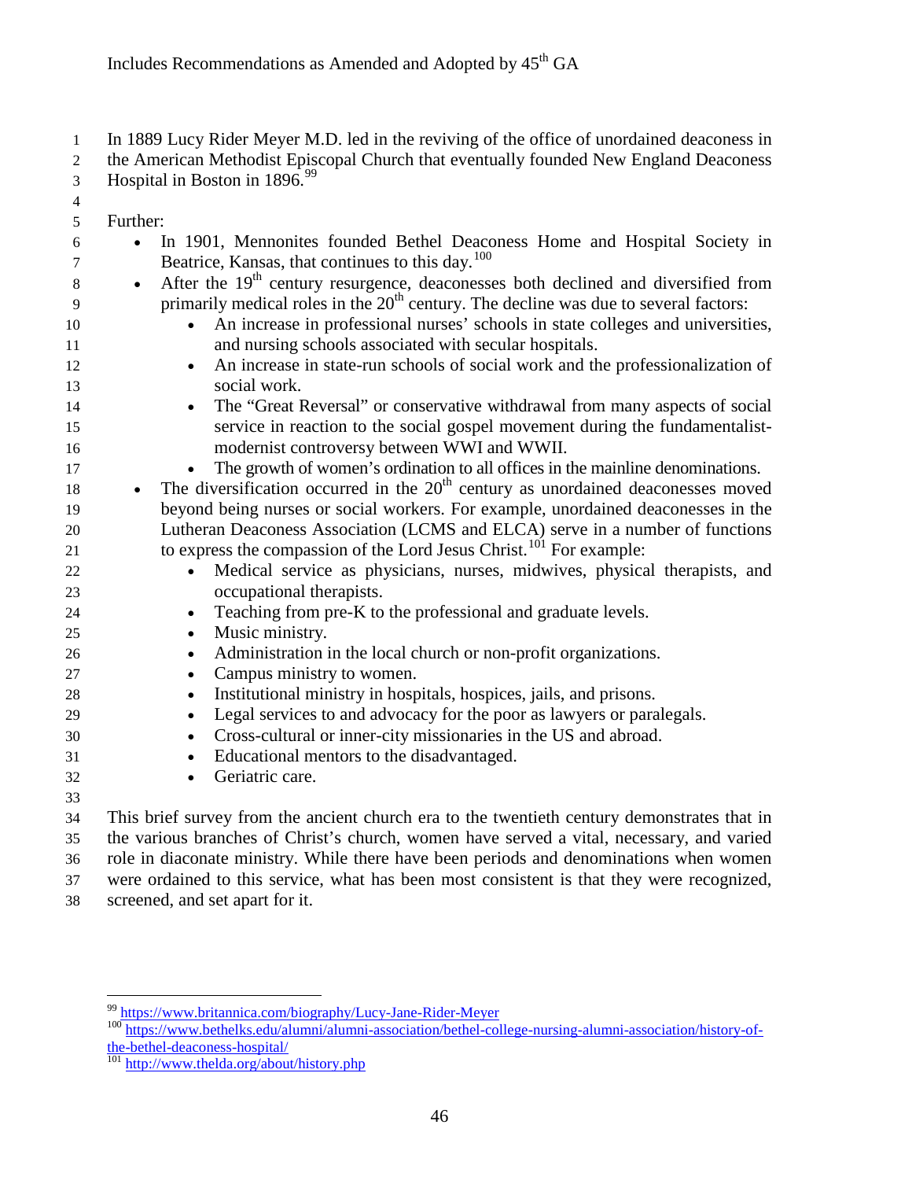In 1889 Lucy Rider Meyer M.D. led in the reviving of the office of unordained deaconess in the American Methodist Episcopal Church that eventually founded New England Deaconess Hospital in Boston in 1896.[99]

Further:

- In 1901, Mennonites founded Bethel Deaconess Home and Hospital Society in Beatrice, Kansas, that continues to this day.[100]
- After the 19th century resurgence, deaconesses both declined and diversified from primarily medical roles in the 20th century. The decline was due to several factors:
  - An increase in professional nurses' schools in state colleges and universities, and nursing schools associated with secular hospitals.
  - An increase in state-run schools of social work and the professionalization of social work.
  - The "Great Reversal" or conservative withdrawal from many aspects of social service in reaction to the social gospel movement during the fundamentalist-modernist controversy between WWI and WWII.
  - The growth of women's ordination to all offices in the mainline denominations.
- The diversification occurred in the 20th century as unordained deaconesses moved beyond being nurses or social workers. For example, unordained deaconesses in the Lutheran Deaconess Association (LCMS and ELCA) serve in a number of functions to express the compassion of the Lord Jesus Christ.[101] For example:
  - Medical service as physicians, nurses, midwives, physical therapists, and occupational therapists.
  - Teaching from pre-K to the professional and graduate levels.
  - Music ministry.
  - Administration in the local church or non-profit organizations.
  - Campus ministry to women.
  - Institutional ministry in hospitals, hospices, jails, and prisons.
  - Legal services to and advocacy for the poor as lawyers or paralegals.
  - Cross-cultural or inner-city missionaries in the US and abroad.
  - Educational mentors to the disadvantaged.
  - Geriatric care.

This brief survey from the ancient church era to the twentieth century demonstrates that in the various branches of Christ's church, women have served a vital, necessary, and varied role in diaconate ministry. While there have been periods and denominations when women were ordained to this service, what has been most consistent is that they were recognized, screened, and set apart for it.

---

[99] https://www.britannica.com/biography/Lucy-Jane-Rider-Meyer

[100] https://www.bethelks.edu/alumni/alumni-association/bethel-college-nursing-alumni-association/history-of-the-bethel-deaconess-hospital/

[101] http://www.thelda.org/about/history.php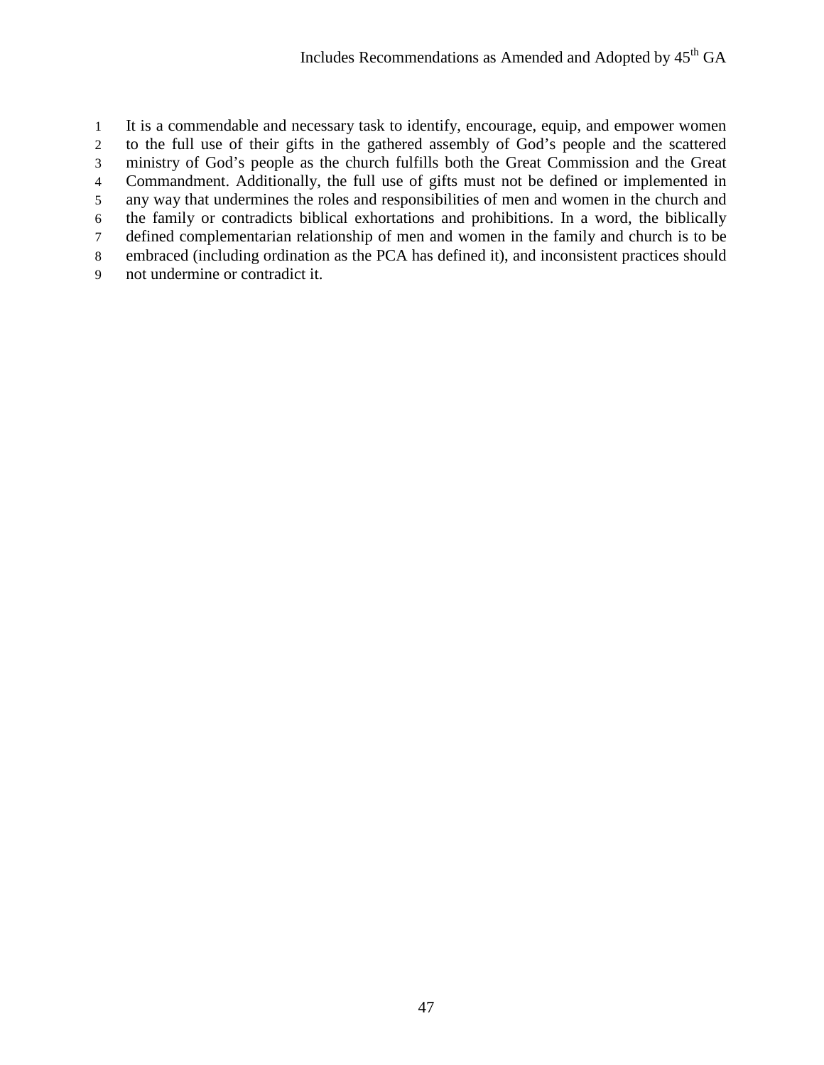It is a commendable and necessary task to identify, encourage, equip, and empower women to the full use of their gifts in the gathered assembly of God's people and the scattered ministry of God's people as the church fulfills both the Great Commission and the Great Commandment. Additionally, the full use of gifts must not be defined or implemented in any way that undermines the roles and responsibilities of men and women in the church and the family or contradicts biblical exhortations and prohibitions. In a word, the biblically defined complementarian relationship of men and women in the family and church is to be embraced (including ordination as the PCA has defined it), and inconsistent practices should not undermine or contradict it.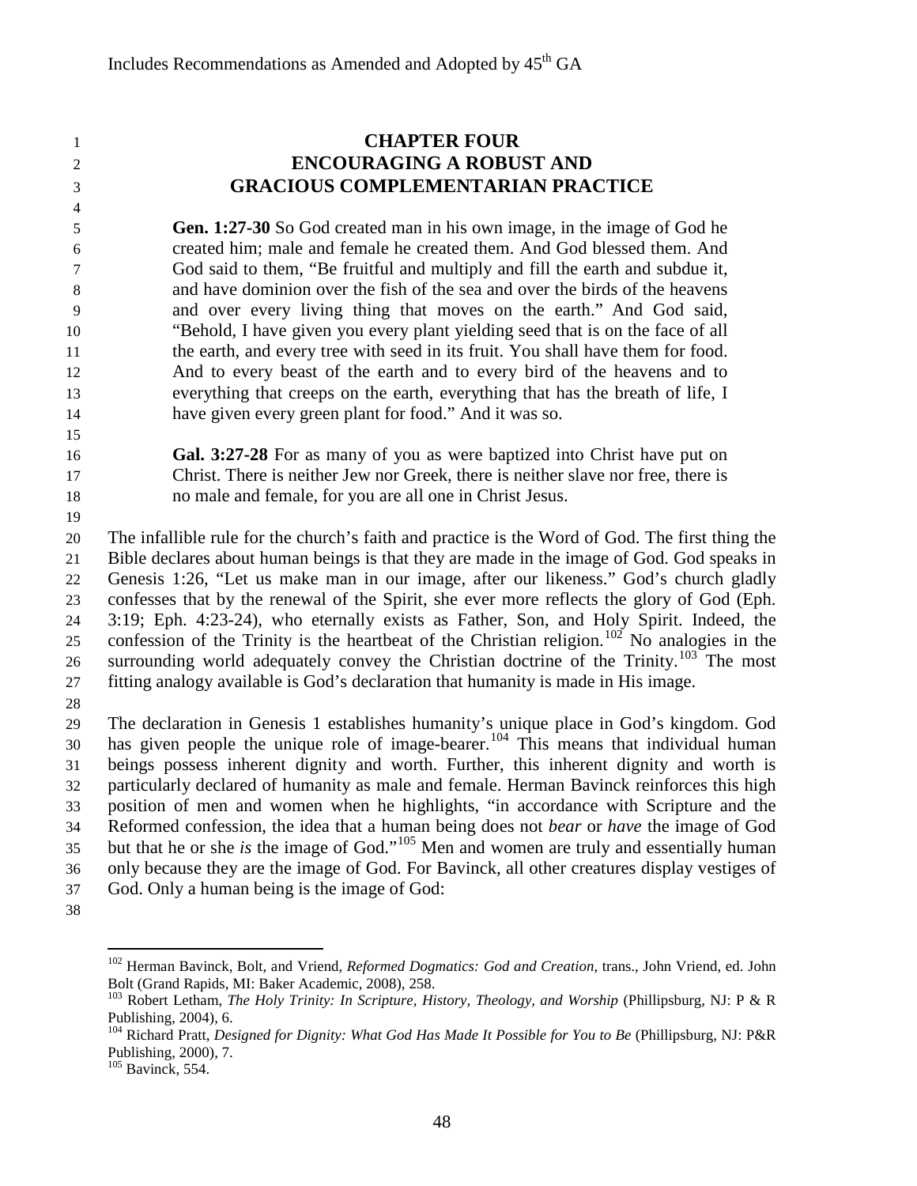# CHAPTER FOUR
# ENCOURAGING A ROBUST AND GRACIOUS COMPLEMENTARIAN PRACTICE

> **Gen. 1:27-30** So God created man in his own image, in the image of God he created him; male and female he created them. And God blessed them. And God said to them, "Be fruitful and multiply and fill the earth and subdue it, and have dominion over the fish of the sea and over the birds of the heavens and over every living thing that moves on the earth." And God said, "Behold, I have given you every plant yielding seed that is on the face of all the earth, and every tree with seed in its fruit. You shall have them for food. And to every beast of the earth and to every bird of the heavens and to everything that creeps on the earth, everything that has the breath of life, I have given every green plant for food." And it was so.

> **Gal. 3:27-28** For as many of you as were baptized into Christ have put on Christ. There is neither Jew nor Greek, there is neither slave nor free, there is no male and female, for you are all one in Christ Jesus.

The infallible rule for the church's faith and practice is the Word of God. The first thing the Bible declares about human beings is that they are made in the image of God. God speaks in Genesis 1:26, "Let us make man in our image, after our likeness." God's church gladly confesses that by the renewal of the Spirit, she ever more reflects the glory of God (Eph. 3:19; Eph. 4:23-24), who eternally exists as Father, Son, and Holy Spirit. Indeed, the confession of the Trinity is the heartbeat of the Christian religion.[102] No analogies in the surrounding world adequately convey the Christian doctrine of the Trinity.[103] The most fitting analogy available is God's declaration that humanity is made in His image.

The declaration in Genesis 1 establishes humanity's unique place in God's kingdom. God has given people the unique role of image-bearer.[104] This means that individual human beings possess inherent dignity and worth. Further, this inherent dignity and worth is particularly declared of humanity as male and female. Herman Bavinck reinforces this high position of men and women when he highlights, "in accordance with Scripture and the Reformed confession, the idea that a human being does not *bear* or *have* the image of God but that he or she *is* the image of God."[105] Men and women are truly and essentially human only because they are the image of God. For Bavinck, all other creatures display vestiges of God. Only a human being is the image of God:

---

[102] Herman Bavinck, Bolt, and Vriend, *Reformed Dogmatics: God and Creation*, trans., John Vriend, ed. John Bolt (Grand Rapids, MI: Baker Academic, 2008), 258.

[103] Robert Letham, *The Holy Trinity: In Scripture, History, Theology, and Worship* (Phillipsburg, NJ: P & R Publishing, 2004), 6.

[104] Richard Pratt, *Designed for Dignity: What God Has Made It Possible for You to Be* (Phillipsburg, NJ: P&R Publishing, 2000), 7.

[105] Bavinck, 554.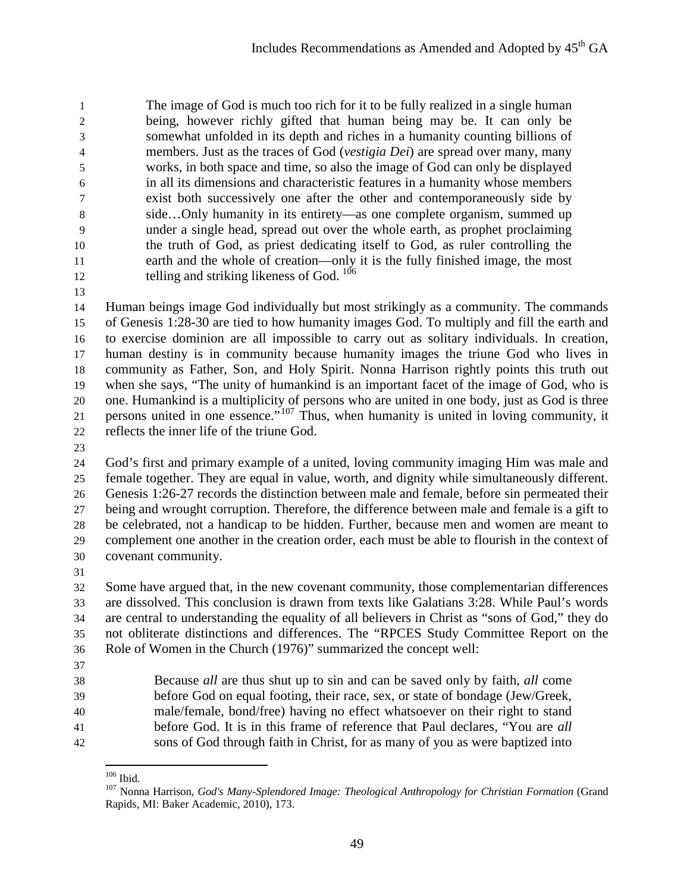> The image of God is much too rich for it to be fully realized in a single human being, however richly gifted that human being may be. It can only be somewhat unfolded in its depth and riches in a humanity counting billions of members. Just as the traces of God (*vestigia Dei*) are spread over many, many works, in both space and time, so also the image of God can only be displayed in all its dimensions and characteristic features in a humanity whose members exist both successively one after the other and contemporaneously side by side…Only humanity in its entirety—as one complete organism, summed up under a single head, spread out over the whole earth, as prophet proclaiming the truth of God, as priest dedicating itself to God, as ruler controlling the earth and the whole of creation—only it is the fully finished image, the most telling and striking likeness of God. [106]

Human beings image God individually but most strikingly as a community. The commands of Genesis 1:28-30 are tied to how humanity images God. To multiply and fill the earth and to exercise dominion are all impossible to carry out as solitary individuals. In creation, human destiny is in community because humanity images the triune God who lives in community as Father, Son, and Holy Spirit. Nonna Harrison rightly points this truth out when she says, "The unity of humankind is an important facet of the image of God, who is one. Humankind is a multiplicity of persons who are united in one body, just as God is three persons united in one essence."[107] Thus, when humanity is united in loving community, it reflects the inner life of the triune God.

God's first and primary example of a united, loving community imaging Him was male and female together. They are equal in value, worth, and dignity while simultaneously different. Genesis 1:26-27 records the distinction between male and female, before sin permeated their being and wrought corruption. Therefore, the difference between male and female is a gift to be celebrated, not a handicap to be hidden. Further, because men and women are meant to complement one another in the creation order, each must be able to flourish in the context of covenant community.

Some have argued that, in the new covenant community, those complementarian differences are dissolved. This conclusion is drawn from texts like Galatians 3:28. While Paul's words are central to understanding the equality of all believers in Christ as "sons of God," they do not obliterate distinctions and differences. The "RPCES Study Committee Report on the Role of Women in the Church (1976)" summarized the concept well:

> Because *all* are thus shut up to sin and can be saved only by faith, *all* come before God on equal footing, their race, sex, or state of bondage (Jew/Greek, male/female, bond/free) having no effect whatsoever on their right to stand before God. It is in this frame of reference that Paul declares, "You are *all* sons of God through faith in Christ, for as many of you as were baptized into

---

[106] Ibid.

[107] Nonna Harrison, *God's Many-Splendored Image: Theological Anthropology for Christian Formation* (Grand Rapids, MI: Baker Academic, 2010), 173.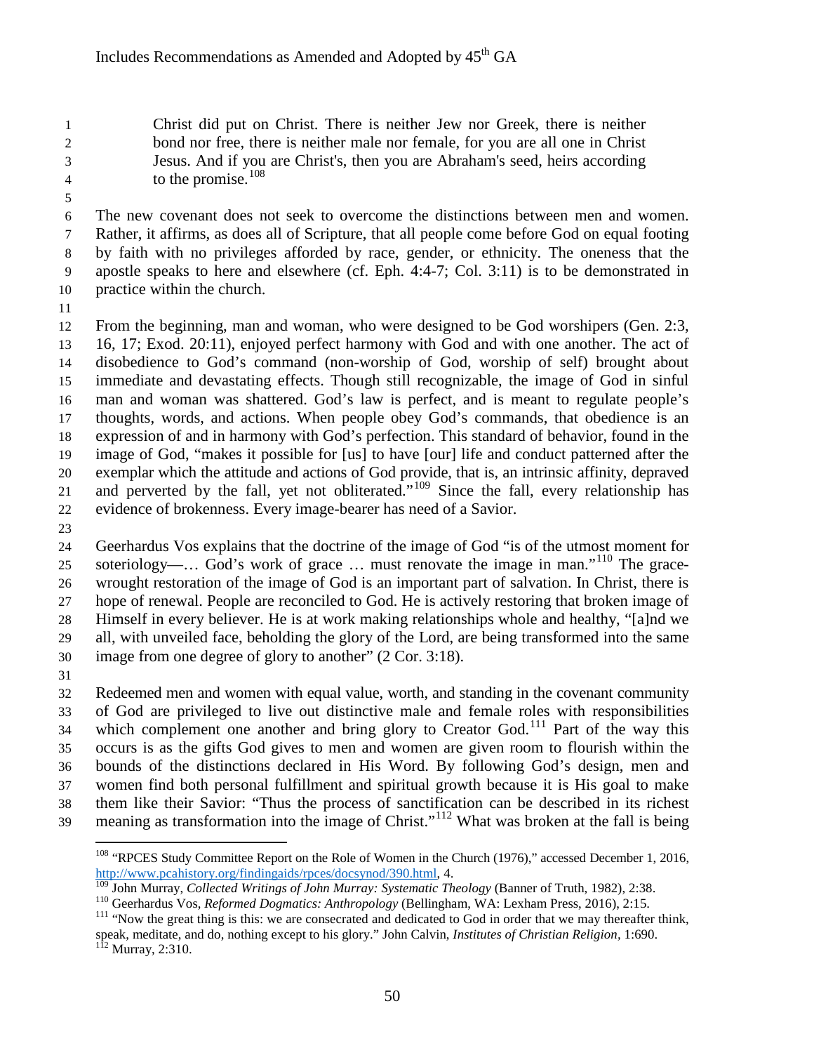> Christ did put on Christ. There is neither Jew nor Greek, there is neither bond nor free, there is neither male nor female, for you are all one in Christ Jesus. And if you are Christ's, then you are Abraham's seed, heirs according to the promise.[108]

The new covenant does not seek to overcome the distinctions between men and women. Rather, it affirms, as does all of Scripture, that all people come before God on equal footing by faith with no privileges afforded by race, gender, or ethnicity. The oneness that the apostle speaks to here and elsewhere (cf. Eph. 4:4-7; Col. 3:11) is to be demonstrated in practice within the church.

From the beginning, man and woman, who were designed to be God worshipers (Gen. 2:3, 16, 17; Exod. 20:11), enjoyed perfect harmony with God and with one another. The act of disobedience to God's command (non-worship of God, worship of self) brought about immediate and devastating effects. Though still recognizable, the image of God in sinful man and woman was shattered. God's law is perfect, and is meant to regulate people's thoughts, words, and actions. When people obey God's commands, that obedience is an expression of and in harmony with God's perfection. This standard of behavior, found in the image of God, "makes it possible for [us] to have [our] life and conduct patterned after the exemplar which the attitude and actions of God provide, that is, an intrinsic affinity, depraved and perverted by the fall, yet not obliterated."[109] Since the fall, every relationship has evidence of brokenness. Every image-bearer has need of a Savior.

Geerhardus Vos explains that the doctrine of the image of God "is of the utmost moment for soteriology—… God's work of grace … must renovate the image in man."[110] The grace-wrought restoration of the image of God is an important part of salvation. In Christ, there is hope of renewal. People are reconciled to God. He is actively restoring that broken image of Himself in every believer. He is at work making relationships whole and healthy, "[a]nd we all, with unveiled face, beholding the glory of the Lord, are being transformed into the same image from one degree of glory to another" (2 Cor. 3:18).

Redeemed men and women with equal value, worth, and standing in the covenant community of God are privileged to live out distinctive male and female roles with responsibilities which complement one another and bring glory to Creator God.[111] Part of the way this occurs is as the gifts God gives to men and women are given room to flourish within the bounds of the distinctions declared in His Word. By following God's design, men and women find both personal fulfillment and spiritual growth because it is His goal to make them like their Savior: "Thus the process of sanctification can be described in its richest meaning as transformation into the image of Christ."[112] What was broken at the fall is being

---

[108] "RPCES Study Committee Report on the Role of Women in the Church (1976)," accessed December 1, 2016, http://www.pcahistory.org/findingaids/rpces/docsynod/390.html, 4.

[109] John Murray, *Collected Writings of John Murray: Systematic Theology* (Banner of Truth, 1982), 2:38.

[110] Geerhardus Vos, *Reformed Dogmatics: Anthropology* (Bellingham, WA: Lexham Press, 2016), 2:15.

[111] "Now the great thing is this: we are consecrated and dedicated to God in order that we may thereafter think, speak, meditate, and do, nothing except to his glory." John Calvin, *Institutes of Christian Religion*, 1:690.

[112] Murray, 2:310.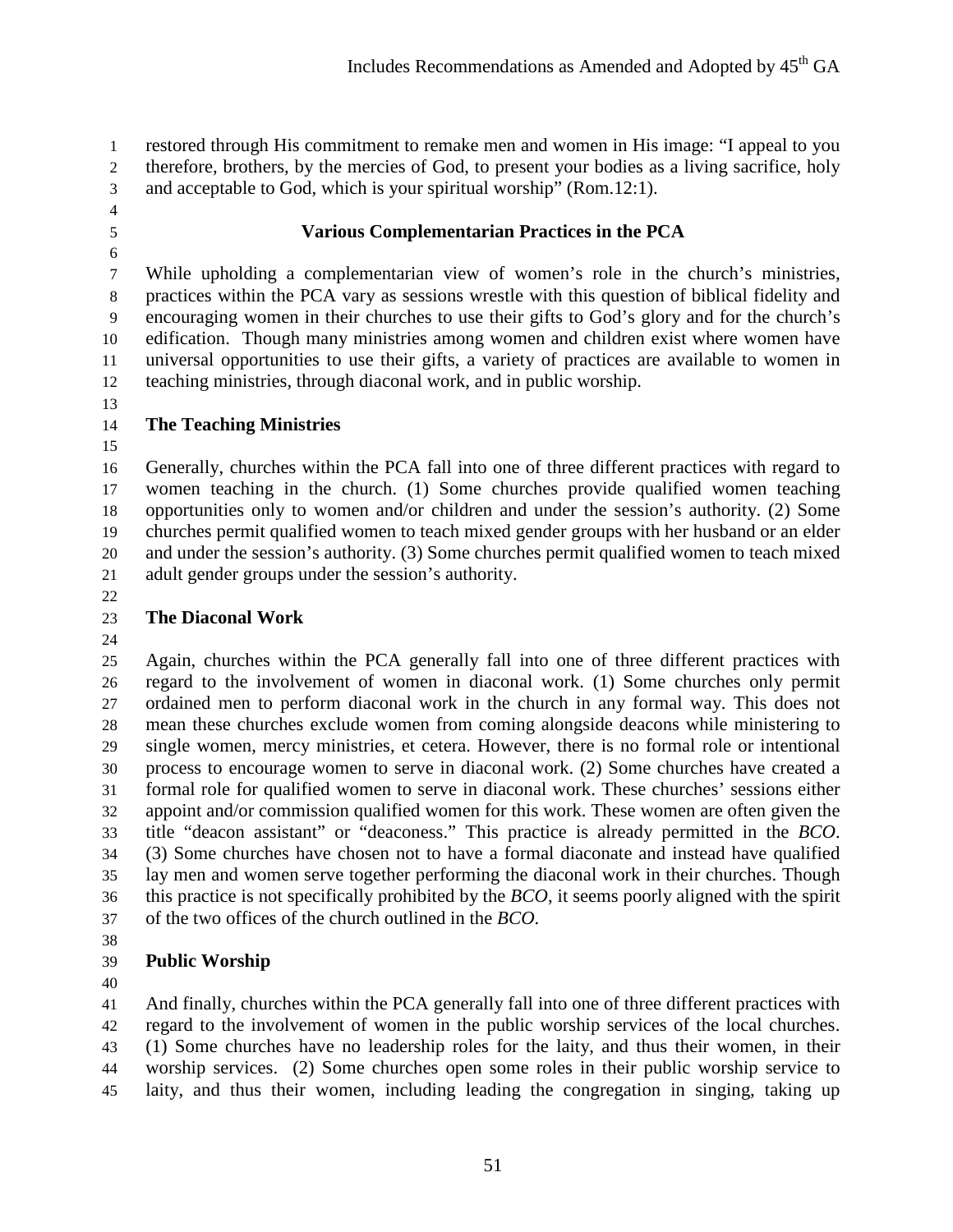restored through His commitment to remake men and women in His image: "I appeal to you therefore, brothers, by the mercies of God, to present your bodies as a living sacrifice, holy and acceptable to God, which is your spiritual worship" (Rom.12:1).

## Various Complementarian Practices in the PCA

While upholding a complementarian view of women's role in the church's ministries, practices within the PCA vary as sessions wrestle with this question of biblical fidelity and encouraging women in their churches to use their gifts to God's glory and for the church's edification. Though many ministries among women and children exist where women have universal opportunities to use their gifts, a variety of practices are available to women in teaching ministries, through diaconal work, and in public worship.

### The Teaching Ministries

Generally, churches within the PCA fall into one of three different practices with regard to women teaching in the church. (1) Some churches provide qualified women teaching opportunities only to women and/or children and under the session's authority. (2) Some churches permit qualified women to teach mixed gender groups with her husband or an elder and under the session's authority. (3) Some churches permit qualified women to teach mixed adult gender groups under the session's authority.

### The Diaconal Work

Again, churches within the PCA generally fall into one of three different practices with regard to the involvement of women in diaconal work. (1) Some churches only permit ordained men to perform diaconal work in the church in any formal way. This does not mean these churches exclude women from coming alongside deacons while ministering to single women, mercy ministries, et cetera. However, there is no formal role or intentional process to encourage women to serve in diaconal work. (2) Some churches have created a formal role for qualified women to serve in diaconal work. These churches' sessions either appoint and/or commission qualified women for this work. These women are often given the title "deacon assistant" or "deaconess." This practice is already permitted in the *BCO*. (3) Some churches have chosen not to have a formal diaconate and instead have qualified lay men and women serve together performing the diaconal work in their churches. Though this practice is not specifically prohibited by the *BCO*, it seems poorly aligned with the spirit of the two offices of the church outlined in the *BCO*.

### Public Worship

And finally, churches within the PCA generally fall into one of three different practices with regard to the involvement of women in the public worship services of the local churches. (1) Some churches have no leadership roles for the laity, and thus their women, in their worship services. (2) Some churches open some roles in their public worship service to laity, and thus their women, including leading the congregation in singing, taking up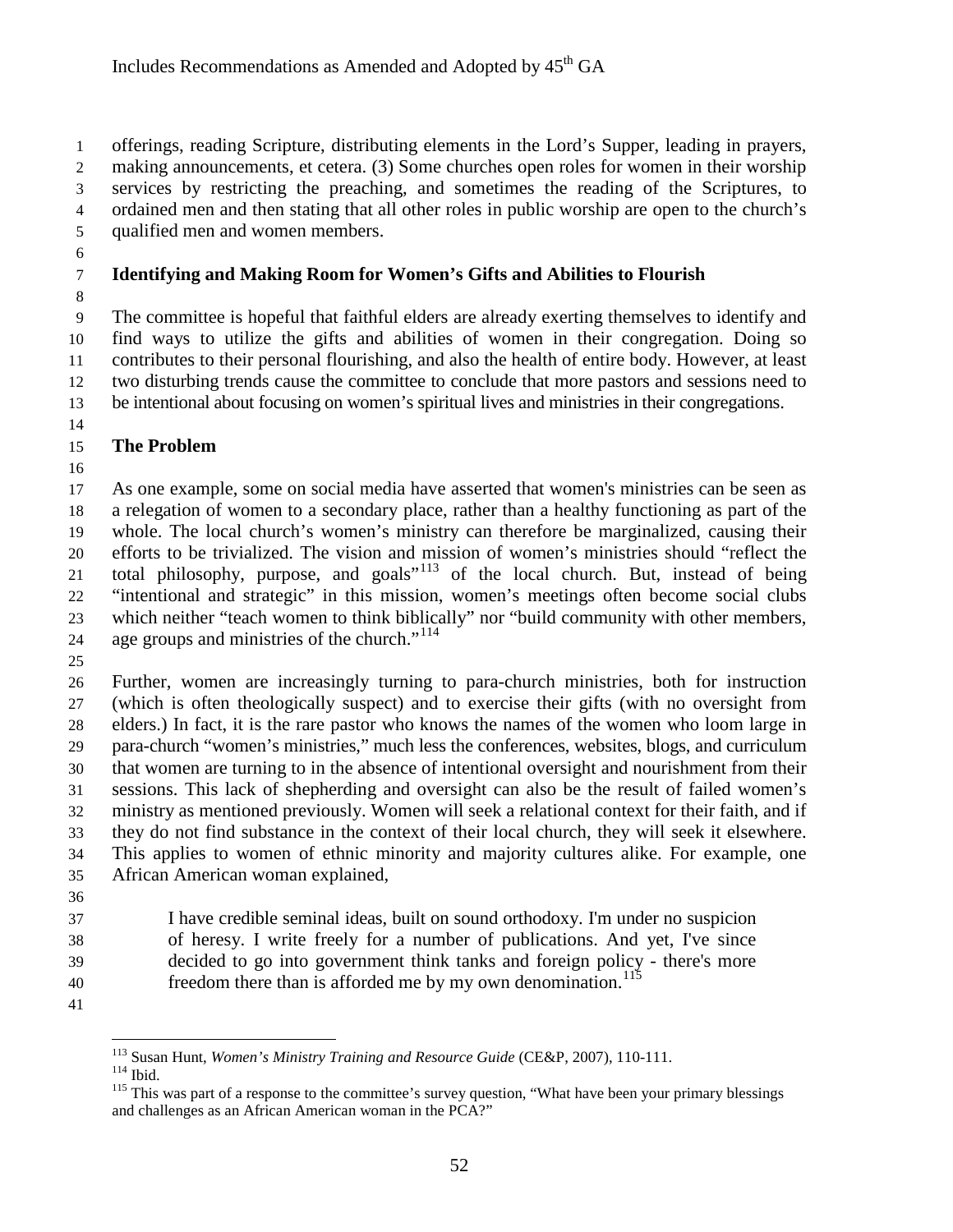offerings, reading Scripture, distributing elements in the Lord's Supper, leading in prayers, making announcements, et cetera. (3) Some churches open roles for women in their worship services by restricting the preaching, and sometimes the reading of the Scriptures, to ordained men and then stating that all other roles in public worship are open to the church's qualified men and women members.

**Identifying and Making Room for Women's Gifts and Abilities to Flourish**

The committee is hopeful that faithful elders are already exerting themselves to identify and find ways to utilize the gifts and abilities of women in their congregation. Doing so contributes to their personal flourishing, and also the health of entire body. However, at least two disturbing trends cause the committee to conclude that more pastors and sessions need to be intentional about focusing on women's spiritual lives and ministries in their congregations.

**The Problem**

As one example, some on social media have asserted that women's ministries can be seen as a relegation of women to a secondary place, rather than a healthy functioning as part of the whole. The local church's women's ministry can therefore be marginalized, causing their efforts to be trivialized. The vision and mission of women's ministries should "reflect the total philosophy, purpose, and goals"[113] of the local church. But, instead of being "intentional and strategic" in this mission, women's meetings often become social clubs which neither "teach women to think biblically" nor "build community with other members, age groups and ministries of the church."[114]

Further, women are increasingly turning to para-church ministries, both for instruction (which is often theologically suspect) and to exercise their gifts (with no oversight from elders.) In fact, it is the rare pastor who knows the names of the women who loom large in para-church "women's ministries," much less the conferences, websites, blogs, and curriculum that women are turning to in the absence of intentional oversight and nourishment from their sessions. This lack of shepherding and oversight can also be the result of failed women's ministry as mentioned previously. Women will seek a relational context for their faith, and if they do not find substance in the context of their local church, they will seek it elsewhere. This applies to women of ethnic minority and majority cultures alike. For example, one African American woman explained,

> I have credible seminal ideas, built on sound orthodoxy. I'm under no suspicion of heresy. I write freely for a number of publications. And yet, I've since decided to go into government think tanks and foreign policy - there's more freedom there than is afforded me by my own denomination.[115]

---

[113] Susan Hunt, *Women's Ministry Training and Resource Guide* (CE&P, 2007), 110-111.

[114] Ibid.

[115] This was part of a response to the committee's survey question, "What have been your primary blessings and challenges as an African American woman in the PCA?"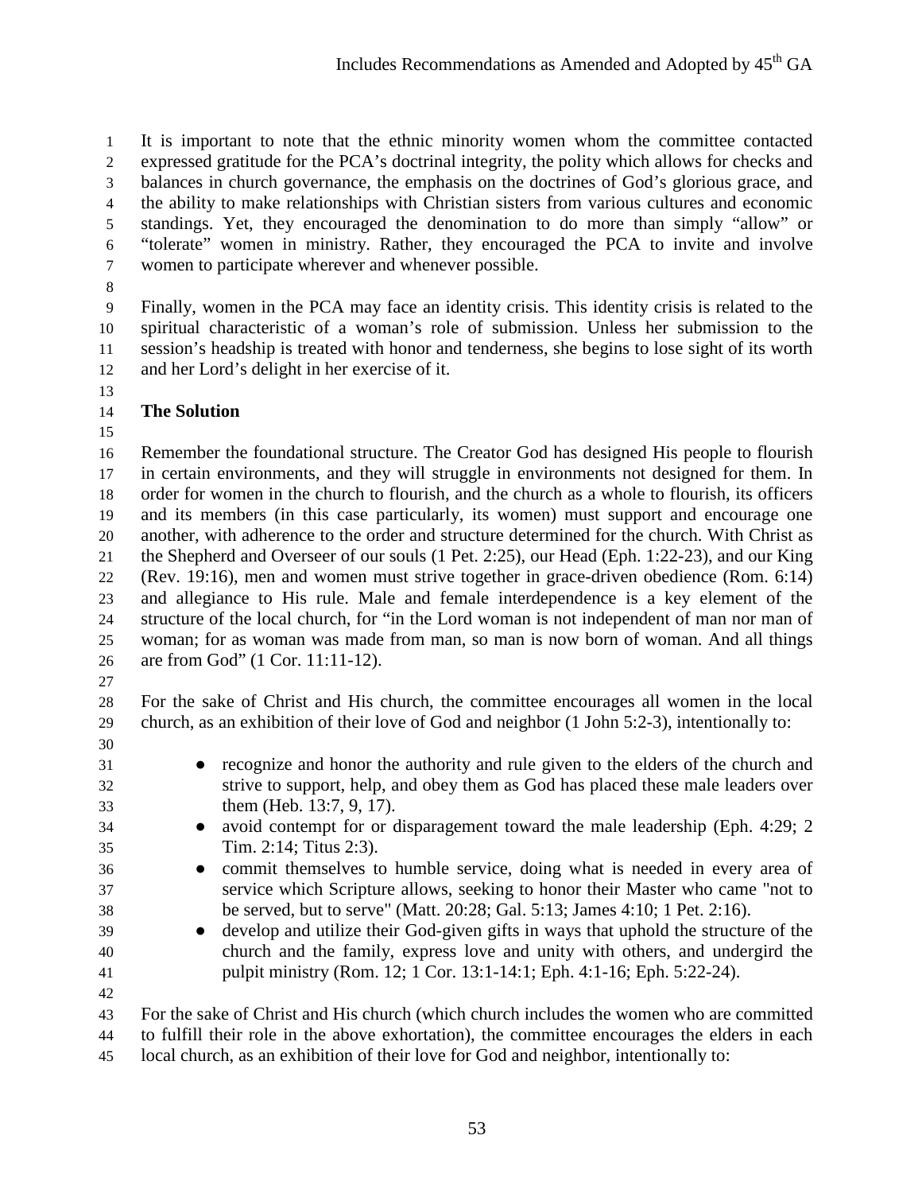It is important to note that the ethnic minority women whom the committee contacted expressed gratitude for the PCA's doctrinal integrity, the polity which allows for checks and balances in church governance, the emphasis on the doctrines of God's glorious grace, and the ability to make relationships with Christian sisters from various cultures and economic standings. Yet, they encouraged the denomination to do more than simply "allow" or "tolerate" women in ministry. Rather, they encouraged the PCA to invite and involve women to participate wherever and whenever possible.

Finally, women in the PCA may face an identity crisis. This identity crisis is related to the spiritual characteristic of a woman's role of submission. Unless her submission to the session's headship is treated with honor and tenderness, she begins to lose sight of its worth and her Lord's delight in her exercise of it.

**The Solution**

Remember the foundational structure. The Creator God has designed His people to flourish in certain environments, and they will struggle in environments not designed for them. In order for women in the church to flourish, and the church as a whole to flourish, its officers and its members (in this case particularly, its women) must support and encourage one another, with adherence to the order and structure determined for the church. With Christ as the Shepherd and Overseer of our souls (1 Pet. 2:25), our Head (Eph. 1:22-23), and our King (Rev. 19:16), men and women must strive together in grace-driven obedience (Rom. 6:14) and allegiance to His rule. Male and female interdependence is a key element of the structure of the local church, for "in the Lord woman is not independent of man nor man of woman; for as woman was made from man, so man is now born of woman. And all things are from God" (1 Cor. 11:11-12).

For the sake of Christ and His church, the committee encourages all women in the local church, as an exhibition of their love of God and neighbor (1 John 5:2-3), intentionally to:

- recognize and honor the authority and rule given to the elders of the church and strive to support, help, and obey them as God has placed these male leaders over them (Heb. 13:7, 9, 17).
- avoid contempt for or disparagement toward the male leadership (Eph. 4:29; 2 Tim. 2:14; Titus 2:3).
- commit themselves to humble service, doing what is needed in every area of service which Scripture allows, seeking to honor their Master who came "not to be served, but to serve" (Matt. 20:28; Gal. 5:13; James 4:10; 1 Pet. 2:16).
- develop and utilize their God-given gifts in ways that uphold the structure of the church and the family, express love and unity with others, and undergird the pulpit ministry (Rom. 12; 1 Cor. 13:1-14:1; Eph. 4:1-16; Eph. 5:22-24).

For the sake of Christ and His church (which church includes the women who are committed to fulfill their role in the above exhortation), the committee encourages the elders in each local church, as an exhibition of their love for God and neighbor, intentionally to: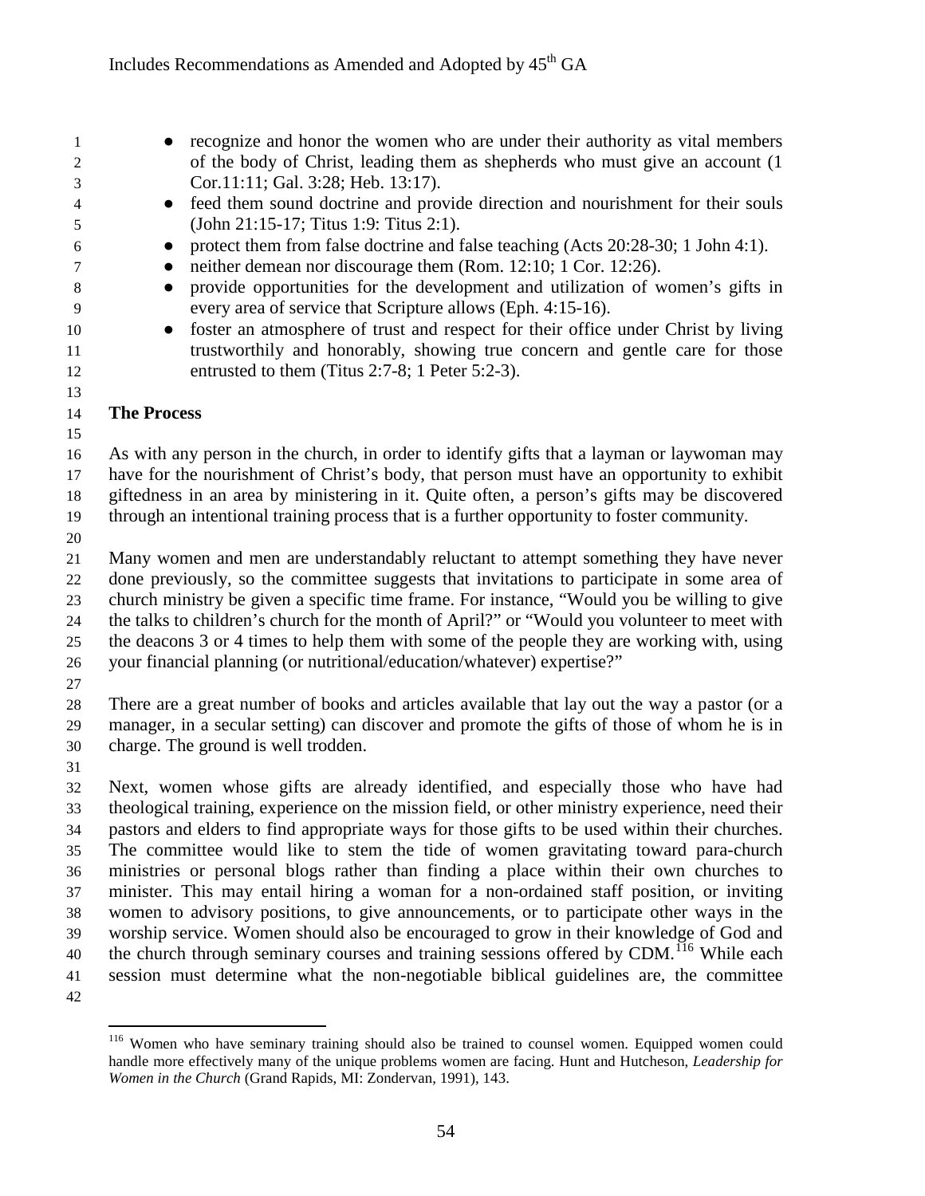- recognize and honor the women who are under their authority as vital members of the body of Christ, leading them as shepherds who must give an account (1 Cor.11:11; Gal. 3:28; Heb. 13:17).
- feed them sound doctrine and provide direction and nourishment for their souls (John 21:15-17; Titus 1:9: Titus 2:1).
- protect them from false doctrine and false teaching (Acts 20:28-30; 1 John 4:1).
- neither demean nor discourage them (Rom. 12:10; 1 Cor. 12:26).
- provide opportunities for the development and utilization of women's gifts in every area of service that Scripture allows (Eph. 4:15-16).
- foster an atmosphere of trust and respect for their office under Christ by living trustworthily and honorably, showing true concern and gentle care for those entrusted to them (Titus 2:7-8; 1 Peter 5:2-3).

**The Process**

As with any person in the church, in order to identify gifts that a layman or laywoman may have for the nourishment of Christ's body, that person must have an opportunity to exhibit giftedness in an area by ministering in it. Quite often, a person's gifts may be discovered through an intentional training process that is a further opportunity to foster community.

Many women and men are understandably reluctant to attempt something they have never done previously, so the committee suggests that invitations to participate in some area of church ministry be given a specific time frame. For instance, "Would you be willing to give the talks to children's church for the month of April?" or "Would you volunteer to meet with the deacons 3 or 4 times to help them with some of the people they are working with, using your financial planning (or nutritional/education/whatever) expertise?"

There are a great number of books and articles available that lay out the way a pastor (or a manager, in a secular setting) can discover and promote the gifts of those of whom he is in charge. The ground is well trodden.

Next, women whose gifts are already identified, and especially those who have had theological training, experience on the mission field, or other ministry experience, need their pastors and elders to find appropriate ways for those gifts to be used within their churches. The committee would like to stem the tide of women gravitating toward para-church ministries or personal blogs rather than finding a place within their own churches to minister. This may entail hiring a woman for a non-ordained staff position, or inviting women to advisory positions, to give announcements, or to participate other ways in the worship service. Women should also be encouraged to grow in their knowledge of God and the church through seminary courses and training sessions offered by CDM.[116] While each session must determine what the non-negotiable biblical guidelines are, the committee

[116] Women who have seminary training should also be trained to counsel women. Equipped women could handle more effectively many of the unique problems women are facing. Hunt and Hutcheson, *Leadership for Women in the Church* (Grand Rapids, MI: Zondervan, 1991), 143.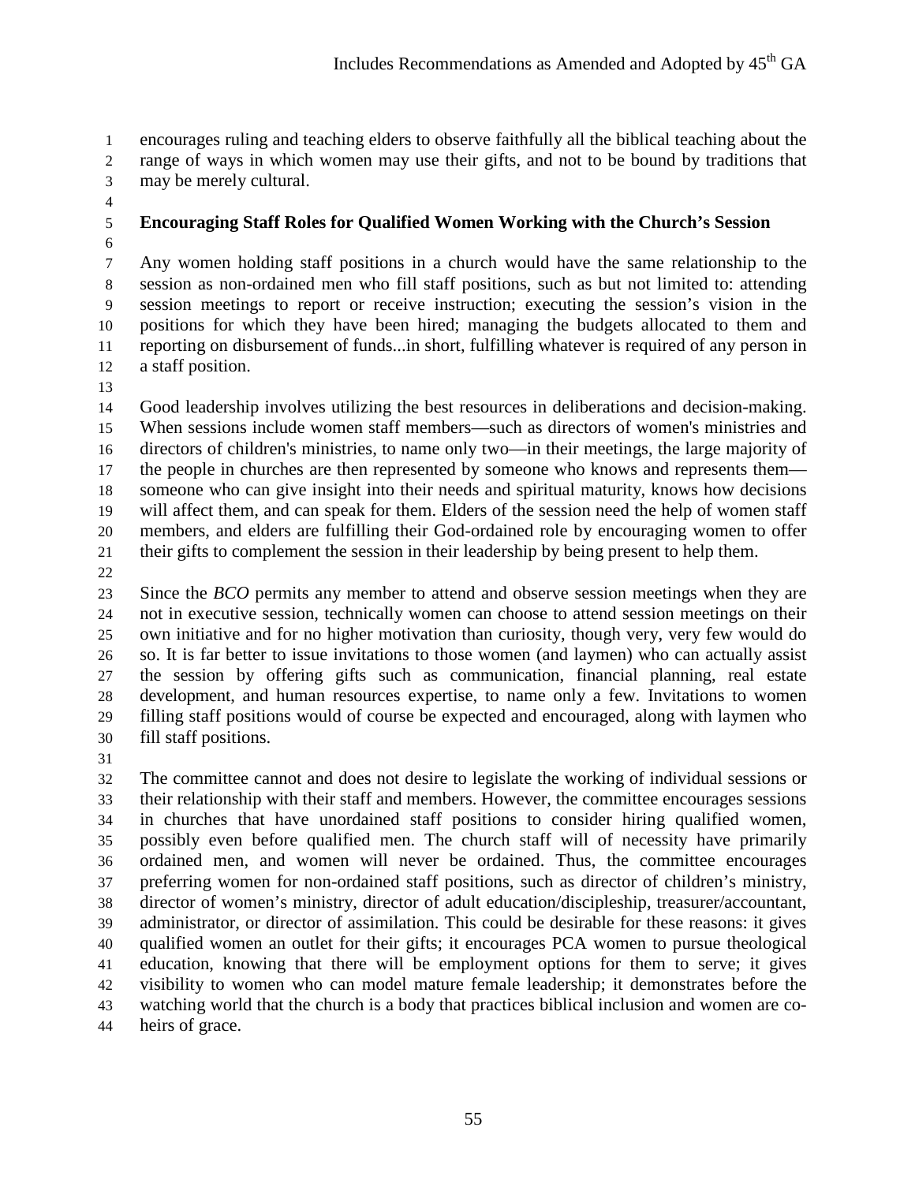encourages ruling and teaching elders to observe faithfully all the biblical teaching about the range of ways in which women may use their gifts, and not to be bound by traditions that may be merely cultural.

**Encouraging Staff Roles for Qualified Women Working with the Church's Session**

Any women holding staff positions in a church would have the same relationship to the session as non-ordained men who fill staff positions, such as but not limited to: attending session meetings to report or receive instruction; executing the session's vision in the positions for which they have been hired; managing the budgets allocated to them and reporting on disbursement of funds...in short, fulfilling whatever is required of any person in a staff position.

Good leadership involves utilizing the best resources in deliberations and decision-making. When sessions include women staff members—such as directors of women's ministries and directors of children's ministries, to name only two—in their meetings, the large majority of the people in churches are then represented by someone who knows and represents them—someone who can give insight into their needs and spiritual maturity, knows how decisions will affect them, and can speak for them. Elders of the session need the help of women staff members, and elders are fulfilling their God-ordained role by encouraging women to offer their gifts to complement the session in their leadership by being present to help them.

Since the *BCO* permits any member to attend and observe session meetings when they are not in executive session, technically women can choose to attend session meetings on their own initiative and for no higher motivation than curiosity, though very, very few would do so. It is far better to issue invitations to those women (and laymen) who can actually assist the session by offering gifts such as communication, financial planning, real estate development, and human resources expertise, to name only a few. Invitations to women filling staff positions would of course be expected and encouraged, along with laymen who fill staff positions.

The committee cannot and does not desire to legislate the working of individual sessions or their relationship with their staff and members. However, the committee encourages sessions in churches that have unordained staff positions to consider hiring qualified women, possibly even before qualified men. The church staff will of necessity have primarily ordained men, and women will never be ordained. Thus, the committee encourages preferring women for non-ordained staff positions, such as director of children's ministry, director of women's ministry, director of adult education/discipleship, treasurer/accountant, administrator, or director of assimilation. This could be desirable for these reasons: it gives qualified women an outlet for their gifts; it encourages PCA women to pursue theological education, knowing that there will be employment options for them to serve; it gives visibility to women who can model mature female leadership; it demonstrates before the watching world that the church is a body that practices biblical inclusion and women are co-heirs of grace.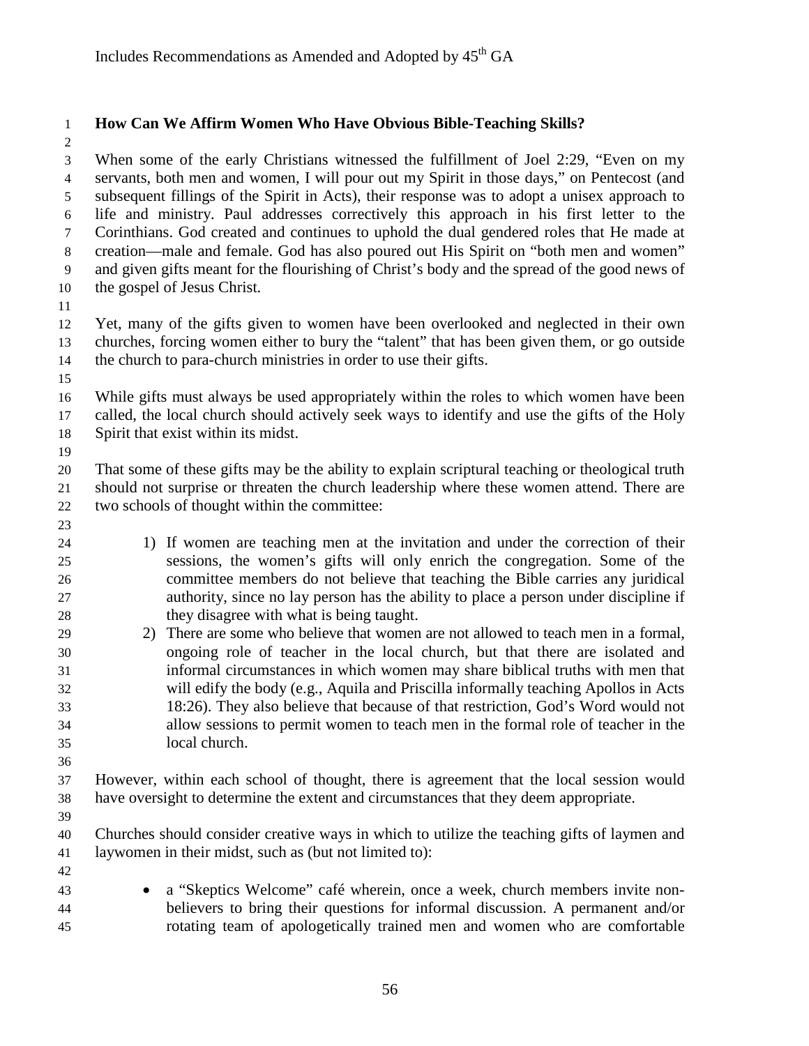**How Can We Affirm Women Who Have Obvious Bible-Teaching Skills?**

When some of the early Christians witnessed the fulfillment of Joel 2:29, "Even on my servants, both men and women, I will pour out my Spirit in those days," on Pentecost (and subsequent fillings of the Spirit in Acts), their response was to adopt a unisex approach to life and ministry. Paul addresses correctively this approach in his first letter to the Corinthians. God created and continues to uphold the dual gendered roles that He made at creation—male and female. God has also poured out His Spirit on "both men and women" and given gifts meant for the flourishing of Christ's body and the spread of the good news of the gospel of Jesus Christ.

Yet, many of the gifts given to women have been overlooked and neglected in their own churches, forcing women either to bury the "talent" that has been given them, or go outside the church to para-church ministries in order to use their gifts.

While gifts must always be used appropriately within the roles to which women have been called, the local church should actively seek ways to identify and use the gifts of the Holy Spirit that exist within its midst.

That some of these gifts may be the ability to explain scriptural teaching or theological truth should not surprise or threaten the church leadership where these women attend. There are two schools of thought within the committee:

1) If women are teaching men at the invitation and under the correction of their sessions, the women's gifts will only enrich the congregation. Some of the committee members do not believe that teaching the Bible carries any juridical authority, since no lay person has the ability to place a person under discipline if they disagree with what is being taught.
2) There are some who believe that women are not allowed to teach men in a formal, ongoing role of teacher in the local church, but that there are isolated and informal circumstances in which women may share biblical truths with men that will edify the body (e.g., Aquila and Priscilla informally teaching Apollos in Acts 18:26). They also believe that because of that restriction, God's Word would not allow sessions to permit women to teach men in the formal role of teacher in the local church.

However, within each school of thought, there is agreement that the local session would have oversight to determine the extent and circumstances that they deem appropriate.

Churches should consider creative ways in which to utilize the teaching gifts of laymen and laywomen in their midst, such as (but not limited to):

- a "Skeptics Welcome" café wherein, once a week, church members invite non-believers to bring their questions for informal discussion. A permanent and/or rotating team of apologetically trained men and women who are comfortable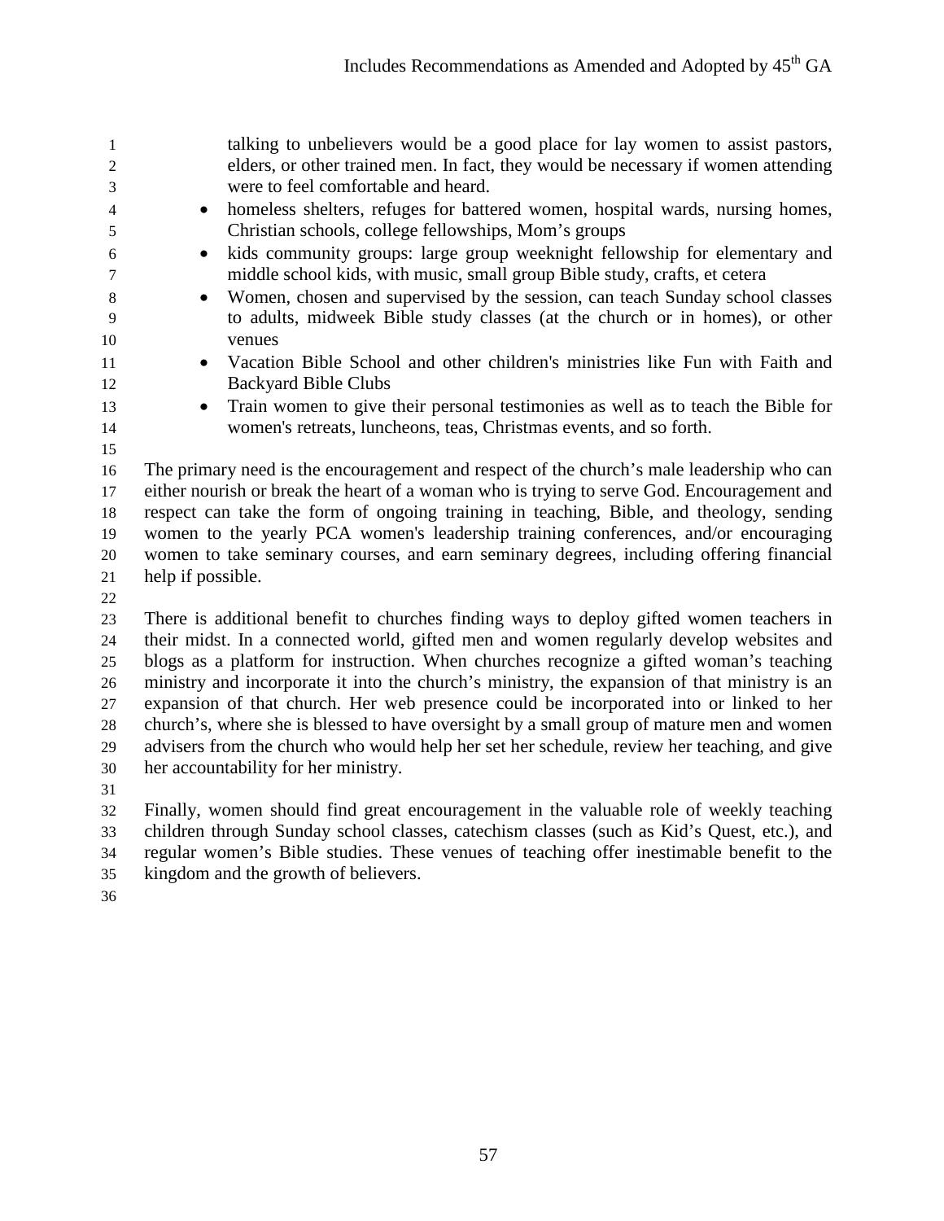talking to unbelievers would be a good place for lay women to assist pastors, elders, or other trained men. In fact, they would be necessary if women attending were to feel comfortable and heard.

- homeless shelters, refuges for battered women, hospital wards, nursing homes, Christian schools, college fellowships, Mom's groups
- kids community groups: large group weeknight fellowship for elementary and middle school kids, with music, small group Bible study, crafts, et cetera
- Women, chosen and supervised by the session, can teach Sunday school classes to adults, midweek Bible study classes (at the church or in homes), or other venues
- Vacation Bible School and other children's ministries like Fun with Faith and Backyard Bible Clubs
- Train women to give their personal testimonies as well as to teach the Bible for women's retreats, luncheons, teas, Christmas events, and so forth.

The primary need is the encouragement and respect of the church's male leadership who can either nourish or break the heart of a woman who is trying to serve God. Encouragement and respect can take the form of ongoing training in teaching, Bible, and theology, sending women to the yearly PCA women's leadership training conferences, and/or encouraging women to take seminary courses, and earn seminary degrees, including offering financial help if possible.

There is additional benefit to churches finding ways to deploy gifted women teachers in their midst. In a connected world, gifted men and women regularly develop websites and blogs as a platform for instruction. When churches recognize a gifted woman's teaching ministry and incorporate it into the church's ministry, the expansion of that ministry is an expansion of that church. Her web presence could be incorporated into or linked to her church's, where she is blessed to have oversight by a small group of mature men and women advisers from the church who would help her set her schedule, review her teaching, and give her accountability for her ministry.

Finally, women should find great encouragement in the valuable role of weekly teaching children through Sunday school classes, catechism classes (such as Kid's Quest, etc.), and regular women's Bible studies. These venues of teaching offer inestimable benefit to the kingdom and the growth of believers.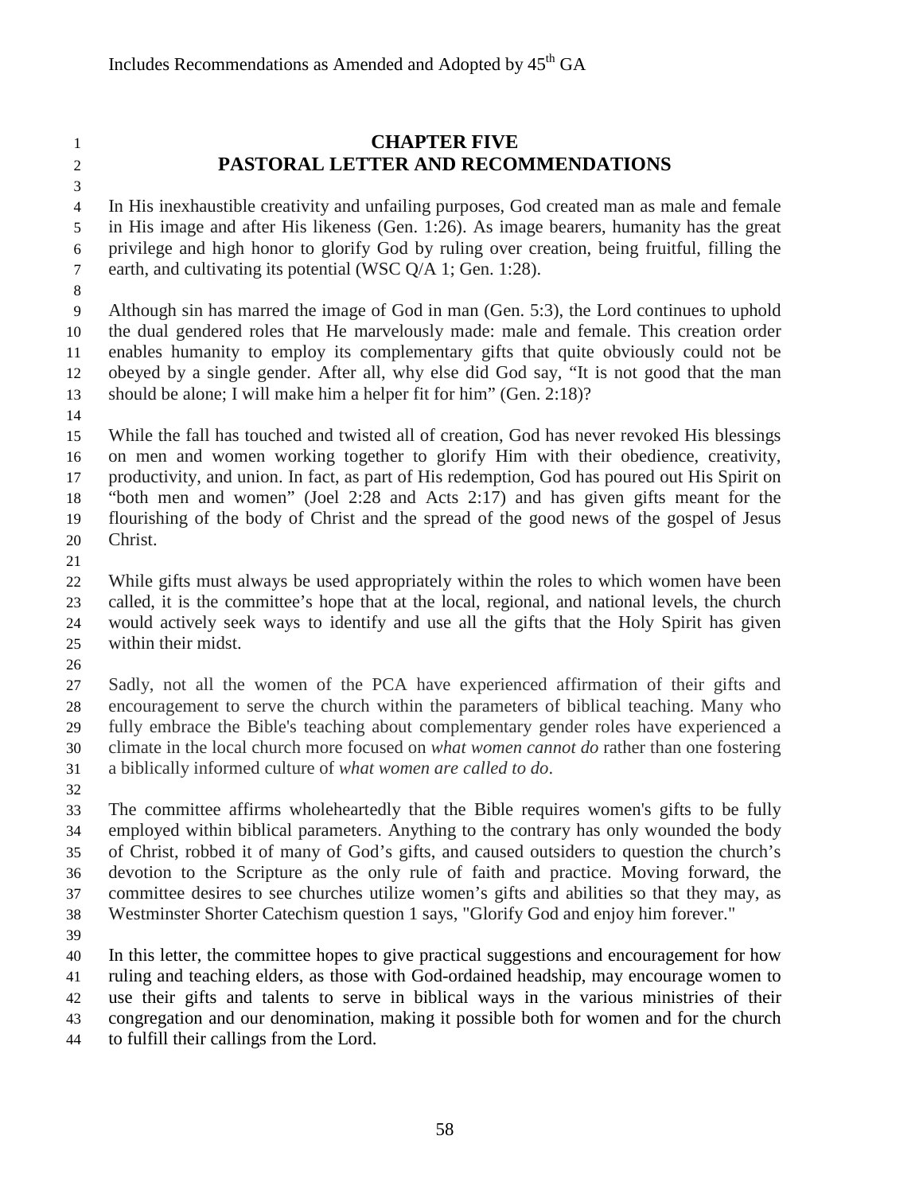# CHAPTER FIVE
# PASTORAL LETTER AND RECOMMENDATIONS

In His inexhaustible creativity and unfailing purposes, God created man as male and female in His image and after His likeness (Gen. 1:26). As image bearers, humanity has the great privilege and high honor to glorify God by ruling over creation, being fruitful, filling the earth, and cultivating its potential (WSC Q/A 1; Gen. 1:28).

Although sin has marred the image of God in man (Gen. 5:3), the Lord continues to uphold the dual gendered roles that He marvelously made: male and female. This creation order enables humanity to employ its complementary gifts that quite obviously could not be obeyed by a single gender. After all, why else did God say, "It is not good that the man should be alone; I will make him a helper fit for him" (Gen. 2:18)?

While the fall has touched and twisted all of creation, God has never revoked His blessings on men and women working together to glorify Him with their obedience, creativity, productivity, and union. In fact, as part of His redemption, God has poured out His Spirit on "both men and women" (Joel 2:28 and Acts 2:17) and has given gifts meant for the flourishing of the body of Christ and the spread of the good news of the gospel of Jesus Christ.

While gifts must always be used appropriately within the roles to which women have been called, it is the committee's hope that at the local, regional, and national levels, the church would actively seek ways to identify and use all the gifts that the Holy Spirit has given within their midst.

Sadly, not all the women of the PCA have experienced affirmation of their gifts and encouragement to serve the church within the parameters of biblical teaching. Many who fully embrace the Bible's teaching about complementary gender roles have experienced a climate in the local church more focused on *what women cannot do* rather than one fostering a biblically informed culture of *what women are called to do*.

The committee affirms wholeheartedly that the Bible requires women's gifts to be fully employed within biblical parameters. Anything to the contrary has only wounded the body of Christ, robbed it of many of God's gifts, and caused outsiders to question the church's devotion to the Scripture as the only rule of faith and practice. Moving forward, the committee desires to see churches utilize women's gifts and abilities so that they may, as Westminster Shorter Catechism question 1 says, "Glorify God and enjoy him forever."

In this letter, the committee hopes to give practical suggestions and encouragement for how ruling and teaching elders, as those with God-ordained headship, may encourage women to use their gifts and talents to serve in biblical ways in the various ministries of their congregation and our denomination, making it possible both for women and for the church to fulfill their callings from the Lord.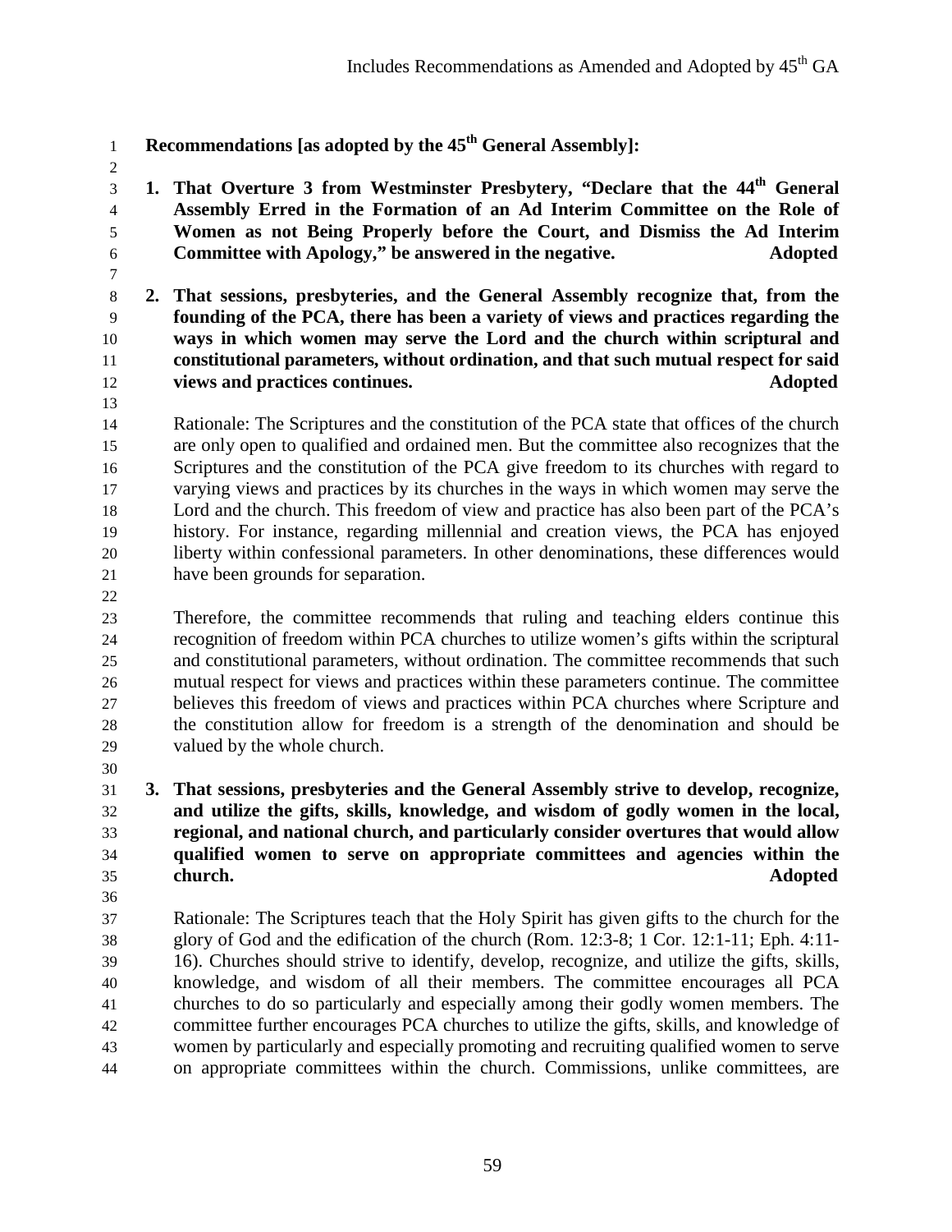**Recommendations [as adopted by the 45th General Assembly]:**

1. **That Overture 3 from Westminster Presbytery, "Declare that the 44th General Assembly Erred in the Formation of an Ad Interim Committee on the Role of Women as not Being Properly before the Court, and Dismiss the Ad Interim Committee with Apology," be answered in the negative. Adopted**

2. **That sessions, presbyteries, and the General Assembly recognize that, from the founding of the PCA, there has been a variety of views and practices regarding the ways in which women may serve the Lord and the church within scriptural and constitutional parameters, without ordination, and that such mutual respect for said views and practices continues. Adopted**

   Rationale: The Scriptures and the constitution of the PCA state that offices of the church are only open to qualified and ordained men. But the committee also recognizes that the Scriptures and the constitution of the PCA give freedom to its churches with regard to varying views and practices by its churches in the ways in which women may serve the Lord and the church. This freedom of view and practice has also been part of the PCA's history. For instance, regarding millennial and creation views, the PCA has enjoyed liberty within confessional parameters. In other denominations, these differences would have been grounds for separation.

   Therefore, the committee recommends that ruling and teaching elders continue this recognition of freedom within PCA churches to utilize women's gifts within the scriptural and constitutional parameters, without ordination. The committee recommends that such mutual respect for views and practices within these parameters continue. The committee believes this freedom of views and practices within PCA churches where Scripture and the constitution allow for freedom is a strength of the denomination and should be valued by the whole church.

3. **That sessions, presbyteries and the General Assembly strive to develop, recognize, and utilize the gifts, skills, knowledge, and wisdom of godly women in the local, regional, and national church, and particularly consider overtures that would allow qualified women to serve on appropriate committees and agencies within the church. Adopted**

   Rationale: The Scriptures teach that the Holy Spirit has given gifts to the church for the glory of God and the edification of the church (Rom. 12:3-8; 1 Cor. 12:1-11; Eph. 4:11-16). Churches should strive to identify, develop, recognize, and utilize the gifts, skills, knowledge, and wisdom of all their members. The committee encourages all PCA churches to do so particularly and especially among their godly women members. The committee further encourages PCA churches to utilize the gifts, skills, and knowledge of women by particularly and especially promoting and recruiting qualified women to serve on appropriate committees within the church. Commissions, unlike committees, are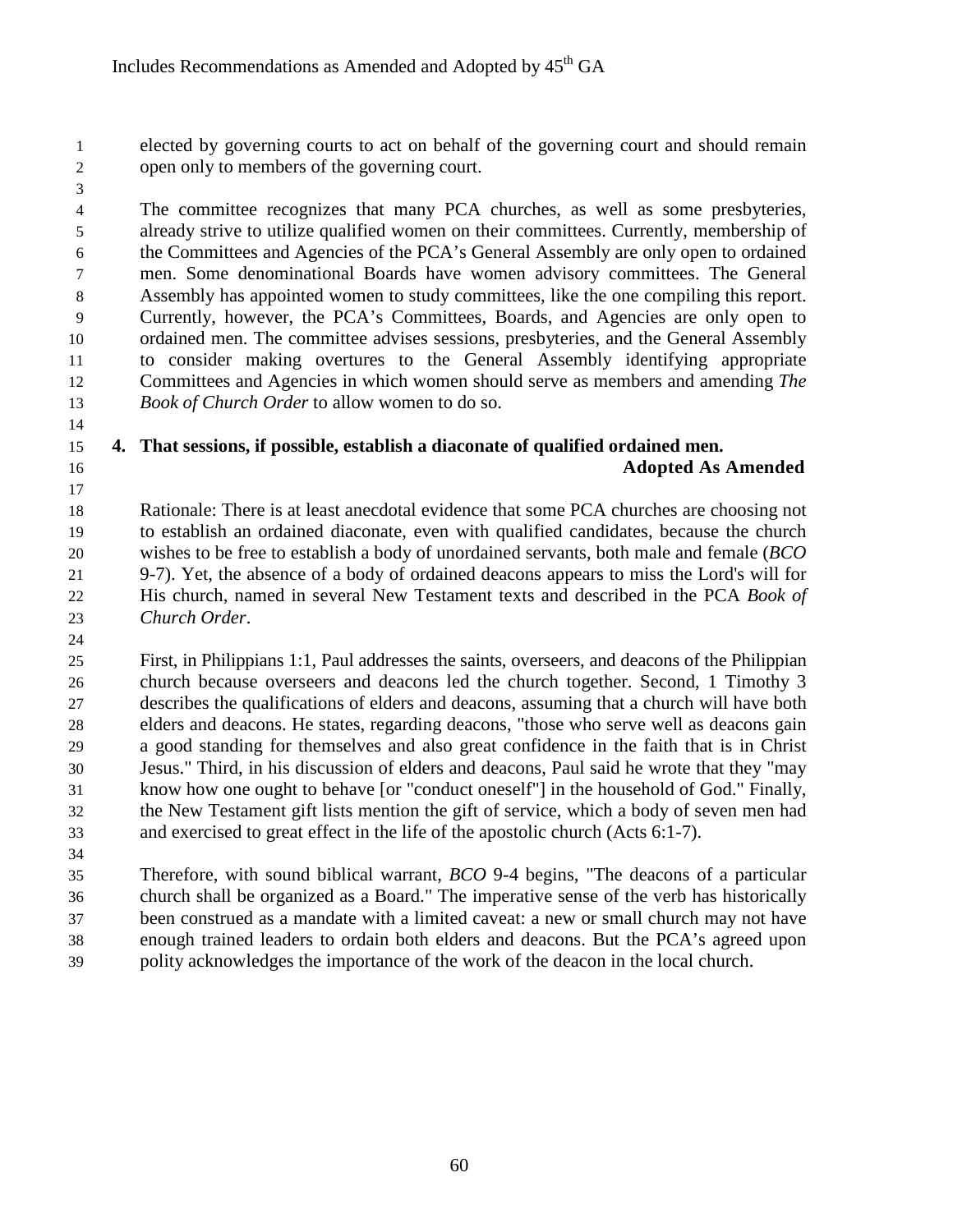elected by governing courts to act on behalf of the governing court and should remain open only to members of the governing court.

The committee recognizes that many PCA churches, as well as some presbyteries, already strive to utilize qualified women on their committees. Currently, membership of the Committees and Agencies of the PCA's General Assembly are only open to ordained men. Some denominational Boards have women advisory committees. The General Assembly has appointed women to study committees, like the one compiling this report. Currently, however, the PCA's Committees, Boards, and Agencies are only open to ordained men. The committee advises sessions, presbyteries, and the General Assembly to consider making overtures to the General Assembly identifying appropriate Committees and Agencies in which women should serve as members and amending *The Book of Church Order* to allow women to do so.

**4. That sessions, if possible, establish a diaconate of qualified ordained men.**

**Adopted As Amended**

Rationale: There is at least anecdotal evidence that some PCA churches are choosing not to establish an ordained diaconate, even with qualified candidates, because the church wishes to be free to establish a body of unordained servants, both male and female (*BCO* 9-7). Yet, the absence of a body of ordained deacons appears to miss the Lord's will for His church, named in several New Testament texts and described in the PCA *Book of Church Order*.

First, in Philippians 1:1, Paul addresses the saints, overseers, and deacons of the Philippian church because overseers and deacons led the church together. Second, 1 Timothy 3 describes the qualifications of elders and deacons, assuming that a church will have both elders and deacons. He states, regarding deacons, "those who serve well as deacons gain a good standing for themselves and also great confidence in the faith that is in Christ Jesus." Third, in his discussion of elders and deacons, Paul said he wrote that they "may know how one ought to behave [or "conduct oneself"] in the household of God." Finally, the New Testament gift lists mention the gift of service, which a body of seven men had and exercised to great effect in the life of the apostolic church (Acts 6:1-7).

Therefore, with sound biblical warrant, *BCO* 9-4 begins, "The deacons of a particular church shall be organized as a Board." The imperative sense of the verb has historically been construed as a mandate with a limited caveat: a new or small church may not have enough trained leaders to ordain both elders and deacons. But the PCA's agreed upon polity acknowledges the importance of the work of the deacon in the local church.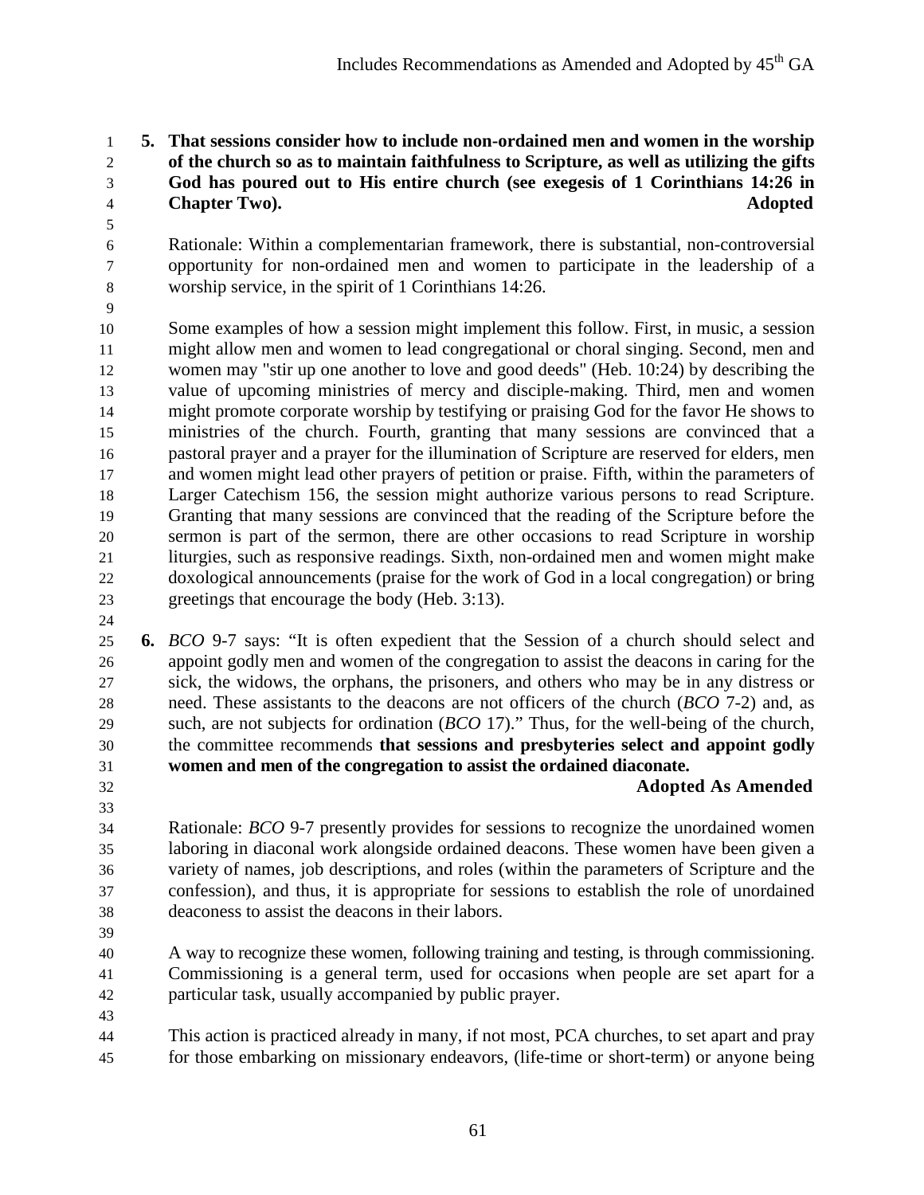5. **That sessions consider how to include non-ordained men and women in the worship of the church so as to maintain faithfulness to Scripture, as well as utilizing the gifts God has poured out to His entire church (see exegesis of 1 Corinthians 14:26 in Chapter Two).** **Adopted**

   Rationale: Within a complementarian framework, there is substantial, non-controversial opportunity for non-ordained men and women to participate in the leadership of a worship service, in the spirit of 1 Corinthians 14:26.

   Some examples of how a session might implement this follow. First, in music, a session might allow men and women to lead congregational or choral singing. Second, men and women may "stir up one another to love and good deeds" (Heb. 10:24) by describing the value of upcoming ministries of mercy and disciple-making. Third, men and women might promote corporate worship by testifying or praising God for the favor He shows to ministries of the church. Fourth, granting that many sessions are convinced that a pastoral prayer and a prayer for the illumination of Scripture are reserved for elders, men and women might lead other prayers of petition or praise. Fifth, within the parameters of Larger Catechism 156, the session might authorize various persons to read Scripture. Granting that many sessions are convinced that the reading of the Scripture before the sermon is part of the sermon, there are other occasions to read Scripture in worship liturgies, such as responsive readings. Sixth, non-ordained men and women might make doxological announcements (praise for the work of God in a local congregation) or bring greetings that encourage the body (Heb. 3:13).

6. *BCO* 9-7 says: "It is often expedient that the Session of a church should select and appoint godly men and women of the congregation to assist the deacons in caring for the sick, the widows, the orphans, the prisoners, and others who may be in any distress or need. These assistants to the deacons are not officers of the church (*BCO* 7-2) and, as such, are not subjects for ordination (*BCO* 17)." Thus, for the well-being of the church, the committee recommends **that sessions and presbyteries select and appoint godly women and men of the congregation to assist the ordained diaconate.**

   **Adopted As Amended**

   Rationale: *BCO* 9-7 presently provides for sessions to recognize the unordained women laboring in diaconal work alongside ordained deacons. These women have been given a variety of names, job descriptions, and roles (within the parameters of Scripture and the confession), and thus, it is appropriate for sessions to establish the role of unordained deaconess to assist the deacons in their labors.

   A way to recognize these women, following training and testing, is through commissioning. Commissioning is a general term, used for occasions when people are set apart for a particular task, usually accompanied by public prayer.

   This action is practiced already in many, if not most, PCA churches, to set apart and pray for those embarking on missionary endeavors, (life-time or short-term) or anyone being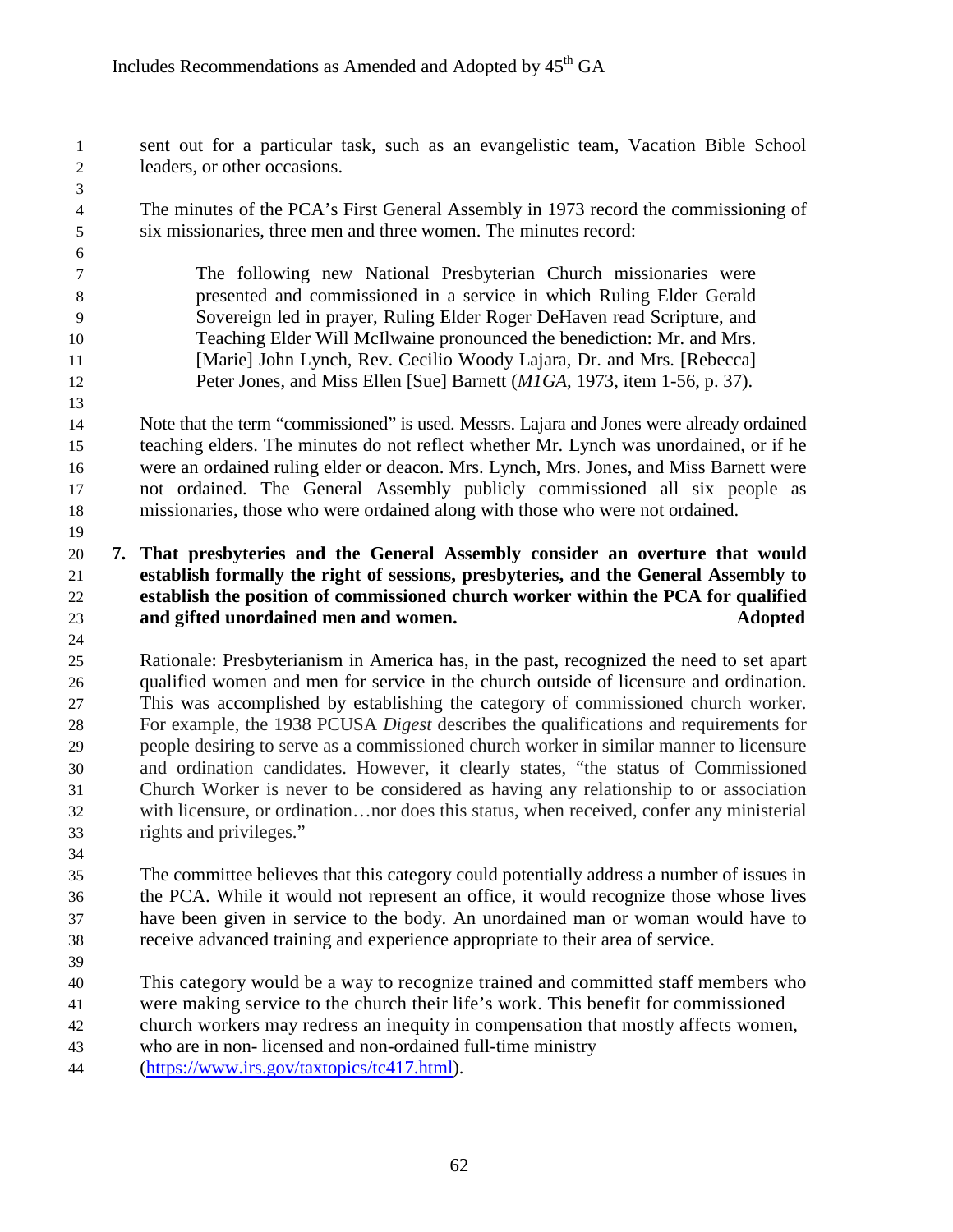sent out for a particular task, such as an evangelistic team, Vacation Bible School leaders, or other occasions.

The minutes of the PCA's First General Assembly in 1973 record the commissioning of six missionaries, three men and three women. The minutes record:

> The following new National Presbyterian Church missionaries were presented and commissioned in a service in which Ruling Elder Gerald Sovereign led in prayer, Ruling Elder Roger DeHaven read Scripture, and Teaching Elder Will McIlwaine pronounced the benediction: Mr. and Mrs. [Marie] John Lynch, Rev. Cecilio Woody Lajara, Dr. and Mrs. [Rebecca] Peter Jones, and Miss Ellen [Sue] Barnett (*M1GA*, 1973, item 1-56, p. 37).

Note that the term "commissioned" is used. Messrs. Lajara and Jones were already ordained teaching elders. The minutes do not reflect whether Mr. Lynch was unordained, or if he were an ordained ruling elder or deacon. Mrs. Lynch, Mrs. Jones, and Miss Barnett were not ordained. The General Assembly publicly commissioned all six people as missionaries, those who were ordained along with those who were not ordained.

**7. That presbyteries and the General Assembly consider an overture that would establish formally the right of sessions, presbyteries, and the General Assembly to establish the position of commissioned church worker within the PCA for qualified and gifted unordained men and women.** **Adopted**

Rationale: Presbyterianism in America has, in the past, recognized the need to set apart qualified women and men for service in the church outside of licensure and ordination. This was accomplished by establishing the category of commissioned church worker. For example, the 1938 PCUSA *Digest* describes the qualifications and requirements for people desiring to serve as a commissioned church worker in similar manner to licensure and ordination candidates. However, it clearly states, "the status of Commissioned Church Worker is never to be considered as having any relationship to or association with licensure, or ordination…nor does this status, when received, confer any ministerial rights and privileges."

The committee believes that this category could potentially address a number of issues in the PCA. While it would not represent an office, it would recognize those whose lives have been given in service to the body. An unordained man or woman would have to receive advanced training and experience appropriate to their area of service.

This category would be a way to recognize trained and committed staff members who were making service to the church their life's work. This benefit for commissioned church workers may redress an inequity in compensation that mostly affects women, who are in non- licensed and non-ordained full-time ministry (https://www.irs.gov/taxtopics/tc417.html).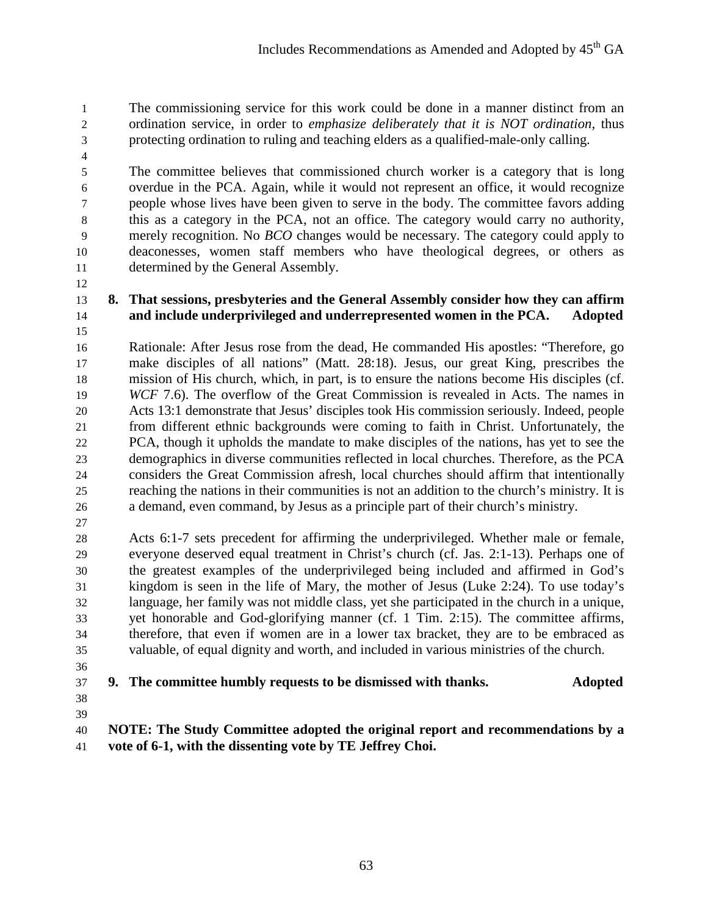The commissioning service for this work could be done in a manner distinct from an ordination service, in order to *emphasize deliberately that it is NOT ordination,* thus protecting ordination to ruling and teaching elders as a qualified-male-only calling.

The committee believes that commissioned church worker is a category that is long overdue in the PCA. Again, while it would not represent an office, it would recognize people whose lives have been given to serve in the body. The committee favors adding this as a category in the PCA, not an office. The category would carry no authority, merely recognition. No *BCO* changes would be necessary. The category could apply to deaconesses, women staff members who have theological degrees, or others as determined by the General Assembly.

**8. That sessions, presbyteries and the General Assembly consider how they can affirm and include underprivileged and underrepresented women in the PCA. Adopted**

Rationale: After Jesus rose from the dead, He commanded His apostles: "Therefore, go make disciples of all nations" (Matt. 28:18). Jesus, our great King, prescribes the mission of His church, which, in part, is to ensure the nations become His disciples (cf. *WCF* 7.6). The overflow of the Great Commission is revealed in Acts. The names in Acts 13:1 demonstrate that Jesus' disciples took His commission seriously. Indeed, people from different ethnic backgrounds were coming to faith in Christ. Unfortunately, the PCA, though it upholds the mandate to make disciples of the nations, has yet to see the demographics in diverse communities reflected in local churches. Therefore, as the PCA considers the Great Commission afresh, local churches should affirm that intentionally reaching the nations in their communities is not an addition to the church's ministry. It is a demand, even command, by Jesus as a principle part of their church's ministry.

Acts 6:1-7 sets precedent for affirming the underprivileged. Whether male or female, everyone deserved equal treatment in Christ's church (cf. Jas. 2:1-13). Perhaps one of the greatest examples of the underprivileged being included and affirmed in God's kingdom is seen in the life of Mary, the mother of Jesus (Luke 2:24). To use today's language, her family was not middle class, yet she participated in the church in a unique, yet honorable and God-glorifying manner (cf. 1 Tim. 2:15). The committee affirms, therefore, that even if women are in a lower tax bracket, they are to be embraced as valuable, of equal dignity and worth, and included in various ministries of the church.

**9. The committee humbly requests to be dismissed with thanks. Adopted**

**NOTE: The Study Committee adopted the original report and recommendations by a vote of 6-1, with the dissenting vote by TE Jeffrey Choi.**